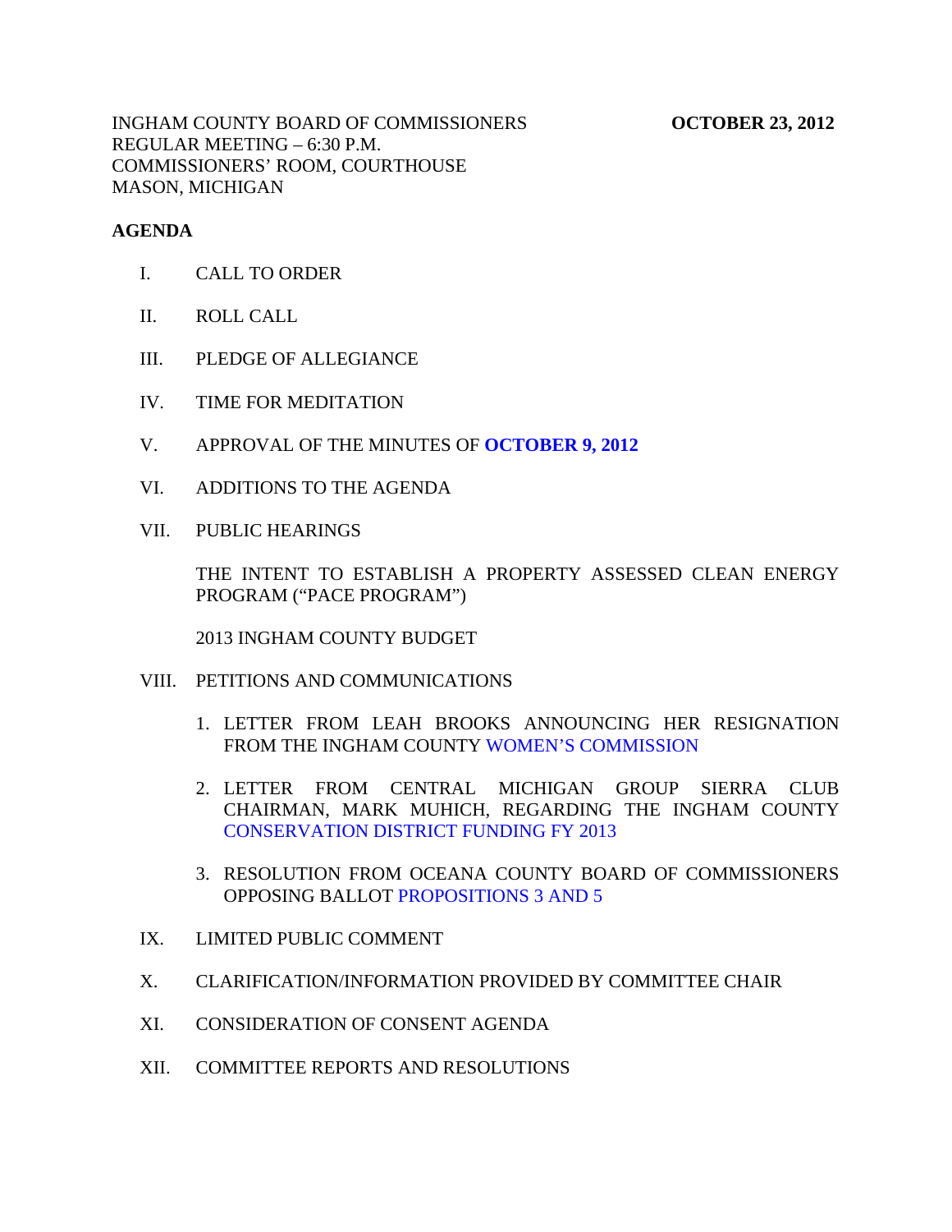INGHAM COUNTY BOARD OF COMMISSIONERS **OCTOBER 23, 2012**
REGULAR MEETING – 6:30 P.M.
COMMISSIONERS' ROOM, COURTHOUSE
MASON, MICHIGAN

**AGENDA**

I. CALL TO ORDER

II. ROLL CALL

III. PLEDGE OF ALLEGIANCE

IV. TIME FOR MEDITATION

V. APPROVAL OF THE MINUTES OF **OCTOBER 9, 2012**

VI. ADDITIONS TO THE AGENDA

VII. PUBLIC HEARINGS

THE INTENT TO ESTABLISH A PROPERTY ASSESSED CLEAN ENERGY PROGRAM ("PACE PROGRAM")

2013 INGHAM COUNTY BUDGET

VIII. PETITIONS AND COMMUNICATIONS

1. LETTER FROM LEAH BROOKS ANNOUNCING HER RESIGNATION FROM THE INGHAM COUNTY WOMEN'S COMMISSION

2. LETTER FROM CENTRAL MICHIGAN GROUP SIERRA CLUB CHAIRMAN, MARK MUHICH, REGARDING THE INGHAM COUNTY CONSERVATION DISTRICT FUNDING FY 2013

3. RESOLUTION FROM OCEANA COUNTY BOARD OF COMMISSIONERS OPPOSING BALLOT PROPOSITIONS 3 AND 5

IX. LIMITED PUBLIC COMMENT

X. CLARIFICATION/INFORMATION PROVIDED BY COMMITTEE CHAIR

XI. CONSIDERATION OF CONSENT AGENDA

XII. COMMITTEE REPORTS AND RESOLUTIONS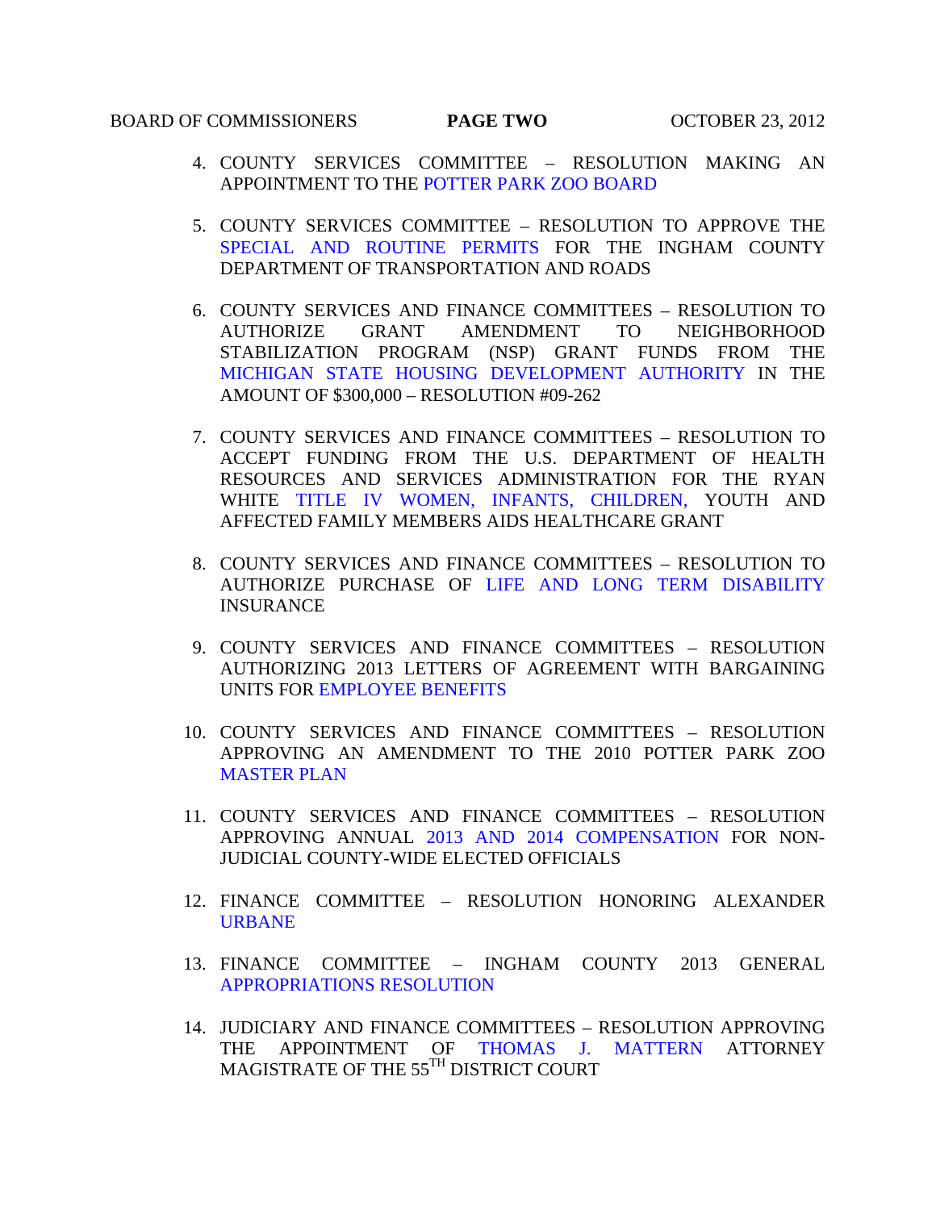4. COUNTY SERVICES COMMITTEE – RESOLUTION MAKING AN APPOINTMENT TO THE POTTER PARK ZOO BOARD

5. COUNTY SERVICES COMMITTEE – RESOLUTION TO APPROVE THE SPECIAL AND ROUTINE PERMITS FOR THE INGHAM COUNTY DEPARTMENT OF TRANSPORTATION AND ROADS

6. COUNTY SERVICES AND FINANCE COMMITTEES – RESOLUTION TO AUTHORIZE GRANT AMENDMENT TO NEIGHBORHOOD STABILIZATION PROGRAM (NSP) GRANT FUNDS FROM THE MICHIGAN STATE HOUSING DEVELOPMENT AUTHORITY IN THE AMOUNT OF $300,000 – RESOLUTION #09-262

7. COUNTY SERVICES AND FINANCE COMMITTEES – RESOLUTION TO ACCEPT FUNDING FROM THE U.S. DEPARTMENT OF HEALTH RESOURCES AND SERVICES ADMINISTRATION FOR THE RYAN WHITE TITLE IV WOMEN, INFANTS, CHILDREN, YOUTH AND AFFECTED FAMILY MEMBERS AIDS HEALTHCARE GRANT

8. COUNTY SERVICES AND FINANCE COMMITTEES – RESOLUTION TO AUTHORIZE PURCHASE OF LIFE AND LONG TERM DISABILITY INSURANCE

9. COUNTY SERVICES AND FINANCE COMMITTEES – RESOLUTION AUTHORIZING 2013 LETTERS OF AGREEMENT WITH BARGAINING UNITS FOR EMPLOYEE BENEFITS

10. COUNTY SERVICES AND FINANCE COMMITTEES – RESOLUTION APPROVING AN AMENDMENT TO THE 2010 POTTER PARK ZOO MASTER PLAN

11. COUNTY SERVICES AND FINANCE COMMITTEES – RESOLUTION APPROVING ANNUAL 2013 AND 2014 COMPENSATION FOR NON-JUDICIAL COUNTY-WIDE ELECTED OFFICIALS

12. FINANCE COMMITTEE – RESOLUTION HONORING ALEXANDER URBANE

13. FINANCE COMMITTEE – INGHAM COUNTY 2013 GENERAL APPROPRIATIONS RESOLUTION

14. JUDICIARY AND FINANCE COMMITTEES – RESOLUTION APPROVING THE APPOINTMENT OF THOMAS J. MATTERN ATTORNEY MAGISTRATE OF THE 55TH DISTRICT COURT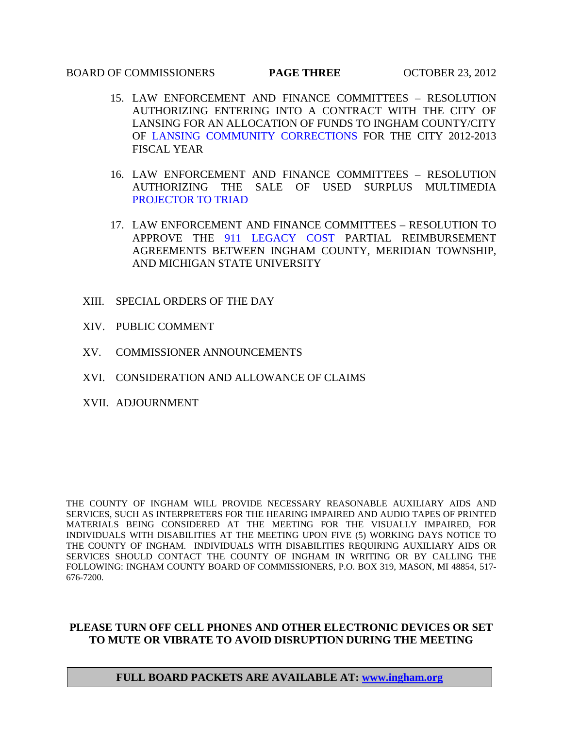15. LAW ENFORCEMENT AND FINANCE COMMITTEES – RESOLUTION AUTHORIZING ENTERING INTO A CONTRACT WITH THE CITY OF LANSING FOR AN ALLOCATION OF FUNDS TO INGHAM COUNTY/CITY OF LANSING COMMUNITY CORRECTIONS FOR THE CITY 2012-2013 FISCAL YEAR

16. LAW ENFORCEMENT AND FINANCE COMMITTEES – RESOLUTION AUTHORIZING THE SALE OF USED SURPLUS MULTIMEDIA PROJECTOR TO TRIAD

17. LAW ENFORCEMENT AND FINANCE COMMITTEES – RESOLUTION TO APPROVE THE 911 LEGACY COST PARTIAL REIMBURSEMENT AGREEMENTS BETWEEN INGHAM COUNTY, MERIDIAN TOWNSHIP, AND MICHIGAN STATE UNIVERSITY

XIII. SPECIAL ORDERS OF THE DAY

XIV. PUBLIC COMMENT

XV. COMMISSIONER ANNOUNCEMENTS

XVI. CONSIDERATION AND ALLOWANCE OF CLAIMS

XVII. ADJOURNMENT

THE COUNTY OF INGHAM WILL PROVIDE NECESSARY REASONABLE AUXILIARY AIDS AND SERVICES, SUCH AS INTERPRETERS FOR THE HEARING IMPAIRED AND AUDIO TAPES OF PRINTED MATERIALS BEING CONSIDERED AT THE MEETING FOR THE VISUALLY IMPAIRED, FOR INDIVIDUALS WITH DISABILITIES AT THE MEETING UPON FIVE (5) WORKING DAYS NOTICE TO THE COUNTY OF INGHAM. INDIVIDUALS WITH DISABILITIES REQUIRING AUXILIARY AIDS OR SERVICES SHOULD CONTACT THE COUNTY OF INGHAM IN WRITING OR BY CALLING THE FOLLOWING: INGHAM COUNTY BOARD OF COMMISSIONERS, P.O. BOX 319, MASON, MI 48854, 517-676-7200.

**PLEASE TURN OFF CELL PHONES AND OTHER ELECTRONIC DEVICES OR SET TO MUTE OR VIBRATE TO AVOID DISRUPTION DURING THE MEETING**

**FULL BOARD PACKETS ARE AVAILABLE AT: www.ingham.org**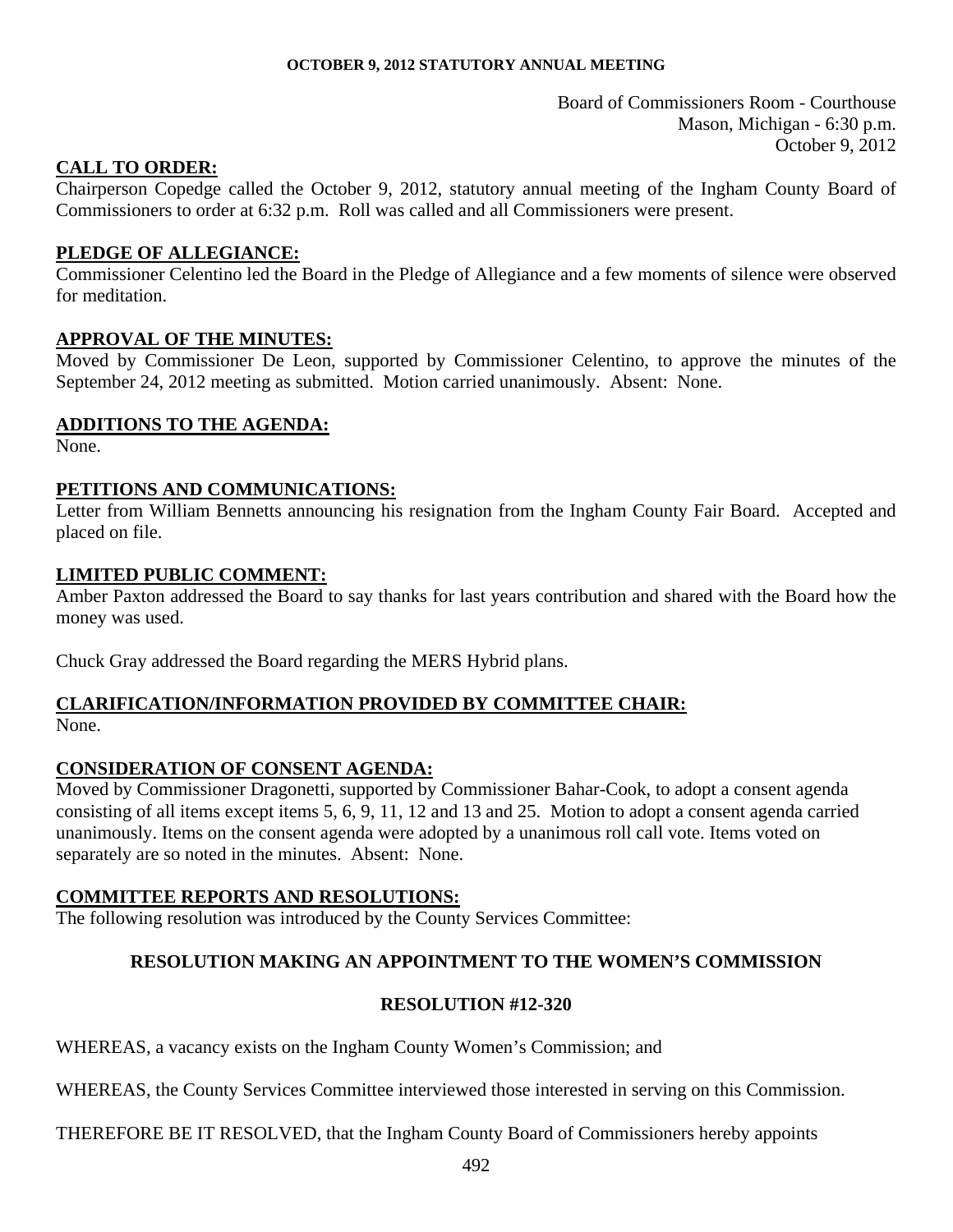**OCTOBER 9, 2012 STATUTORY ANNUAL MEETING**

Board of Commissioners Room - Courthouse
Mason, Michigan - 6:30 p.m.
October 9, 2012

## CALL TO ORDER:

Chairperson Copedge called the October 9, 2012, statutory annual meeting of the Ingham County Board of Commissioners to order at 6:32 p.m. Roll was called and all Commissioners were present.

## PLEDGE OF ALLEGIANCE:

Commissioner Celentino led the Board in the Pledge of Allegiance and a few moments of silence were observed for meditation.

## APPROVAL OF THE MINUTES:

Moved by Commissioner De Leon, supported by Commissioner Celentino, to approve the minutes of the September 24, 2012 meeting as submitted. Motion carried unanimously. Absent: None.

## ADDITIONS TO THE AGENDA:

None.

## PETITIONS AND COMMUNICATIONS:

Letter from William Bennetts announcing his resignation from the Ingham County Fair Board. Accepted and placed on file.

## LIMITED PUBLIC COMMENT:

Amber Paxton addressed the Board to say thanks for last years contribution and shared with the Board how the money was used.

Chuck Gray addressed the Board regarding the MERS Hybrid plans.

## CLARIFICATION/INFORMATION PROVIDED BY COMMITTEE CHAIR:

None.

## CONSIDERATION OF CONSENT AGENDA:

Moved by Commissioner Dragonetti, supported by Commissioner Bahar-Cook, to adopt a consent agenda consisting of all items except items 5, 6, 9, 11, 12 and 13 and 25. Motion to adopt a consent agenda carried unanimously. Items on the consent agenda were adopted by a unanimous roll call vote. Items voted on separately are so noted in the minutes. Absent: None.

## COMMITTEE REPORTS AND RESOLUTIONS:

The following resolution was introduced by the County Services Committee:

### RESOLUTION MAKING AN APPOINTMENT TO THE WOMEN'S COMMISSION

### RESOLUTION #12-320

WHEREAS, a vacancy exists on the Ingham County Women's Commission; and

WHEREAS, the County Services Committee interviewed those interested in serving on this Commission.

THEREFORE BE IT RESOLVED, that the Ingham County Board of Commissioners hereby appoints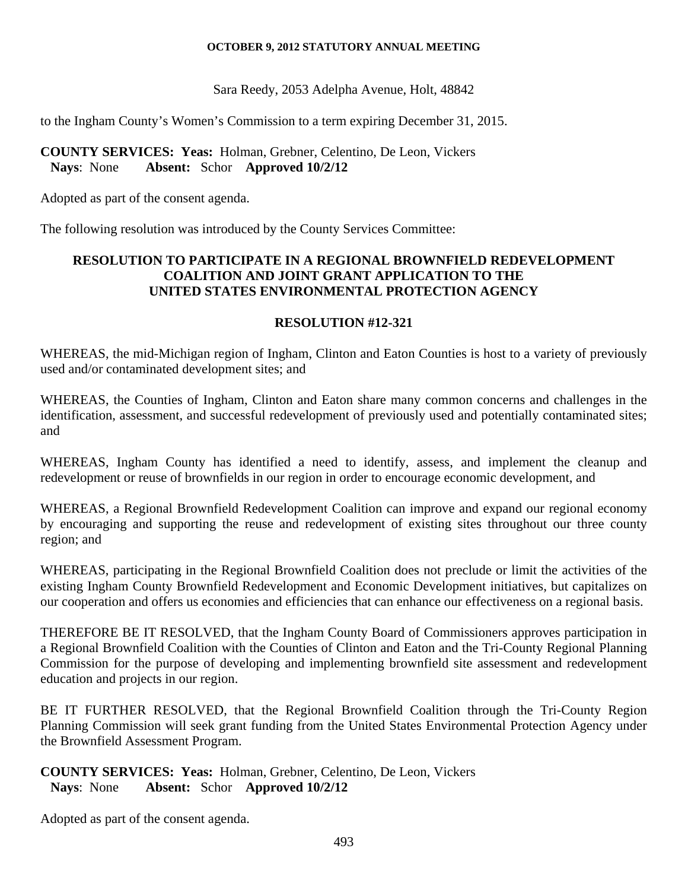Sara Reedy, 2053 Adelpha Avenue, Holt, 48842

to the Ingham County's Women's Commission to a term expiring December 31, 2015.

**COUNTY SERVICES: Yeas:** Holman, Grebner, Celentino, De Leon, Vickers
**Nays**: None **Absent:** Schor **Approved 10/2/12**

Adopted as part of the consent agenda.

The following resolution was introduced by the County Services Committee:

**RESOLUTION TO PARTICIPATE IN A REGIONAL BROWNFIELD REDEVELOPMENT COALITION AND JOINT GRANT APPLICATION TO THE UNITED STATES ENVIRONMENTAL PROTECTION AGENCY**

**RESOLUTION #12-321**

WHEREAS, the mid-Michigan region of Ingham, Clinton and Eaton Counties is host to a variety of previously used and/or contaminated development sites; and

WHEREAS, the Counties of Ingham, Clinton and Eaton share many common concerns and challenges in the identification, assessment, and successful redevelopment of previously used and potentially contaminated sites; and

WHEREAS, Ingham County has identified a need to identify, assess, and implement the cleanup and redevelopment or reuse of brownfields in our region in order to encourage economic development, and

WHEREAS, a Regional Brownfield Redevelopment Coalition can improve and expand our regional economy by encouraging and supporting the reuse and redevelopment of existing sites throughout our three county region; and

WHEREAS, participating in the Regional Brownfield Coalition does not preclude or limit the activities of the existing Ingham County Brownfield Redevelopment and Economic Development initiatives, but capitalizes on our cooperation and offers us economies and efficiencies that can enhance our effectiveness on a regional basis.

THEREFORE BE IT RESOLVED, that the Ingham County Board of Commissioners approves participation in a Regional Brownfield Coalition with the Counties of Clinton and Eaton and the Tri-County Regional Planning Commission for the purpose of developing and implementing brownfield site assessment and redevelopment education and projects in our region.

BE IT FURTHER RESOLVED, that the Regional Brownfield Coalition through the Tri-County Region Planning Commission will seek grant funding from the United States Environmental Protection Agency under the Brownfield Assessment Program.

**COUNTY SERVICES: Yeas:** Holman, Grebner, Celentino, De Leon, Vickers
**Nays**: None **Absent:** Schor **Approved 10/2/12**

Adopted as part of the consent agenda.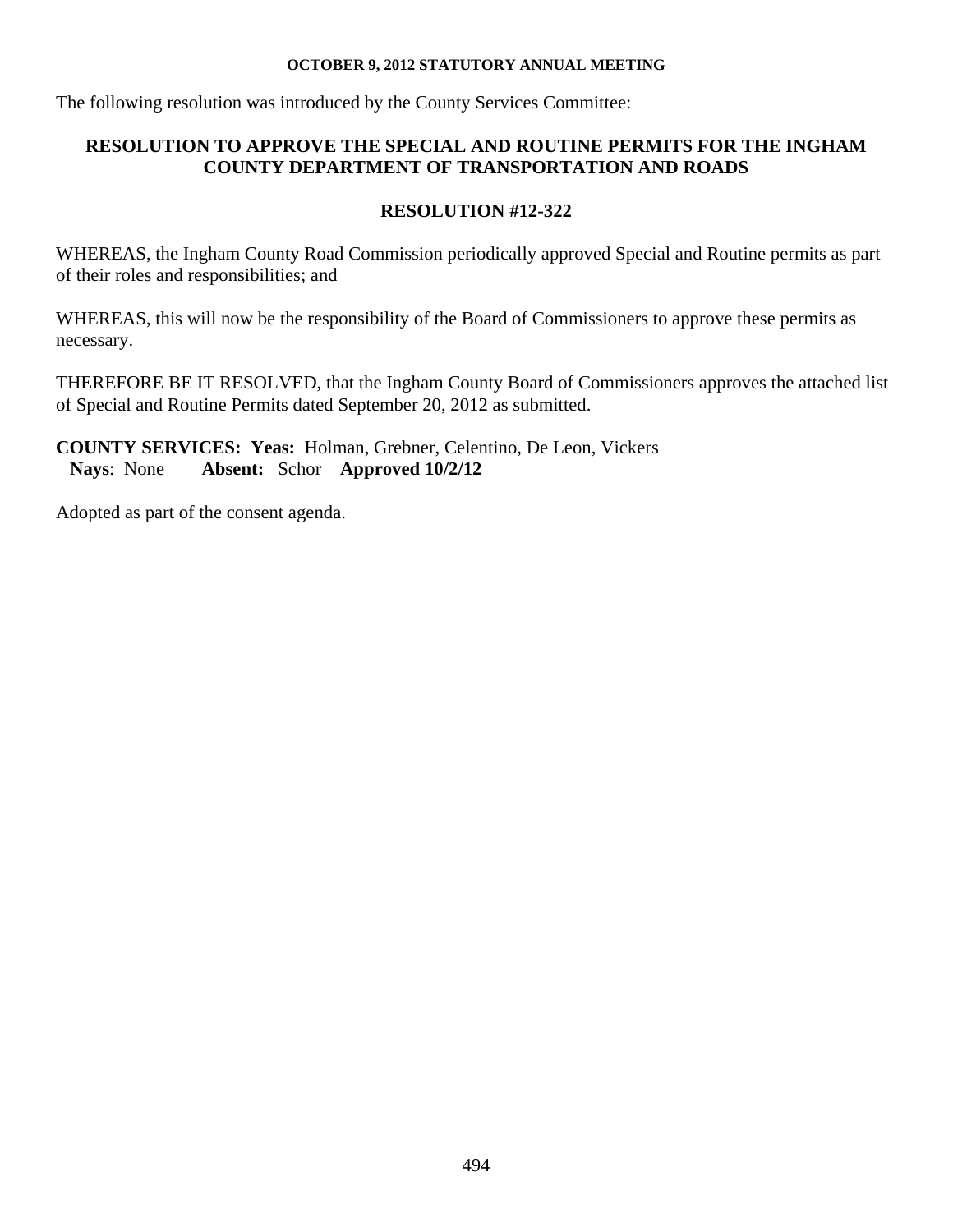The following resolution was introduced by the County Services Committee:

## RESOLUTION TO APPROVE THE SPECIAL AND ROUTINE PERMITS FOR THE INGHAM COUNTY DEPARTMENT OF TRANSPORTATION AND ROADS

### RESOLUTION #12-322

WHEREAS, the Ingham County Road Commission periodically approved Special and Routine permits as part of their roles and responsibilities; and

WHEREAS, this will now be the responsibility of the Board of Commissioners to approve these permits as necessary.

THEREFORE BE IT RESOLVED, that the Ingham County Board of Commissioners approves the attached list of Special and Routine Permits dated September 20, 2012 as submitted.

**COUNTY SERVICES: Yeas:** Holman, Grebner, Celentino, De Leon, Vickers
**Nays**: None **Absent:** Schor **Approved 10/2/12**

Adopted as part of the consent agenda.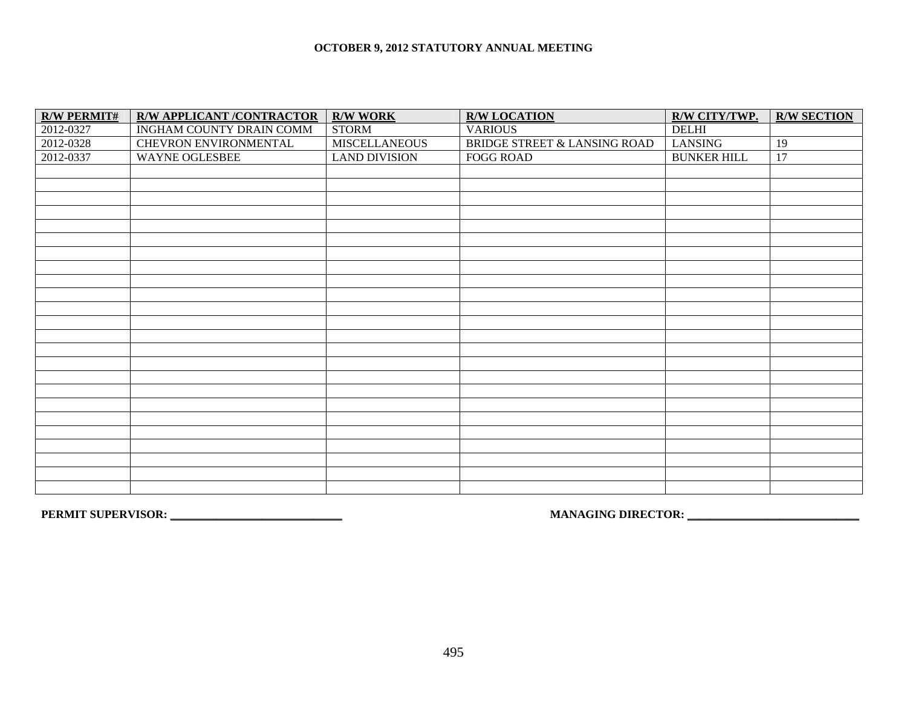**OCTOBER 9, 2012 STATUTORY ANNUAL MEETING**

| R/W PERMIT# | R/W APPLICANT /CONTRACTOR | R/W WORK | R/W LOCATION | R/W CITY/TWP. | R/W SECTION |
|---|---|---|---|---|---|
| 2012-0327 | INGHAM COUNTY DRAIN COMM | STORM | VARIOUS | DELHI | |
| 2012-0328 | CHEVRON ENVIRONMENTAL | MISCELLANEOUS | BRIDGE STREET & LANSING ROAD | LANSING | 19 |
| 2012-0337 | WAYNE OGLESBEE | LAND DIVISION | FOGG ROAD | BUNKER HILL | 17 |
| | | | | | |
| | | | | | |
| | | | | | |
| | | | | | |
| | | | | | |
| | | | | | |
| | | | | | |
| | | | | | |
| | | | | | |
| | | | | | |
| | | | | | |
| | | | | | |
| | | | | | |
| | | | | | |
| | | | | | |
| | | | | | |
| | | | | | |
| | | | | | |
| | | | | | |
| | | | | | |
| | | | | | |
| | | | | | |

**PERMIT SUPERVISOR:** ______________________________ **MANAGING DIRECTOR:** ______________________________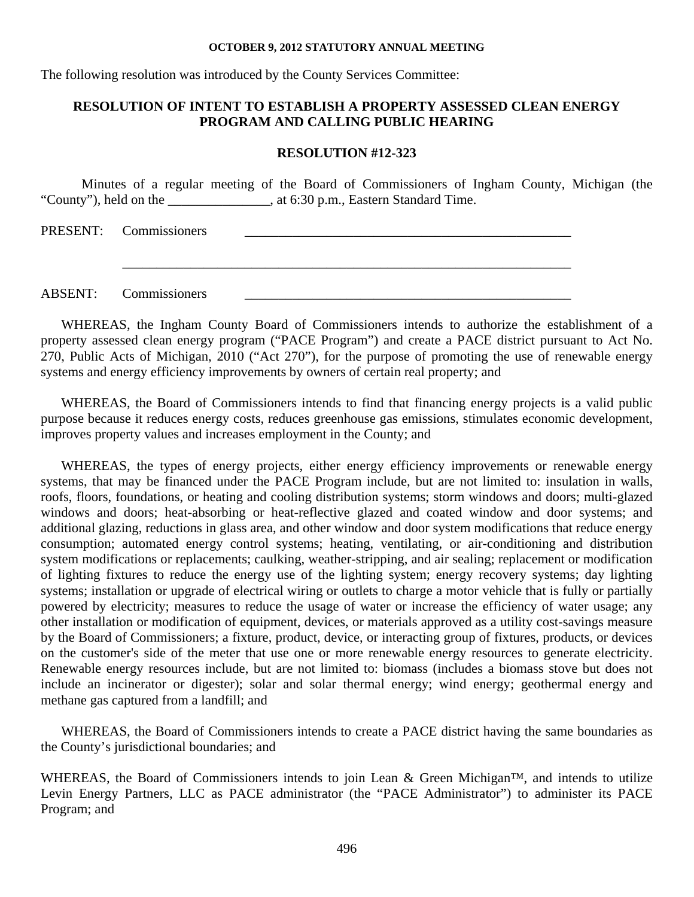The following resolution was introduced by the County Services Committee:

## RESOLUTION OF INTENT TO ESTABLISH A PROPERTY ASSESSED CLEAN ENERGY PROGRAM AND CALLING PUBLIC HEARING

### RESOLUTION #12-323

Minutes of a regular meeting of the Board of Commissioners of Ingham County, Michigan (the "County"), held on the _______________, at 6:30 p.m., Eastern Standard Time.

PRESENT: Commissioners _______________________________________________

_______________________________________________________________

ABSENT: Commissioners _______________________________________________

WHEREAS, the Ingham County Board of Commissioners intends to authorize the establishment of a property assessed clean energy program ("PACE Program") and create a PACE district pursuant to Act No. 270, Public Acts of Michigan, 2010 ("Act 270"), for the purpose of promoting the use of renewable energy systems and energy efficiency improvements by owners of certain real property; and

WHEREAS, the Board of Commissioners intends to find that financing energy projects is a valid public purpose because it reduces energy costs, reduces greenhouse gas emissions, stimulates economic development, improves property values and increases employment in the County; and

WHEREAS, the types of energy projects, either energy efficiency improvements or renewable energy systems, that may be financed under the PACE Program include, but are not limited to: insulation in walls, roofs, floors, foundations, or heating and cooling distribution systems; storm windows and doors; multi-glazed windows and doors; heat-absorbing or heat-reflective glazed and coated window and door systems; and additional glazing, reductions in glass area, and other window and door system modifications that reduce energy consumption; automated energy control systems; heating, ventilating, or air-conditioning and distribution system modifications or replacements; caulking, weather-stripping, and air sealing; replacement or modification of lighting fixtures to reduce the energy use of the lighting system; energy recovery systems; day lighting systems; installation or upgrade of electrical wiring or outlets to charge a motor vehicle that is fully or partially powered by electricity; measures to reduce the usage of water or increase the efficiency of water usage; any other installation or modification of equipment, devices, or materials approved as a utility cost-savings measure by the Board of Commissioners; a fixture, product, device, or interacting group of fixtures, products, or devices on the customer's side of the meter that use one or more renewable energy resources to generate electricity. Renewable energy resources include, but are not limited to: biomass (includes a biomass stove but does not include an incinerator or digester); solar and solar thermal energy; wind energy; geothermal energy and methane gas captured from a landfill; and

WHEREAS, the Board of Commissioners intends to create a PACE district having the same boundaries as the County's jurisdictional boundaries; and

WHEREAS, the Board of Commissioners intends to join Lean & Green Michigan™, and intends to utilize Levin Energy Partners, LLC as PACE administrator (the "PACE Administrator") to administer its PACE Program; and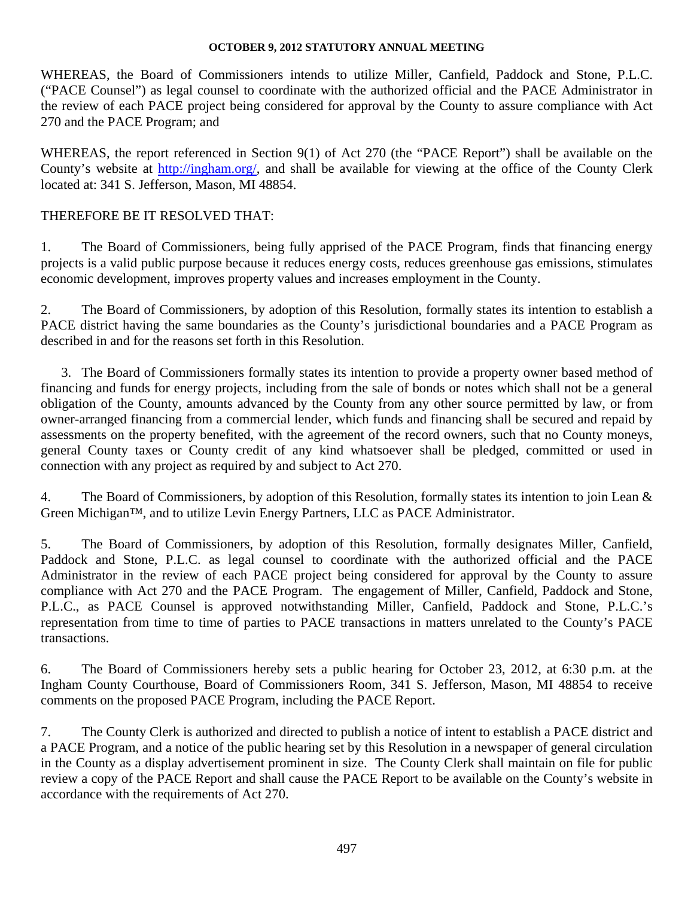WHEREAS, the Board of Commissioners intends to utilize Miller, Canfield, Paddock and Stone, P.L.C. ("PACE Counsel") as legal counsel to coordinate with the authorized official and the PACE Administrator in the review of each PACE project being considered for approval by the County to assure compliance with Act 270 and the PACE Program; and

WHEREAS, the report referenced in Section 9(1) of Act 270 (the "PACE Report") shall be available on the County's website at http://ingham.org/, and shall be available for viewing at the office of the County Clerk located at: 341 S. Jefferson, Mason, MI 48854.

THEREFORE BE IT RESOLVED THAT:

1. The Board of Commissioners, being fully apprised of the PACE Program, finds that financing energy projects is a valid public purpose because it reduces energy costs, reduces greenhouse gas emissions, stimulates economic development, improves property values and increases employment in the County.

2. The Board of Commissioners, by adoption of this Resolution, formally states its intention to establish a PACE district having the same boundaries as the County's jurisdictional boundaries and a PACE Program as described in and for the reasons set forth in this Resolution.

3. The Board of Commissioners formally states its intention to provide a property owner based method of financing and funds for energy projects, including from the sale of bonds or notes which shall not be a general obligation of the County, amounts advanced by the County from any other source permitted by law, or from owner-arranged financing from a commercial lender, which funds and financing shall be secured and repaid by assessments on the property benefited, with the agreement of the record owners, such that no County moneys, general County taxes or County credit of any kind whatsoever shall be pledged, committed or used in connection with any project as required by and subject to Act 270.

4. The Board of Commissioners, by adoption of this Resolution, formally states its intention to join Lean & Green Michigan™, and to utilize Levin Energy Partners, LLC as PACE Administrator.

5. The Board of Commissioners, by adoption of this Resolution, formally designates Miller, Canfield, Paddock and Stone, P.L.C. as legal counsel to coordinate with the authorized official and the PACE Administrator in the review of each PACE project being considered for approval by the County to assure compliance with Act 270 and the PACE Program. The engagement of Miller, Canfield, Paddock and Stone, P.L.C., as PACE Counsel is approved notwithstanding Miller, Canfield, Paddock and Stone, P.L.C.'s representation from time to time of parties to PACE transactions in matters unrelated to the County's PACE transactions.

6. The Board of Commissioners hereby sets a public hearing for October 23, 2012, at 6:30 p.m. at the Ingham County Courthouse, Board of Commissioners Room, 341 S. Jefferson, Mason, MI 48854 to receive comments on the proposed PACE Program, including the PACE Report.

7. The County Clerk is authorized and directed to publish a notice of intent to establish a PACE district and a PACE Program, and a notice of the public hearing set by this Resolution in a newspaper of general circulation in the County as a display advertisement prominent in size. The County Clerk shall maintain on file for public review a copy of the PACE Report and shall cause the PACE Report to be available on the County's website in accordance with the requirements of Act 270.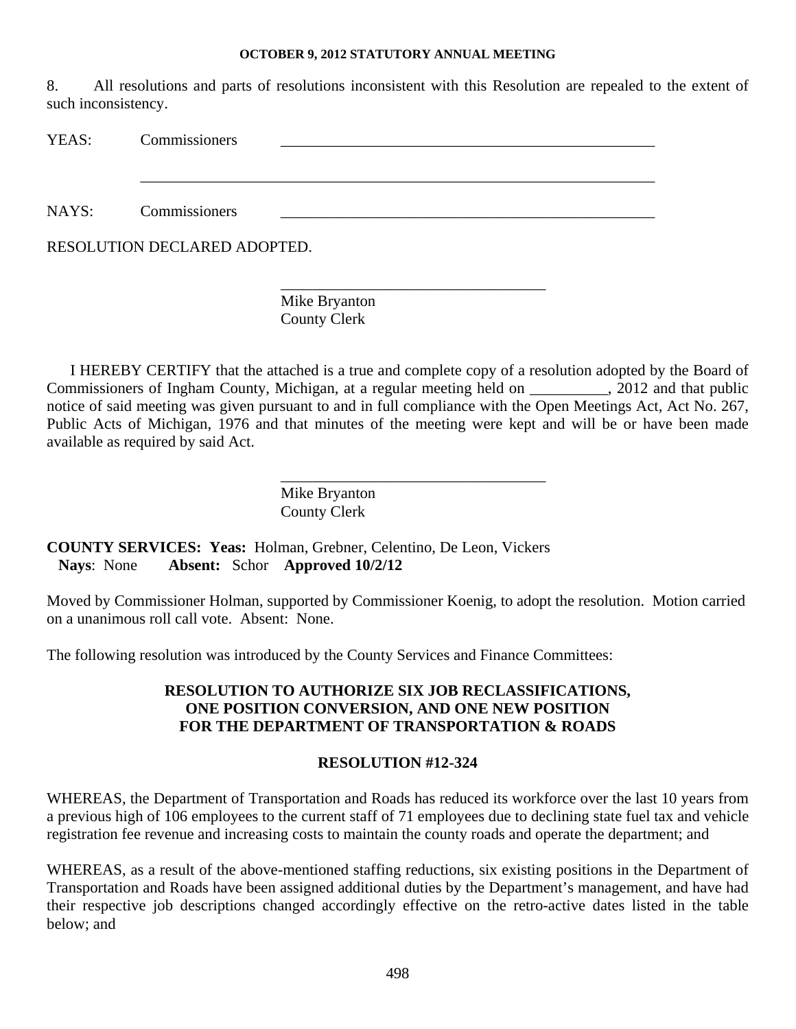8. All resolutions and parts of resolutions inconsistent with this Resolution are repealed to the extent of such inconsistency.

YEAS: Commissioners ___________________________________________________

___________________________________________________________________

NAYS: Commissioners ___________________________________________________

RESOLUTION DECLARED ADOPTED.

___________________________________
Mike Bryanton
County Clerk

I HEREBY CERTIFY that the attached is a true and complete copy of a resolution adopted by the Board of Commissioners of Ingham County, Michigan, at a regular meeting held on __________, 2012 and that public notice of said meeting was given pursuant to and in full compliance with the Open Meetings Act, Act No. 267, Public Acts of Michigan, 1976 and that minutes of the meeting were kept and will be or have been made available as required by said Act.

___________________________________
Mike Bryanton
County Clerk

**COUNTY SERVICES: Yeas:** Holman, Grebner, Celentino, De Leon, Vickers
**Nays**: None **Absent:** Schor **Approved 10/2/12**

Moved by Commissioner Holman, supported by Commissioner Koenig, to adopt the resolution. Motion carried on a unanimous roll call vote. Absent: None.

The following resolution was introduced by the County Services and Finance Committees:

**RESOLUTION TO AUTHORIZE SIX JOB RECLASSIFICATIONS, ONE POSITION CONVERSION, AND ONE NEW POSITION FOR THE DEPARTMENT OF TRANSPORTATION & ROADS**

**RESOLUTION #12-324**

WHEREAS, the Department of Transportation and Roads has reduced its workforce over the last 10 years from a previous high of 106 employees to the current staff of 71 employees due to declining state fuel tax and vehicle registration fee revenue and increasing costs to maintain the county roads and operate the department; and

WHEREAS, as a result of the above-mentioned staffing reductions, six existing positions in the Department of Transportation and Roads have been assigned additional duties by the Department's management, and have had their respective job descriptions changed accordingly effective on the retro-active dates listed in the table below; and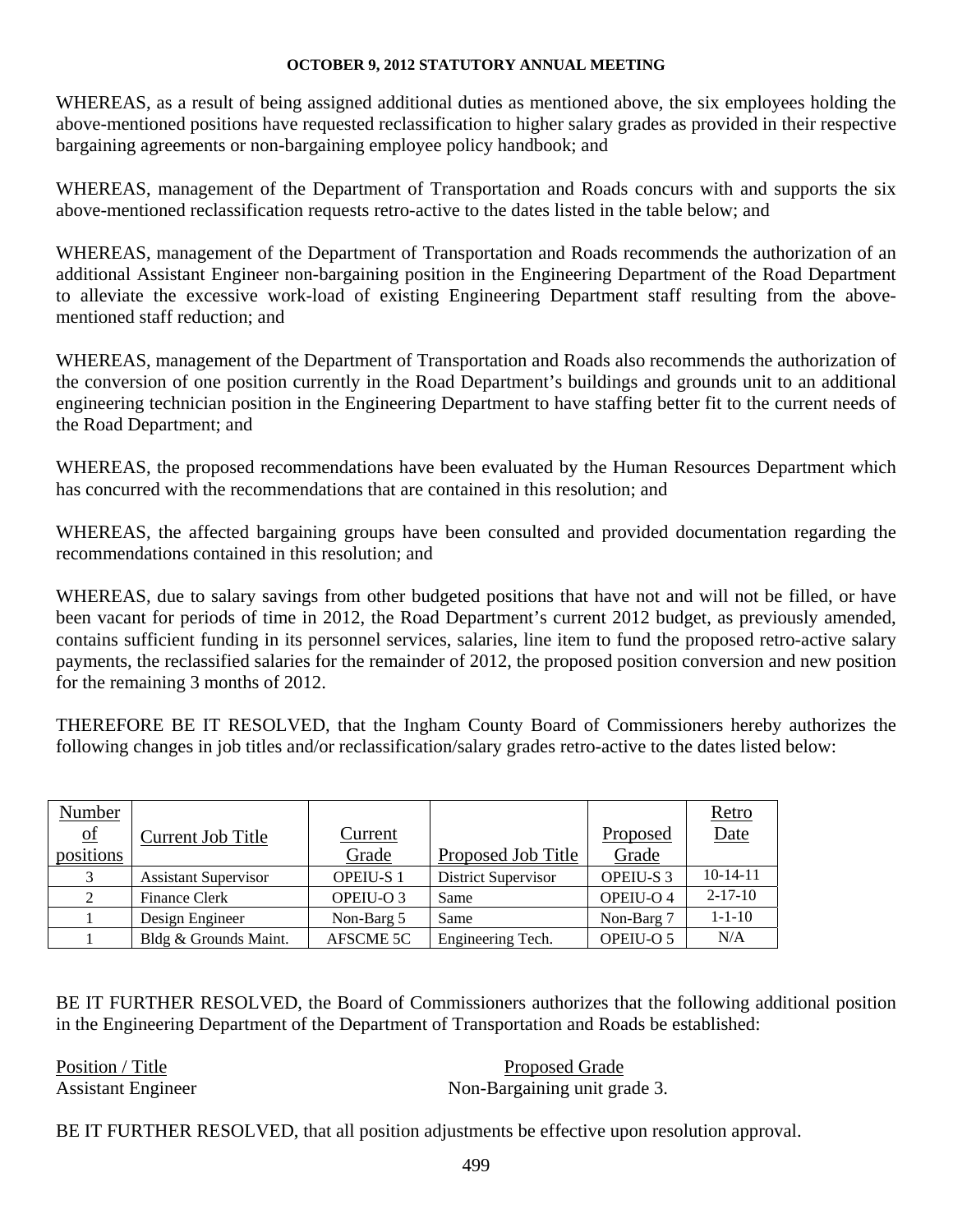WHEREAS, as a result of being assigned additional duties as mentioned above, the six employees holding the above-mentioned positions have requested reclassification to higher salary grades as provided in their respective bargaining agreements or non-bargaining employee policy handbook; and

WHEREAS, management of the Department of Transportation and Roads concurs with and supports the six above-mentioned reclassification requests retro-active to the dates listed in the table below; and

WHEREAS, management of the Department of Transportation and Roads recommends the authorization of an additional Assistant Engineer non-bargaining position in the Engineering Department of the Road Department to alleviate the excessive work-load of existing Engineering Department staff resulting from the above-mentioned staff reduction; and

WHEREAS, management of the Department of Transportation and Roads also recommends the authorization of the conversion of one position currently in the Road Department's buildings and grounds unit to an additional engineering technician position in the Engineering Department to have staffing better fit to the current needs of the Road Department; and

WHEREAS, the proposed recommendations have been evaluated by the Human Resources Department which has concurred with the recommendations that are contained in this resolution; and

WHEREAS, the affected bargaining groups have been consulted and provided documentation regarding the recommendations contained in this resolution; and

WHEREAS, due to salary savings from other budgeted positions that have not and will not be filled, or have been vacant for periods of time in 2012, the Road Department's current 2012 budget, as previously amended, contains sufficient funding in its personnel services, salaries, line item to fund the proposed retro-active salary payments, the reclassified salaries for the remainder of 2012, the proposed position conversion and new position for the remaining 3 months of 2012.

THEREFORE BE IT RESOLVED, that the Ingham County Board of Commissioners hereby authorizes the following changes in job titles and/or reclassification/salary grades retro-active to the dates listed below:

| Number of positions | Current Job Title | Current Grade | Proposed Job Title | Proposed Grade | Retro Date |
|---|---|---|---|---|---|
| 3 | Assistant Supervisor | OPEIU-S 1 | District Supervisor | OPEIU-S 3 | 10-14-11 |
| 2 | Finance Clerk | OPEIU-O 3 | Same | OPEIU-O 4 | 2-17-10 |
| 1 | Design Engineer | Non-Barg 5 | Same | Non-Barg 7 | 1-1-10 |
| 1 | Bldg & Grounds Maint. | AFSCME 5C | Engineering Tech. | OPEIU-O 5 | N/A |

BE IT FURTHER RESOLVED, the Board of Commissioners authorizes that the following additional position in the Engineering Department of the Department of Transportation and Roads be established:

| Position / Title | Proposed Grade |
|---|---|
| Assistant Engineer | Non-Bargaining unit grade 3. |

BE IT FURTHER RESOLVED, that all position adjustments be effective upon resolution approval.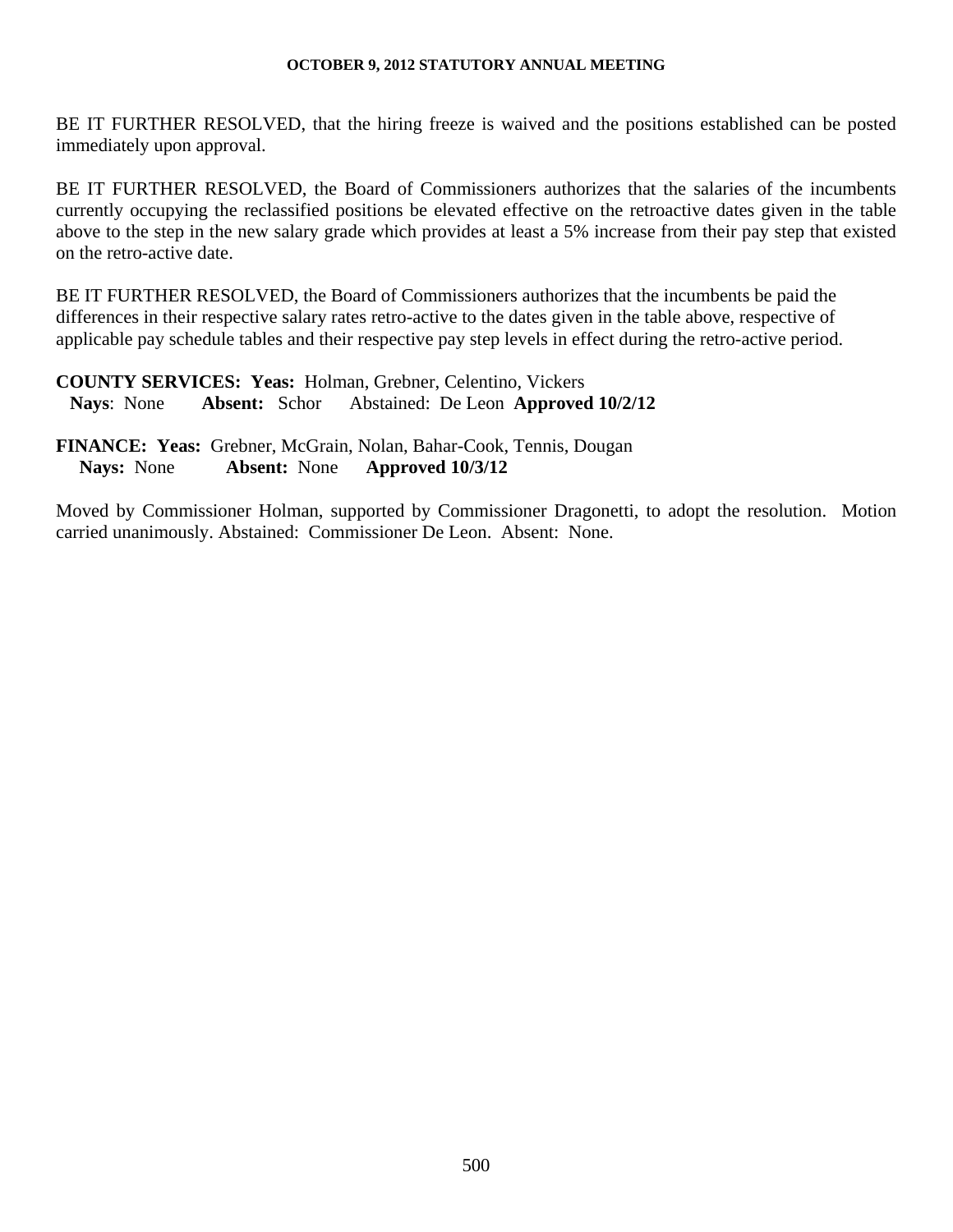BE IT FURTHER RESOLVED, that the hiring freeze is waived and the positions established can be posted immediately upon approval.

BE IT FURTHER RESOLVED, the Board of Commissioners authorizes that the salaries of the incumbents currently occupying the reclassified positions be elevated effective on the retroactive dates given in the table above to the step in the new salary grade which provides at least a 5% increase from their pay step that existed on the retro-active date.

BE IT FURTHER RESOLVED, the Board of Commissioners authorizes that the incumbents be paid the differences in their respective salary rates retro-active to the dates given in the table above, respective of applicable pay schedule tables and their respective pay step levels in effect during the retro-active period.

**COUNTY SERVICES: Yeas:** Holman, Grebner, Celentino, Vickers
**Nays**: None **Absent:** Schor Abstained: De Leon **Approved 10/2/12**

**FINANCE: Yeas:** Grebner, McGrain, Nolan, Bahar-Cook, Tennis, Dougan
**Nays:** None **Absent:** None **Approved 10/3/12**

Moved by Commissioner Holman, supported by Commissioner Dragonetti, to adopt the resolution. Motion carried unanimously. Abstained: Commissioner De Leon. Absent: None.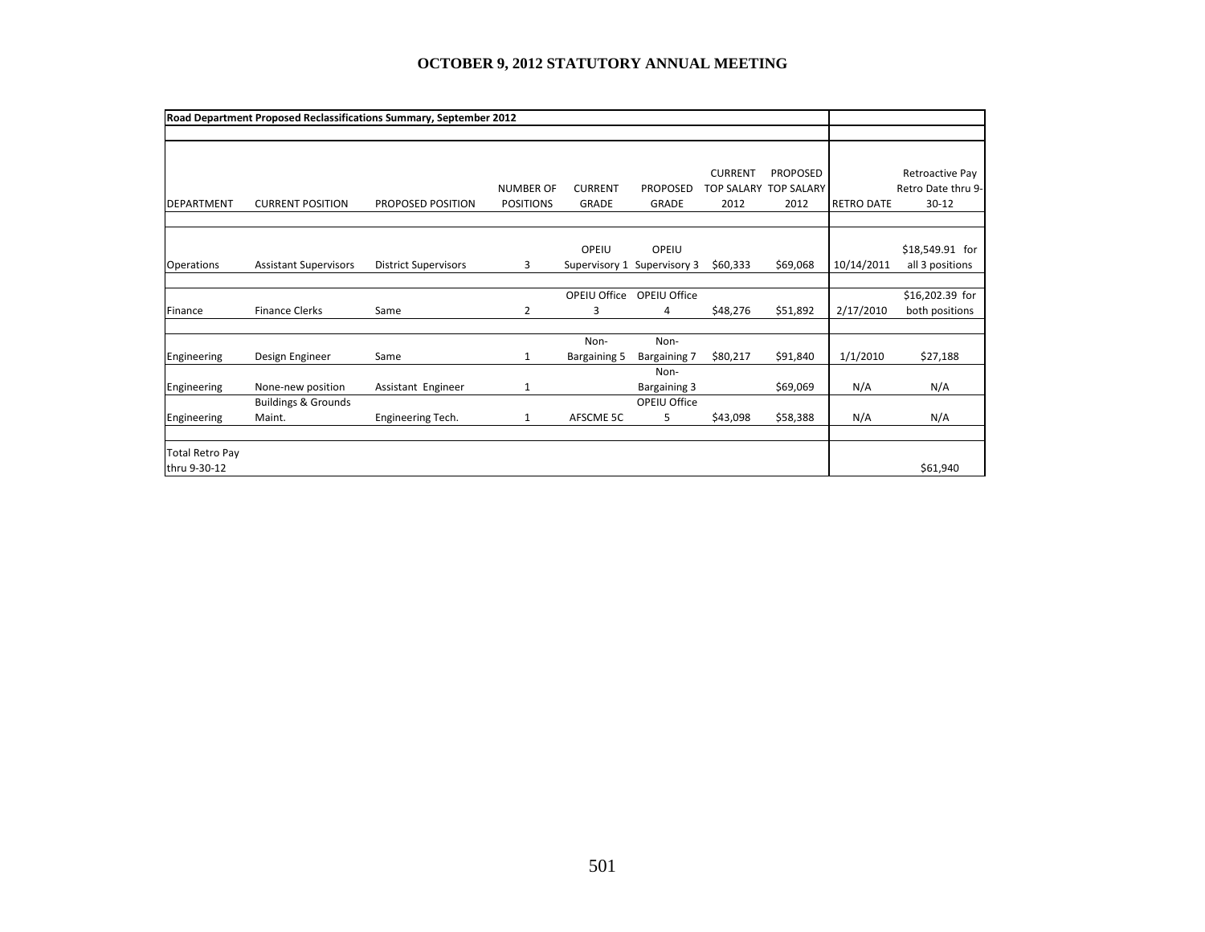# OCTOBER 9, 2012 STATUTORY ANNUAL MEETING

**Road Department Proposed Reclassifications Summary, September 2012**

| DEPARTMENT | CURRENT POSITION | PROPOSED POSITION | NUMBER OF POSITIONS | CURRENT GRADE | PROPOSED GRADE | CURRENT TOP SALARY 2012 | PROPOSED TOP SALARY 2012 | RETRO DATE | Retroactive Pay Retro Date thru 9-30-12 |
|---|---|---|---|---|---|---|---|---|---|
| Operations | Assistant Supervisors | District Supervisors | 3 | OPEIU Supervisory 1 | OPEIU Supervisory 3 | $60,333 | $69,068 | 10/14/2011 | $18,549.91 for all 3 positions |
| Finance | Finance Clerks | Same | 2 | OPEIU Office 3 | OPEIU Office 4 | $48,276 | $51,892 | 2/17/2010 | $16,202.39 for both positions |
| Engineering | Design Engineer | Same | 1 | Non-Bargaining 5 | Non-Bargaining 7 | $80,217 | $91,840 | 1/1/2010 | $27,188 |
| Engineering | None-new position | Assistant Engineer | 1 | | Non-Bargaining 3 | | $69,069 | N/A | N/A |
| Engineering | Buildings & Grounds Maint. | Engineering Tech. | 1 | AFSCME 5C | OPEIU Office 5 | $43,098 | $58,388 | N/A | N/A |
| Total Retro Pay thru 9-30-12 | | | | | | | | | $61,940 |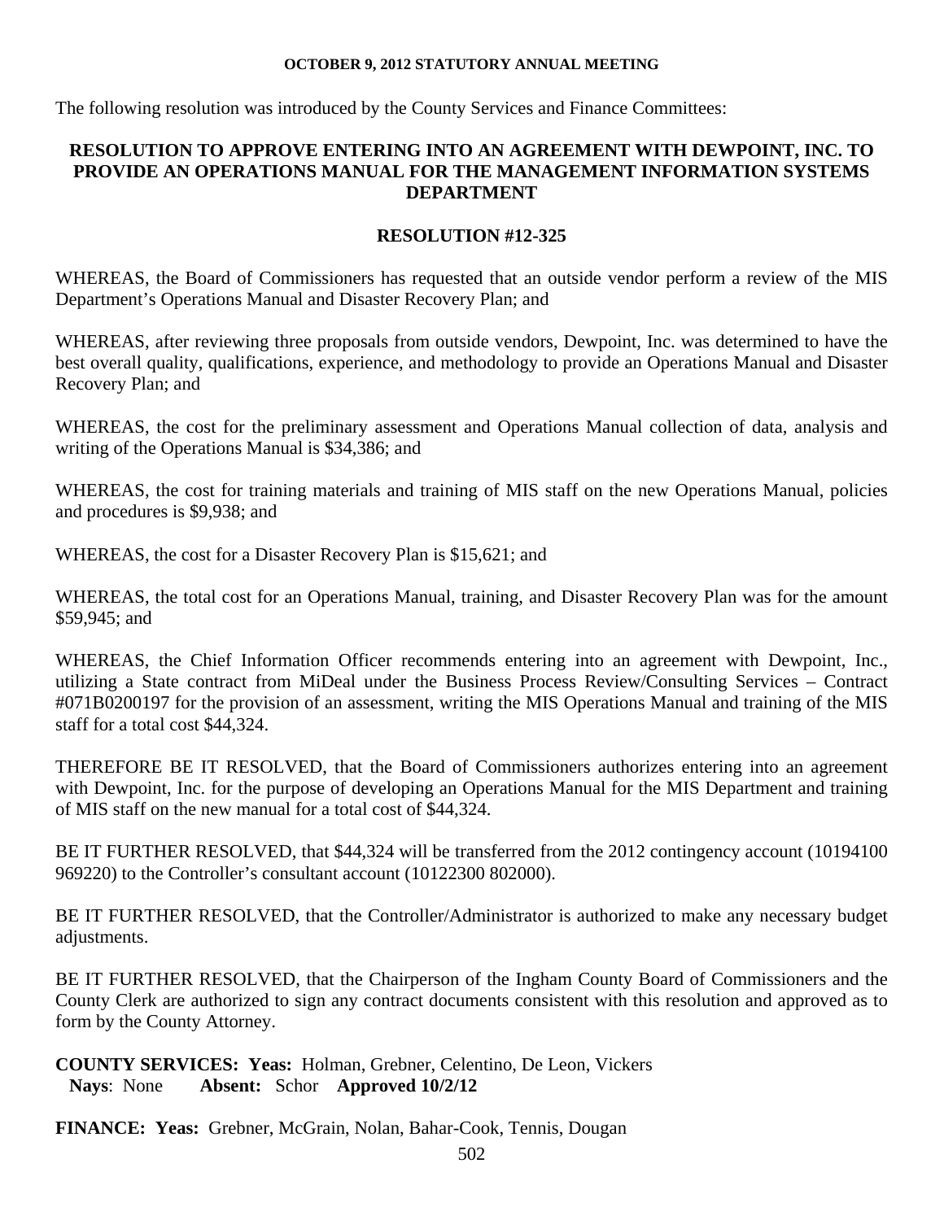The following resolution was introduced by the County Services and Finance Committees:

## RESOLUTION TO APPROVE ENTERING INTO AN AGREEMENT WITH DEWPOINT, INC. TO PROVIDE AN OPERATIONS MANUAL FOR THE MANAGEMENT INFORMATION SYSTEMS DEPARTMENT

### RESOLUTION #12-325

WHEREAS, the Board of Commissioners has requested that an outside vendor perform a review of the MIS Department's Operations Manual and Disaster Recovery Plan; and

WHEREAS, after reviewing three proposals from outside vendors, Dewpoint, Inc. was determined to have the best overall quality, qualifications, experience, and methodology to provide an Operations Manual and Disaster Recovery Plan; and

WHEREAS, the cost for the preliminary assessment and Operations Manual collection of data, analysis and writing of the Operations Manual is $34,386; and

WHEREAS, the cost for training materials and training of MIS staff on the new Operations Manual, policies and procedures is $9,938; and

WHEREAS, the cost for a Disaster Recovery Plan is $15,621; and

WHEREAS, the total cost for an Operations Manual, training, and Disaster Recovery Plan was for the amount $59,945; and

WHEREAS, the Chief Information Officer recommends entering into an agreement with Dewpoint, Inc., utilizing a State contract from MiDeal under the Business Process Review/Consulting Services – Contract #071B0200197 for the provision of an assessment, writing the MIS Operations Manual and training of the MIS staff for a total cost $44,324.

THEREFORE BE IT RESOLVED, that the Board of Commissioners authorizes entering into an agreement with Dewpoint, Inc. for the purpose of developing an Operations Manual for the MIS Department and training of MIS staff on the new manual for a total cost of $44,324.

BE IT FURTHER RESOLVED, that $44,324 will be transferred from the 2012 contingency account (10194100 969220) to the Controller's consultant account (10122300 802000).

BE IT FURTHER RESOLVED, that the Controller/Administrator is authorized to make any necessary budget adjustments.

BE IT FURTHER RESOLVED, that the Chairperson of the Ingham County Board of Commissioners and the County Clerk are authorized to sign any contract documents consistent with this resolution and approved as to form by the County Attorney.

**COUNTY SERVICES: Yeas:** Holman, Grebner, Celentino, De Leon, Vickers
**Nays**: None **Absent:** Schor **Approved 10/2/12**

**FINANCE: Yeas:** Grebner, McGrain, Nolan, Bahar-Cook, Tennis, Dougan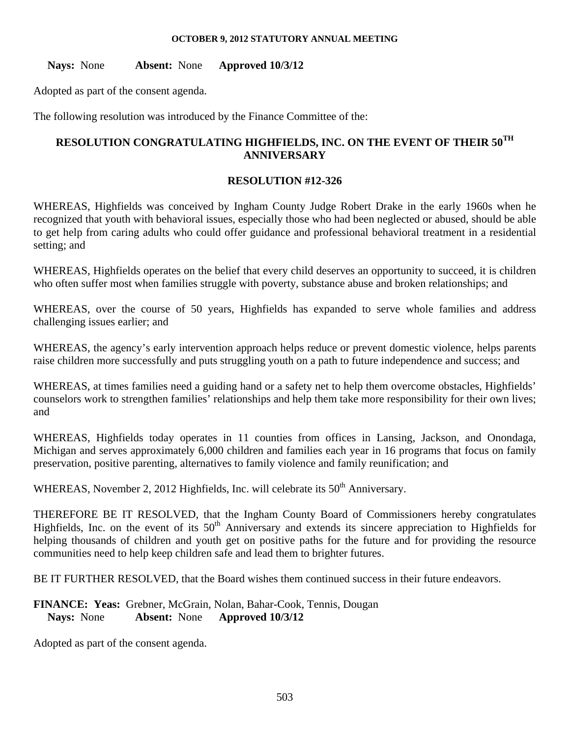**Nays:** None **Absent:** None **Approved 10/3/12**

Adopted as part of the consent agenda.

The following resolution was introduced by the Finance Committee of the:

## RESOLUTION CONGRATULATING HIGHFIELDS, INC. ON THE EVENT OF THEIR 50TH ANNIVERSARY

## RESOLUTION #12-326

WHEREAS, Highfields was conceived by Ingham County Judge Robert Drake in the early 1960s when he recognized that youth with behavioral issues, especially those who had been neglected or abused, should be able to get help from caring adults who could offer guidance and professional behavioral treatment in a residential setting; and

WHEREAS, Highfields operates on the belief that every child deserves an opportunity to succeed, it is children who often suffer most when families struggle with poverty, substance abuse and broken relationships; and

WHEREAS, over the course of 50 years, Highfields has expanded to serve whole families and address challenging issues earlier; and

WHEREAS, the agency's early intervention approach helps reduce or prevent domestic violence, helps parents raise children more successfully and puts struggling youth on a path to future independence and success; and

WHEREAS, at times families need a guiding hand or a safety net to help them overcome obstacles, Highfields' counselors work to strengthen families' relationships and help them take more responsibility for their own lives; and

WHEREAS, Highfields today operates in 11 counties from offices in Lansing, Jackson, and Onondaga, Michigan and serves approximately 6,000 children and families each year in 16 programs that focus on family preservation, positive parenting, alternatives to family violence and family reunification; and

WHEREAS, November 2, 2012 Highfields, Inc. will celebrate its 50th Anniversary.

THEREFORE BE IT RESOLVED, that the Ingham County Board of Commissioners hereby congratulates Highfields, Inc. on the event of its 50th Anniversary and extends its sincere appreciation to Highfields for helping thousands of children and youth get on positive paths for the future and for providing the resource communities need to help keep children safe and lead them to brighter futures.

BE IT FURTHER RESOLVED, that the Board wishes them continued success in their future endeavors.

**FINANCE: Yeas:** Grebner, McGrain, Nolan, Bahar-Cook, Tennis, Dougan
**Nays:** None **Absent:** None **Approved 10/3/12**

Adopted as part of the consent agenda.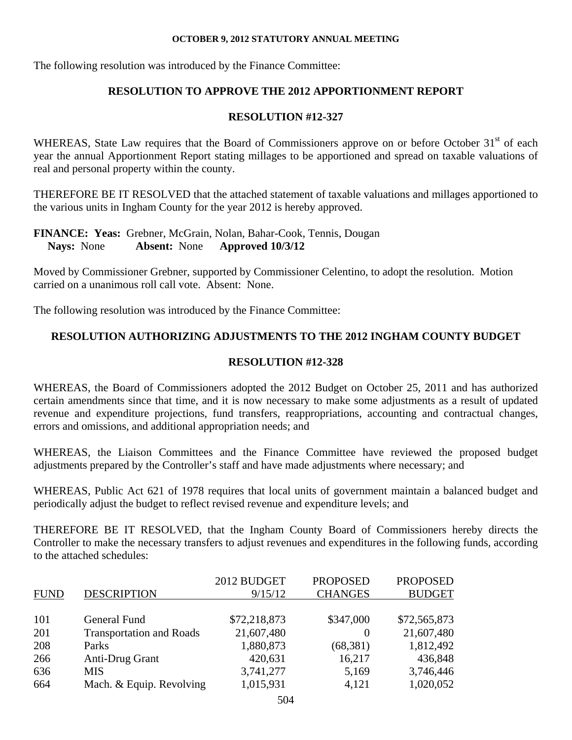The following resolution was introduced by the Finance Committee:

## RESOLUTION TO APPROVE THE 2012 APPORTIONMENT REPORT

### RESOLUTION #12-327

WHEREAS, State Law requires that the Board of Commissioners approve on or before October 31st of each year the annual Apportionment Report stating millages to be apportioned and spread on taxable valuations of real and personal property within the county.

THEREFORE BE IT RESOLVED that the attached statement of taxable valuations and millages apportioned to the various units in Ingham County for the year 2012 is hereby approved.

**FINANCE: Yeas:** Grebner, McGrain, Nolan, Bahar-Cook, Tennis, Dougan
**Nays:** None **Absent:** None **Approved 10/3/12**

Moved by Commissioner Grebner, supported by Commissioner Celentino, to adopt the resolution. Motion carried on a unanimous roll call vote. Absent: None.

The following resolution was introduced by the Finance Committee:

## RESOLUTION AUTHORIZING ADJUSTMENTS TO THE 2012 INGHAM COUNTY BUDGET

### RESOLUTION #12-328

WHEREAS, the Board of Commissioners adopted the 2012 Budget on October 25, 2011 and has authorized certain amendments since that time, and it is now necessary to make some adjustments as a result of updated revenue and expenditure projections, fund transfers, reappropriations, accounting and contractual changes, errors and omissions, and additional appropriation needs; and

WHEREAS, the Liaison Committees and the Finance Committee have reviewed the proposed budget adjustments prepared by the Controller's staff and have made adjustments where necessary; and

WHEREAS, Public Act 621 of 1978 requires that local units of government maintain a balanced budget and periodically adjust the budget to reflect revised revenue and expenditure levels; and

THEREFORE BE IT RESOLVED, that the Ingham County Board of Commissioners hereby directs the Controller to make the necessary transfers to adjust revenues and expenditures in the following funds, according to the attached schedules:

| FUND | DESCRIPTION | 2012 BUDGET 9/15/12 | PROPOSED CHANGES | PROPOSED BUDGET |
|---|---|---|---|---|
| 101 | General Fund | $72,218,873 | $347,000 | $72,565,873 |
| 201 | Transportation and Roads | 21,607,480 | 0 | 21,607,480 |
| 208 | Parks | 1,880,873 | (68,381) | 1,812,492 |
| 266 | Anti-Drug Grant | 420,631 | 16,217 | 436,848 |
| 636 | MIS | 3,741,277 | 5,169 | 3,746,446 |
| 664 | Mach. & Equip. Revolving | 1,015,931 | 4,121 | 1,020,052 |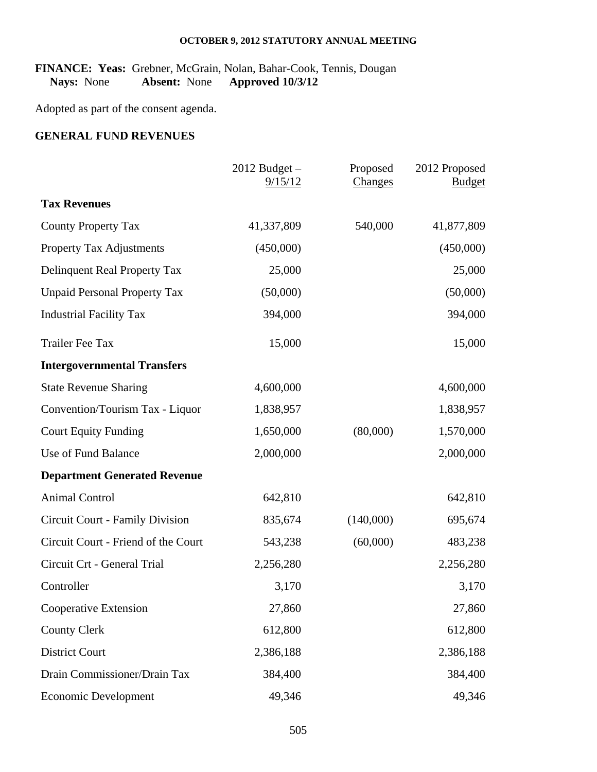**FINANCE: Yeas:** Grebner, McGrain, Nolan, Bahar-Cook, Tennis, Dougan
**Nays:** None **Absent:** None **Approved 10/3/12**

Adopted as part of the consent agenda.

## GENERAL FUND REVENUES

| | 2012 Budget – 9/15/12 | Proposed Changes | 2012 Proposed Budget |
|---|---|---|---|
| **Tax Revenues** | | | |
| County Property Tax | 41,337,809 | 540,000 | 41,877,809 |
| Property Tax Adjustments | (450,000) | | (450,000) |
| Delinquent Real Property Tax | 25,000 | | 25,000 |
| Unpaid Personal Property Tax | (50,000) | | (50,000) |
| Industrial Facility Tax | 394,000 | | 394,000 |
| Trailer Fee Tax | 15,000 | | 15,000 |
| **Intergovernmental Transfers** | | | |
| State Revenue Sharing | 4,600,000 | | 4,600,000 |
| Convention/Tourism Tax - Liquor | 1,838,957 | | 1,838,957 |
| Court Equity Funding | 1,650,000 | (80,000) | 1,570,000 |
| Use of Fund Balance | 2,000,000 | | 2,000,000 |
| **Department Generated Revenue** | | | |
| Animal Control | 642,810 | | 642,810 |
| Circuit Court - Family Division | 835,674 | (140,000) | 695,674 |
| Circuit Court - Friend of the Court | 543,238 | (60,000) | 483,238 |
| Circuit Crt - General Trial | 2,256,280 | | 2,256,280 |
| Controller | 3,170 | | 3,170 |
| Cooperative Extension | 27,860 | | 27,860 |
| County Clerk | 612,800 | | 612,800 |
| District Court | 2,386,188 | | 2,386,188 |
| Drain Commissioner/Drain Tax | 384,400 | | 384,400 |
| Economic Development | 49,346 | | 49,346 |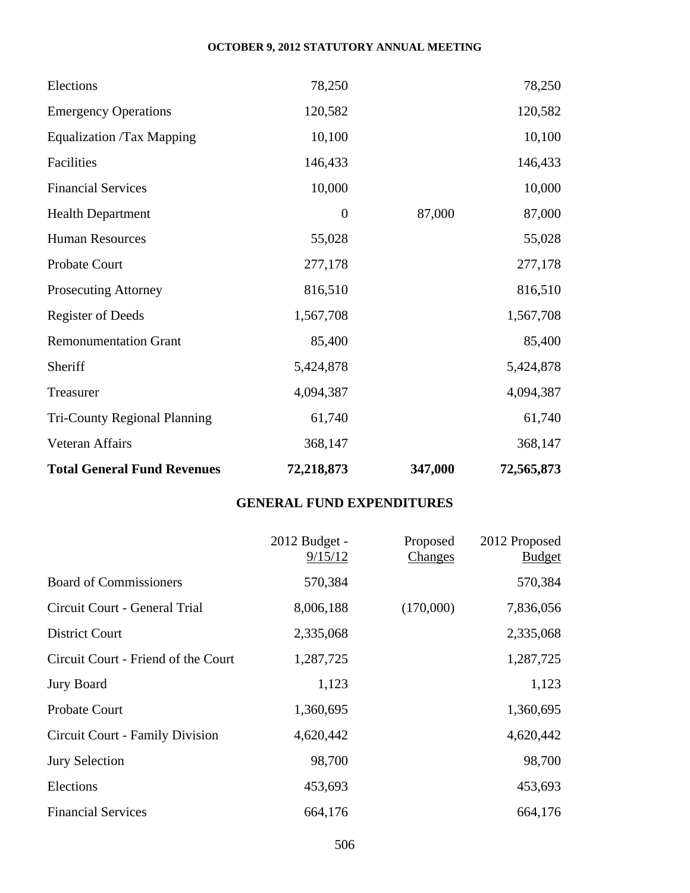| | | | |
|---|---|---|---|
| Elections | 78,250 | | 78,250 |
| Emergency Operations | 120,582 | | 120,582 |
| Equalization /Tax Mapping | 10,100 | | 10,100 |
| Facilities | 146,433 | | 146,433 |
| Financial Services | 10,000 | | 10,000 |
| Health Department | 0 | 87,000 | 87,000 |
| Human Resources | 55,028 | | 55,028 |
| Probate Court | 277,178 | | 277,178 |
| Prosecuting Attorney | 816,510 | | 816,510 |
| Register of Deeds | 1,567,708 | | 1,567,708 |
| Remonumentation Grant | 85,400 | | 85,400 |
| Sheriff | 5,424,878 | | 5,424,878 |
| Treasurer | 4,094,387 | | 4,094,387 |
| Tri-County Regional Planning | 61,740 | | 61,740 |
| Veteran Affairs | 368,147 | | 368,147 |
| **Total General Fund Revenues** | **72,218,873** | **347,000** | **72,565,873** |

## GENERAL FUND EXPENDITURES

| | 2012 Budget - 9/15/12 | Proposed Changes | 2012 Proposed Budget |
|---|---|---|---|
| Board of Commissioners | 570,384 | | 570,384 |
| Circuit Court - General Trial | 8,006,188 | (170,000) | 7,836,056 |
| District Court | 2,335,068 | | 2,335,068 |
| Circuit Court - Friend of the Court | 1,287,725 | | 1,287,725 |
| Jury Board | 1,123 | | 1,123 |
| Probate Court | 1,360,695 | | 1,360,695 |
| Circuit Court - Family Division | 4,620,442 | | 4,620,442 |
| Jury Selection | 98,700 | | 98,700 |
| Elections | 453,693 | | 453,693 |
| Financial Services | 664,176 | | 664,176 |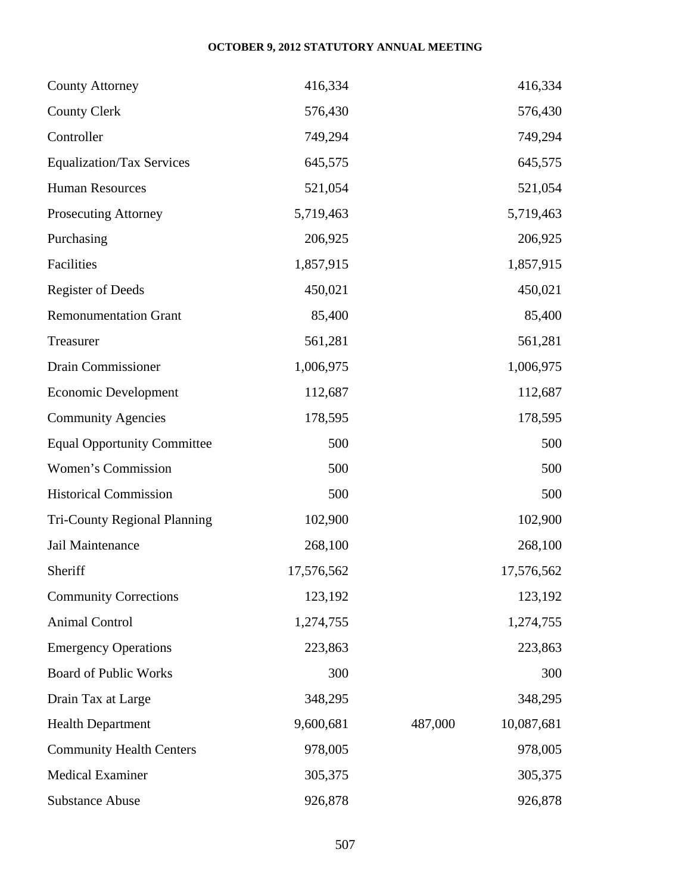| | | | |
|---|---|---|---|
| County Attorney | 416,334 | | 416,334 |
| County Clerk | 576,430 | | 576,430 |
| Controller | 749,294 | | 749,294 |
| Equalization/Tax Services | 645,575 | | 645,575 |
| Human Resources | 521,054 | | 521,054 |
| Prosecuting Attorney | 5,719,463 | | 5,719,463 |
| Purchasing | 206,925 | | 206,925 |
| Facilities | 1,857,915 | | 1,857,915 |
| Register of Deeds | 450,021 | | 450,021 |
| Remonumentation Grant | 85,400 | | 85,400 |
| Treasurer | 561,281 | | 561,281 |
| Drain Commissioner | 1,006,975 | | 1,006,975 |
| Economic Development | 112,687 | | 112,687 |
| Community Agencies | 178,595 | | 178,595 |
| Equal Opportunity Committee | 500 | | 500 |
| Women's Commission | 500 | | 500 |
| Historical Commission | 500 | | 500 |
| Tri-County Regional Planning | 102,900 | | 102,900 |
| Jail Maintenance | 268,100 | | 268,100 |
| Sheriff | 17,576,562 | | 17,576,562 |
| Community Corrections | 123,192 | | 123,192 |
| Animal Control | 1,274,755 | | 1,274,755 |
| Emergency Operations | 223,863 | | 223,863 |
| Board of Public Works | 300 | | 300 |
| Drain Tax at Large | 348,295 | | 348,295 |
| Health Department | 9,600,681 | 487,000 | 10,087,681 |
| Community Health Centers | 978,005 | | 978,005 |
| Medical Examiner | 305,375 | | 305,375 |
| Substance Abuse | 926,878 | | 926,878 |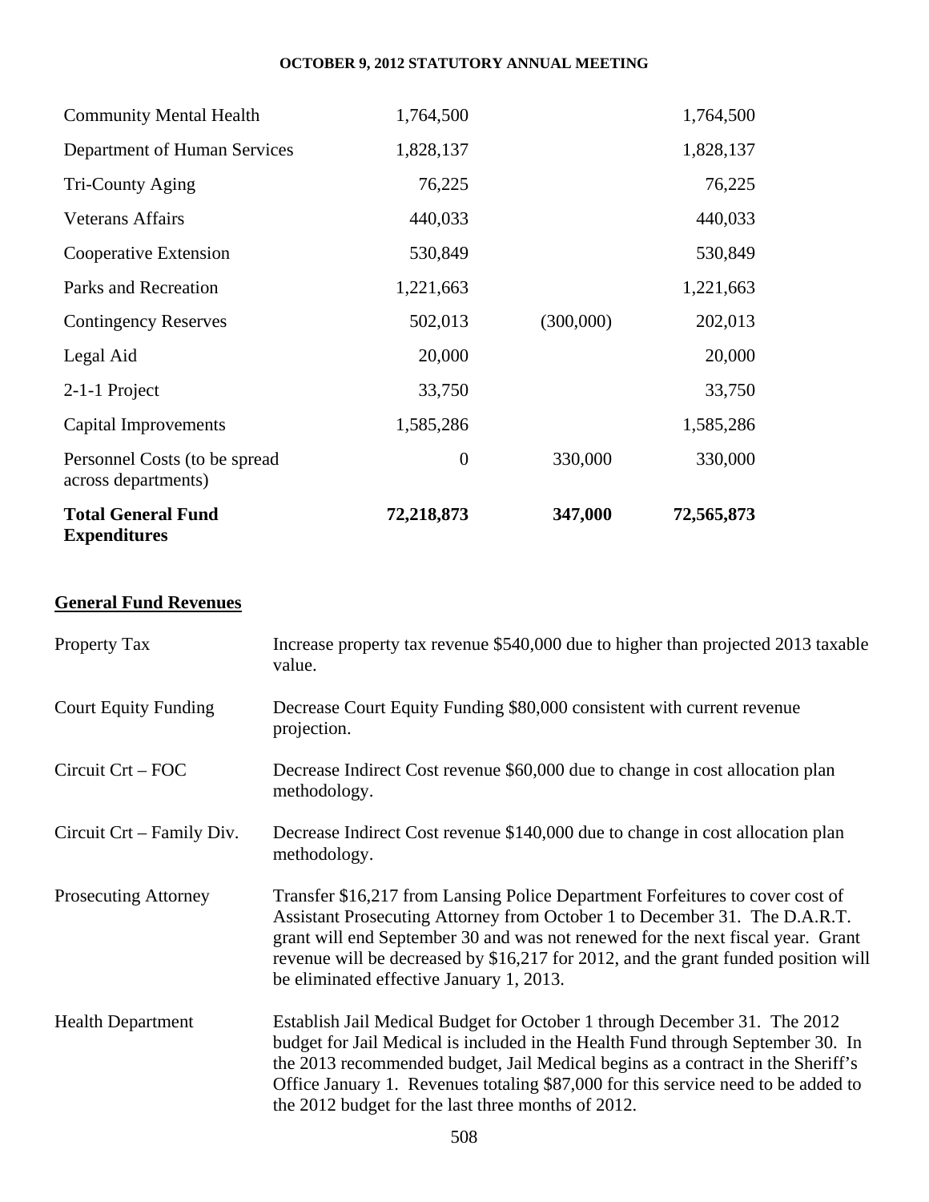| | | | |
|---|---|---|---|
| Community Mental Health | 1,764,500 | | 1,764,500 |
| Department of Human Services | 1,828,137 | | 1,828,137 |
| Tri-County Aging | 76,225 | | 76,225 |
| Veterans Affairs | 440,033 | | 440,033 |
| Cooperative Extension | 530,849 | | 530,849 |
| Parks and Recreation | 1,221,663 | | 1,221,663 |
| Contingency Reserves | 502,013 | (300,000) | 202,013 |
| Legal Aid | 20,000 | | 20,000 |
| 2-1-1 Project | 33,750 | | 33,750 |
| Capital Improvements | 1,585,286 | | 1,585,286 |
| Personnel Costs (to be spread across departments) | 0 | 330,000 | 330,000 |
| **Total General Fund Expenditures** | **72,218,873** | **347,000** | **72,565,873** |

**General Fund Revenues**

| | |
|---|---|
| Property Tax | Increase property tax revenue $540,000 due to higher than projected 2013 taxable value. |
| Court Equity Funding | Decrease Court Equity Funding $80,000 consistent with current revenue projection. |
| Circuit Crt – FOC | Decrease Indirect Cost revenue $60,000 due to change in cost allocation plan methodology. |
| Circuit Crt – Family Div. | Decrease Indirect Cost revenue $140,000 due to change in cost allocation plan methodology. |
| Prosecuting Attorney | Transfer $16,217 from Lansing Police Department Forfeitures to cover cost of Assistant Prosecuting Attorney from October 1 to December 31. The D.A.R.T. grant will end September 30 and was not renewed for the next fiscal year. Grant revenue will be decreased by $16,217 for 2012, and the grant funded position will be eliminated effective January 1, 2013. |
| Health Department | Establish Jail Medical Budget for October 1 through December 31. The 2012 budget for Jail Medical is included in the Health Fund through September 30. In the 2013 recommended budget, Jail Medical begins as a contract in the Sheriff's Office January 1. Revenues totaling $87,000 for this service need to be added to the 2012 budget for the last three months of 2012. |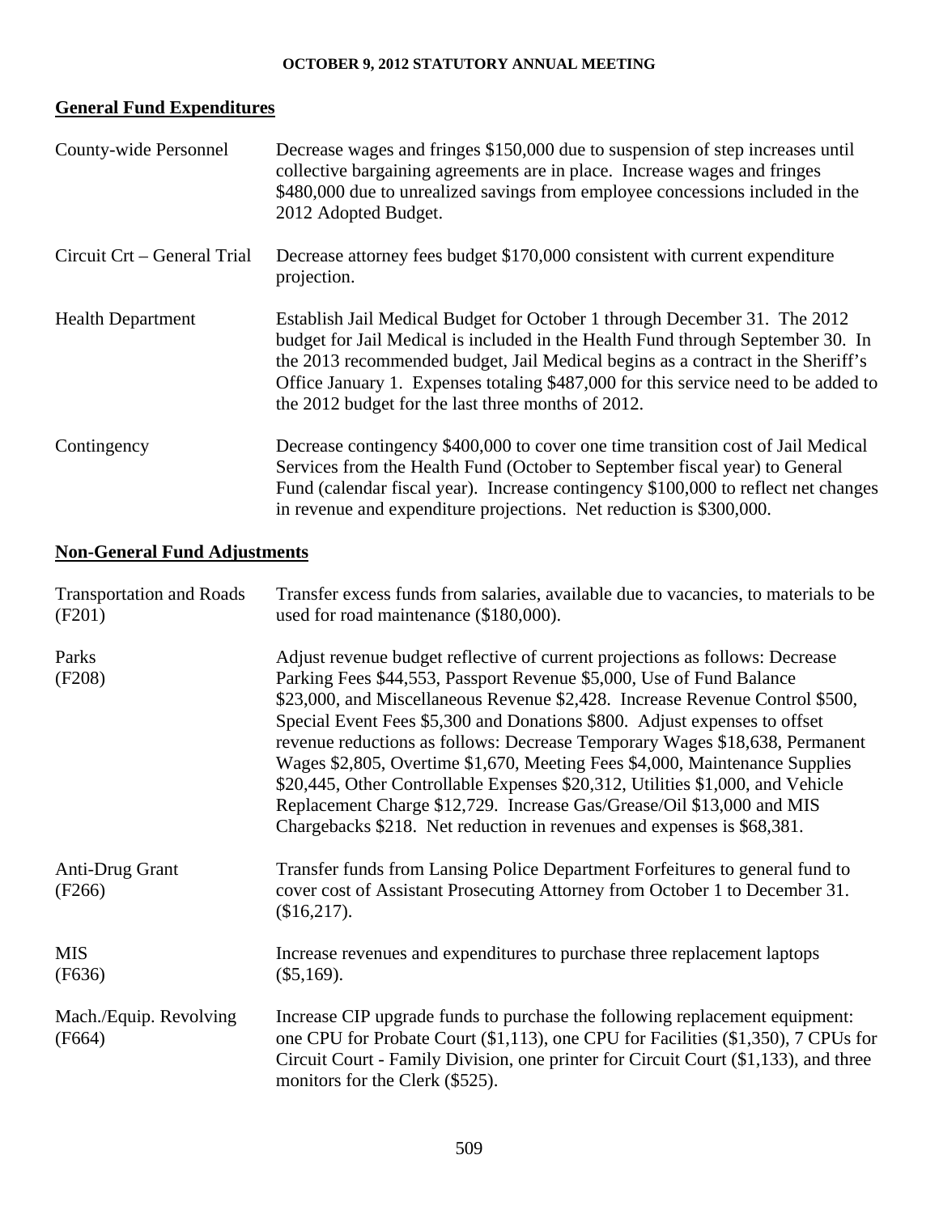## General Fund Expenditures

| | |
|---|---|
| County-wide Personnel | Decrease wages and fringes \$150,000 due to suspension of step increases until collective bargaining agreements are in place. Increase wages and fringes \$480,000 due to unrealized savings from employee concessions included in the 2012 Adopted Budget. |
| Circuit Crt – General Trial | Decrease attorney fees budget \$170,000 consistent with current expenditure projection. |
| Health Department | Establish Jail Medical Budget for October 1 through December 31. The 2012 budget for Jail Medical is included in the Health Fund through September 30. In the 2013 recommended budget, Jail Medical begins as a contract in the Sheriff's Office January 1. Expenses totaling \$487,000 for this service need to be added to the 2012 budget for the last three months of 2012. |
| Contingency | Decrease contingency \$400,000 to cover one time transition cost of Jail Medical Services from the Health Fund (October to September fiscal year) to General Fund (calendar fiscal year). Increase contingency \$100,000 to reflect net changes in revenue and expenditure projections. Net reduction is \$300,000. |

## Non-General Fund Adjustments

| | |
|---|---|
| Transportation and Roads (F201) | Transfer excess funds from salaries, available due to vacancies, to materials to be used for road maintenance (\$180,000). |
| Parks (F208) | Adjust revenue budget reflective of current projections as follows: Decrease Parking Fees \$44,553, Passport Revenue \$5,000, Use of Fund Balance \$23,000, and Miscellaneous Revenue \$2,428. Increase Revenue Control \$500, Special Event Fees \$5,300 and Donations \$800. Adjust expenses to offset revenue reductions as follows: Decrease Temporary Wages \$18,638, Permanent Wages \$2,805, Overtime \$1,670, Meeting Fees \$4,000, Maintenance Supplies \$20,445, Other Controllable Expenses \$20,312, Utilities \$1,000, and Vehicle Replacement Charge \$12,729. Increase Gas/Grease/Oil \$13,000 and MIS Chargebacks \$218. Net reduction in revenues and expenses is \$68,381. |
| Anti-Drug Grant (F266) | Transfer funds from Lansing Police Department Forfeitures to general fund to cover cost of Assistant Prosecuting Attorney from October 1 to December 31. (\$16,217). |
| MIS (F636) | Increase revenues and expenditures to purchase three replacement laptops (\$5,169). |
| Mach./Equip. Revolving (F664) | Increase CIP upgrade funds to purchase the following replacement equipment: one CPU for Probate Court (\$1,113), one CPU for Facilities (\$1,350), 7 CPUs for Circuit Court - Family Division, one printer for Circuit Court (\$1,133), and three monitors for the Clerk (\$525). |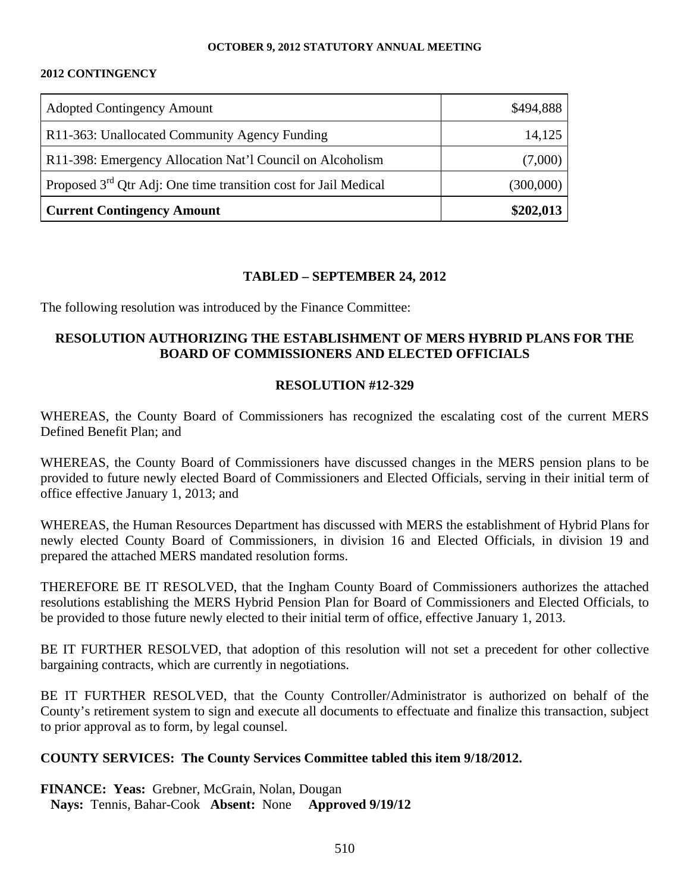**2012 CONTINGENCY**

| | |
|---|---:|
| Adopted Contingency Amount | $494,888 |
| R11-363: Unallocated Community Agency Funding | 14,125 |
| R11-398: Emergency Allocation Nat'l Council on Alcoholism | (7,000) |
| Proposed 3rd Qtr Adj: One time transition cost for Jail Medical | (300,000) |
| **Current Contingency Amount** | **$202,013** |

**TABLED – SEPTEMBER 24, 2012**

The following resolution was introduced by the Finance Committee:

**RESOLUTION AUTHORIZING THE ESTABLISHMENT OF MERS HYBRID PLANS FOR THE BOARD OF COMMISSIONERS AND ELECTED OFFICIALS**

**RESOLUTION #12-329**

WHEREAS, the County Board of Commissioners has recognized the escalating cost of the current MERS Defined Benefit Plan; and

WHEREAS, the County Board of Commissioners have discussed changes in the MERS pension plans to be provided to future newly elected Board of Commissioners and Elected Officials, serving in their initial term of office effective January 1, 2013; and

WHEREAS, the Human Resources Department has discussed with MERS the establishment of Hybrid Plans for newly elected County Board of Commissioners, in division 16 and Elected Officials, in division 19 and prepared the attached MERS mandated resolution forms.

THEREFORE BE IT RESOLVED, that the Ingham County Board of Commissioners authorizes the attached resolutions establishing the MERS Hybrid Pension Plan for Board of Commissioners and Elected Officials, to be provided to those future newly elected to their initial term of office, effective January 1, 2013.

BE IT FURTHER RESOLVED, that adoption of this resolution will not set a precedent for other collective bargaining contracts, which are currently in negotiations.

BE IT FURTHER RESOLVED, that the County Controller/Administrator is authorized on behalf of the County's retirement system to sign and execute all documents to effectuate and finalize this transaction, subject to prior approval as to form, by legal counsel.

**COUNTY SERVICES: The County Services Committee tabled this item 9/18/2012.**

**FINANCE: Yeas:** Grebner, McGrain, Nolan, Dougan
**Nays:** Tennis, Bahar-Cook **Absent:** None **Approved 9/19/12**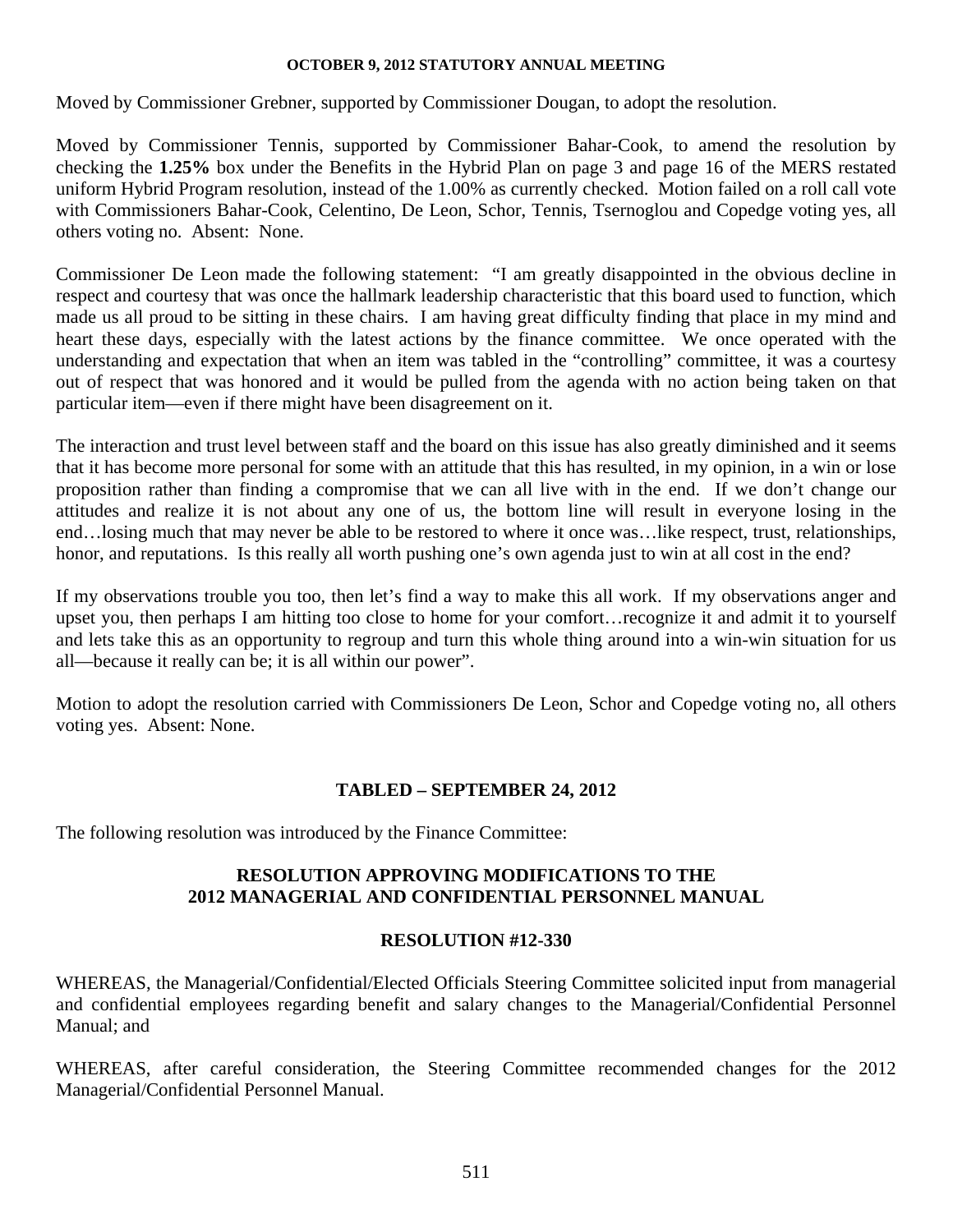Moved by Commissioner Grebner, supported by Commissioner Dougan, to adopt the resolution.

Moved by Commissioner Tennis, supported by Commissioner Bahar-Cook, to amend the resolution by checking the **1.25%** box under the Benefits in the Hybrid Plan on page 3 and page 16 of the MERS restated uniform Hybrid Program resolution, instead of the 1.00% as currently checked. Motion failed on a roll call vote with Commissioners Bahar-Cook, Celentino, De Leon, Schor, Tennis, Tsernoglou and Copedge voting yes, all others voting no. Absent: None.

Commissioner De Leon made the following statement: "I am greatly disappointed in the obvious decline in respect and courtesy that was once the hallmark leadership characteristic that this board used to function, which made us all proud to be sitting in these chairs. I am having great difficulty finding that place in my mind and heart these days, especially with the latest actions by the finance committee. We once operated with the understanding and expectation that when an item was tabled in the "controlling" committee, it was a courtesy out of respect that was honored and it would be pulled from the agenda with no action being taken on that particular item—even if there might have been disagreement on it.

The interaction and trust level between staff and the board on this issue has also greatly diminished and it seems that it has become more personal for some with an attitude that this has resulted, in my opinion, in a win or lose proposition rather than finding a compromise that we can all live with in the end. If we don't change our attitudes and realize it is not about any one of us, the bottom line will result in everyone losing in the end…losing much that may never be able to be restored to where it once was…like respect, trust, relationships, honor, and reputations. Is this really all worth pushing one's own agenda just to win at all cost in the end?

If my observations trouble you too, then let's find a way to make this all work. If my observations anger and upset you, then perhaps I am hitting too close to home for your comfort…recognize it and admit it to yourself and lets take this as an opportunity to regroup and turn this whole thing around into a win-win situation for us all—because it really can be; it is all within our power".

Motion to adopt the resolution carried with Commissioners De Leon, Schor and Copedge voting no, all others voting yes. Absent: None.

## TABLED – SEPTEMBER 24, 2012

The following resolution was introduced by the Finance Committee:

## RESOLUTION APPROVING MODIFICATIONS TO THE 2012 MANAGERIAL AND CONFIDENTIAL PERSONNEL MANUAL

## RESOLUTION #12-330

WHEREAS, the Managerial/Confidential/Elected Officials Steering Committee solicited input from managerial and confidential employees regarding benefit and salary changes to the Managerial/Confidential Personnel Manual; and

WHEREAS, after careful consideration, the Steering Committee recommended changes for the 2012 Managerial/Confidential Personnel Manual.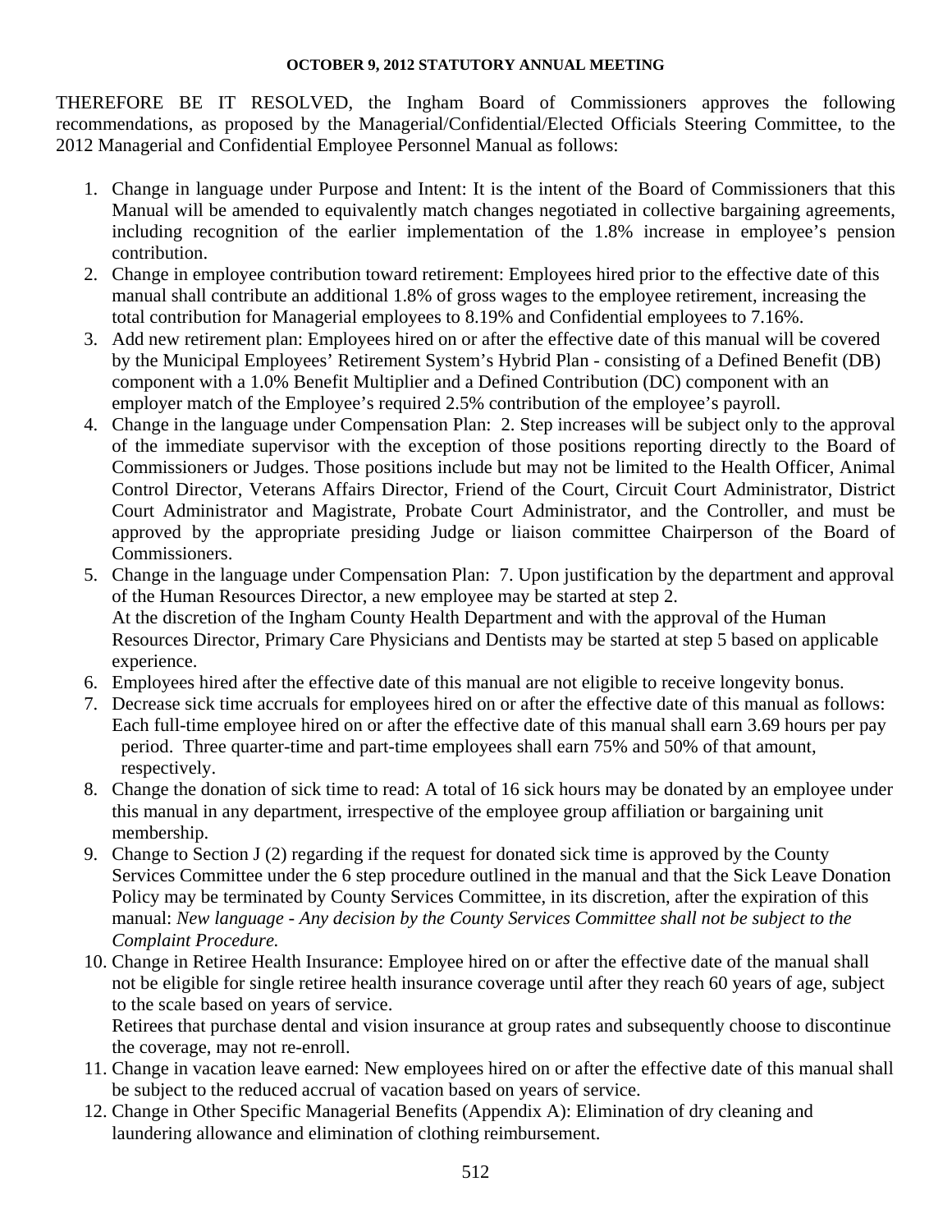THEREFORE BE IT RESOLVED, the Ingham Board of Commissioners approves the following recommendations, as proposed by the Managerial/Confidential/Elected Officials Steering Committee, to the 2012 Managerial and Confidential Employee Personnel Manual as follows:

1. Change in language under Purpose and Intent: It is the intent of the Board of Commissioners that this Manual will be amended to equivalently match changes negotiated in collective bargaining agreements, including recognition of the earlier implementation of the 1.8% increase in employee's pension contribution.
2. Change in employee contribution toward retirement: Employees hired prior to the effective date of this manual shall contribute an additional 1.8% of gross wages to the employee retirement, increasing the total contribution for Managerial employees to 8.19% and Confidential employees to 7.16%.
3. Add new retirement plan: Employees hired on or after the effective date of this manual will be covered by the Municipal Employees' Retirement System's Hybrid Plan - consisting of a Defined Benefit (DB) component with a 1.0% Benefit Multiplier and a Defined Contribution (DC) component with an employer match of the Employee's required 2.5% contribution of the employee's payroll.
4. Change in the language under Compensation Plan: 2. Step increases will be subject only to the approval of the immediate supervisor with the exception of those positions reporting directly to the Board of Commissioners or Judges. Those positions include but may not be limited to the Health Officer, Animal Control Director, Veterans Affairs Director, Friend of the Court, Circuit Court Administrator, District Court Administrator and Magistrate, Probate Court Administrator, and the Controller, and must be approved by the appropriate presiding Judge or liaison committee Chairperson of the Board of Commissioners.
5. Change in the language under Compensation Plan: 7. Upon justification by the department and approval of the Human Resources Director, a new employee may be started at step 2.
   At the discretion of the Ingham County Health Department and with the approval of the Human Resources Director, Primary Care Physicians and Dentists may be started at step 5 based on applicable experience.
6. Employees hired after the effective date of this manual are not eligible to receive longevity bonus.
7. Decrease sick time accruals for employees hired on or after the effective date of this manual as follows: Each full-time employee hired on or after the effective date of this manual shall earn 3.69 hours per pay period. Three quarter-time and part-time employees shall earn 75% and 50% of that amount, respectively.
8. Change the donation of sick time to read: A total of 16 sick hours may be donated by an employee under this manual in any department, irrespective of the employee group affiliation or bargaining unit membership.
9. Change to Section J (2) regarding if the request for donated sick time is approved by the County Services Committee under the 6 step procedure outlined in the manual and that the Sick Leave Donation Policy may be terminated by County Services Committee, in its discretion, after the expiration of this manual: *New language - Any decision by the County Services Committee shall not be subject to the Complaint Procedure.*
10. Change in Retiree Health Insurance: Employee hired on or after the effective date of the manual shall not be eligible for single retiree health insurance coverage until after they reach 60 years of age, subject to the scale based on years of service.
    Retirees that purchase dental and vision insurance at group rates and subsequently choose to discontinue the coverage, may not re-enroll.
11. Change in vacation leave earned: New employees hired on or after the effective date of this manual shall be subject to the reduced accrual of vacation based on years of service.
12. Change in Other Specific Managerial Benefits (Appendix A): Elimination of dry cleaning and laundering allowance and elimination of clothing reimbursement.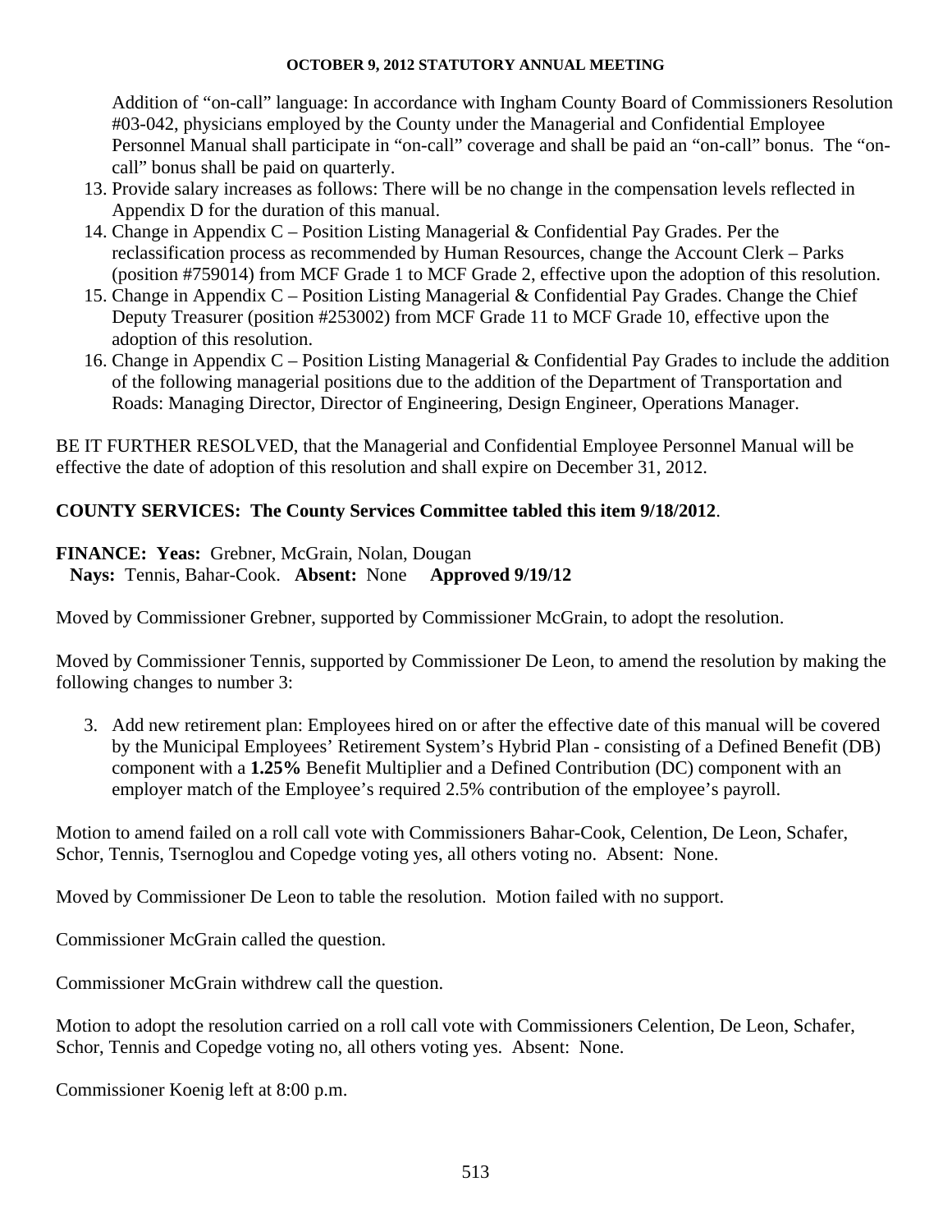Addition of "on-call" language: In accordance with Ingham County Board of Commissioners Resolution #03-042, physicians employed by the County under the Managerial and Confidential Employee Personnel Manual shall participate in "on-call" coverage and shall be paid an "on-call" bonus. The "on-call" bonus shall be paid on quarterly.

13. Provide salary increases as follows: There will be no change in the compensation levels reflected in Appendix D for the duration of this manual.
14. Change in Appendix C – Position Listing Managerial & Confidential Pay Grades. Per the reclassification process as recommended by Human Resources, change the Account Clerk – Parks (position #759014) from MCF Grade 1 to MCF Grade 2, effective upon the adoption of this resolution.
15. Change in Appendix C – Position Listing Managerial & Confidential Pay Grades. Change the Chief Deputy Treasurer (position #253002) from MCF Grade 11 to MCF Grade 10, effective upon the adoption of this resolution.
16. Change in Appendix C – Position Listing Managerial & Confidential Pay Grades to include the addition of the following managerial positions due to the addition of the Department of Transportation and Roads: Managing Director, Director of Engineering, Design Engineer, Operations Manager.

BE IT FURTHER RESOLVED, that the Managerial and Confidential Employee Personnel Manual will be effective the date of adoption of this resolution and shall expire on December 31, 2012.

**COUNTY SERVICES: The County Services Committee tabled this item 9/18/2012**.

**FINANCE: Yeas:** Grebner, McGrain, Nolan, Dougan
**Nays:** Tennis, Bahar-Cook. **Absent:** None **Approved 9/19/12**

Moved by Commissioner Grebner, supported by Commissioner McGrain, to adopt the resolution.

Moved by Commissioner Tennis, supported by Commissioner De Leon, to amend the resolution by making the following changes to number 3:

3. Add new retirement plan: Employees hired on or after the effective date of this manual will be covered by the Municipal Employees' Retirement System's Hybrid Plan - consisting of a Defined Benefit (DB) component with a **1.25%** Benefit Multiplier and a Defined Contribution (DC) component with an employer match of the Employee's required 2.5% contribution of the employee's payroll.

Motion to amend failed on a roll call vote with Commissioners Bahar-Cook, Celention, De Leon, Schafer, Schor, Tennis, Tsernoglou and Copedge voting yes, all others voting no. Absent: None.

Moved by Commissioner De Leon to table the resolution. Motion failed with no support.

Commissioner McGrain called the question.

Commissioner McGrain withdrew call the question.

Motion to adopt the resolution carried on a roll call vote with Commissioners Celention, De Leon, Schafer, Schor, Tennis and Copedge voting no, all others voting yes. Absent: None.

Commissioner Koenig left at 8:00 p.m.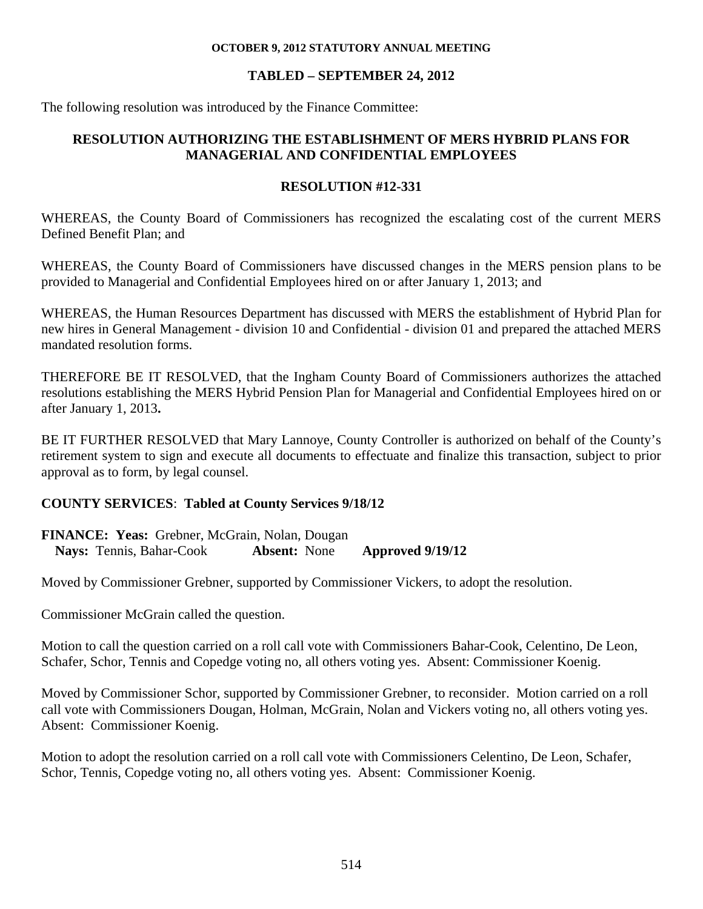**OCTOBER 9, 2012 STATUTORY ANNUAL MEETING**

**TABLED – SEPTEMBER 24, 2012**

The following resolution was introduced by the Finance Committee:

## RESOLUTION AUTHORIZING THE ESTABLISHMENT OF MERS HYBRID PLANS FOR MANAGERIAL AND CONFIDENTIAL EMPLOYEES

## RESOLUTION #12-331

WHEREAS, the County Board of Commissioners has recognized the escalating cost of the current MERS Defined Benefit Plan; and

WHEREAS, the County Board of Commissioners have discussed changes in the MERS pension plans to be provided to Managerial and Confidential Employees hired on or after January 1, 2013; and

WHEREAS, the Human Resources Department has discussed with MERS the establishment of Hybrid Plan for new hires in General Management - division 10 and Confidential - division 01 and prepared the attached MERS mandated resolution forms.

THEREFORE BE IT RESOLVED, that the Ingham County Board of Commissioners authorizes the attached resolutions establishing the MERS Hybrid Pension Plan for Managerial and Confidential Employees hired on or after January 1, 2013**.**

BE IT FURTHER RESOLVED that Mary Lannoye, County Controller is authorized on behalf of the County's retirement system to sign and execute all documents to effectuate and finalize this transaction, subject to prior approval as to form, by legal counsel.

**COUNTY SERVICES**: **Tabled at County Services 9/18/12**

**FINANCE: Yeas:** Grebner, McGrain, Nolan, Dougan
**Nays:** Tennis, Bahar-Cook **Absent:** None **Approved 9/19/12**

Moved by Commissioner Grebner, supported by Commissioner Vickers, to adopt the resolution.

Commissioner McGrain called the question.

Motion to call the question carried on a roll call vote with Commissioners Bahar-Cook, Celentino, De Leon, Schafer, Schor, Tennis and Copedge voting no, all others voting yes. Absent: Commissioner Koenig.

Moved by Commissioner Schor, supported by Commissioner Grebner, to reconsider. Motion carried on a roll call vote with Commissioners Dougan, Holman, McGrain, Nolan and Vickers voting no, all others voting yes. Absent: Commissioner Koenig.

Motion to adopt the resolution carried on a roll call vote with Commissioners Celentino, De Leon, Schafer, Schor, Tennis, Copedge voting no, all others voting yes. Absent: Commissioner Koenig.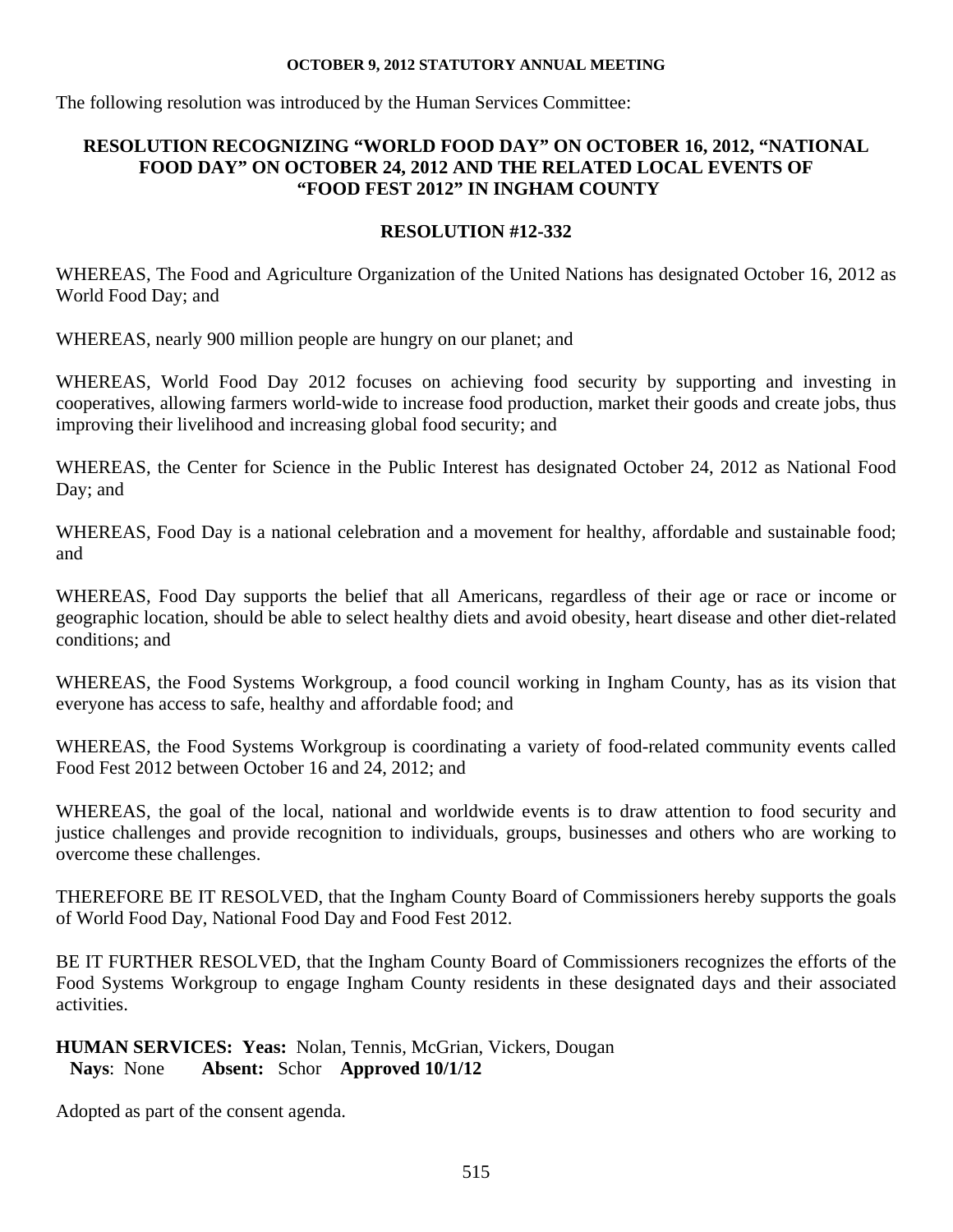The following resolution was introduced by the Human Services Committee:

## RESOLUTION RECOGNIZING "WORLD FOOD DAY" ON OCTOBER 16, 2012, "NATIONAL FOOD DAY" ON OCTOBER 24, 2012 AND THE RELATED LOCAL EVENTS OF "FOOD FEST 2012" IN INGHAM COUNTY

## RESOLUTION #12-332

WHEREAS, The Food and Agriculture Organization of the United Nations has designated October 16, 2012 as World Food Day; and

WHEREAS, nearly 900 million people are hungry on our planet; and

WHEREAS, World Food Day 2012 focuses on achieving food security by supporting and investing in cooperatives, allowing farmers world-wide to increase food production, market their goods and create jobs, thus improving their livelihood and increasing global food security; and

WHEREAS, the Center for Science in the Public Interest has designated October 24, 2012 as National Food Day; and

WHEREAS, Food Day is a national celebration and a movement for healthy, affordable and sustainable food; and

WHEREAS, Food Day supports the belief that all Americans, regardless of their age or race or income or geographic location, should be able to select healthy diets and avoid obesity, heart disease and other diet-related conditions; and

WHEREAS, the Food Systems Workgroup, a food council working in Ingham County, has as its vision that everyone has access to safe, healthy and affordable food; and

WHEREAS, the Food Systems Workgroup is coordinating a variety of food-related community events called Food Fest 2012 between October 16 and 24, 2012; and

WHEREAS, the goal of the local, national and worldwide events is to draw attention to food security and justice challenges and provide recognition to individuals, groups, businesses and others who are working to overcome these challenges.

THEREFORE BE IT RESOLVED, that the Ingham County Board of Commissioners hereby supports the goals of World Food Day, National Food Day and Food Fest 2012.

BE IT FURTHER RESOLVED, that the Ingham County Board of Commissioners recognizes the efforts of the Food Systems Workgroup to engage Ingham County residents in these designated days and their associated activities.

**HUMAN SERVICES: Yeas:** Nolan, Tennis, McGrian, Vickers, Dougan
**Nays**: None **Absent:** Schor **Approved 10/1/12**

Adopted as part of the consent agenda.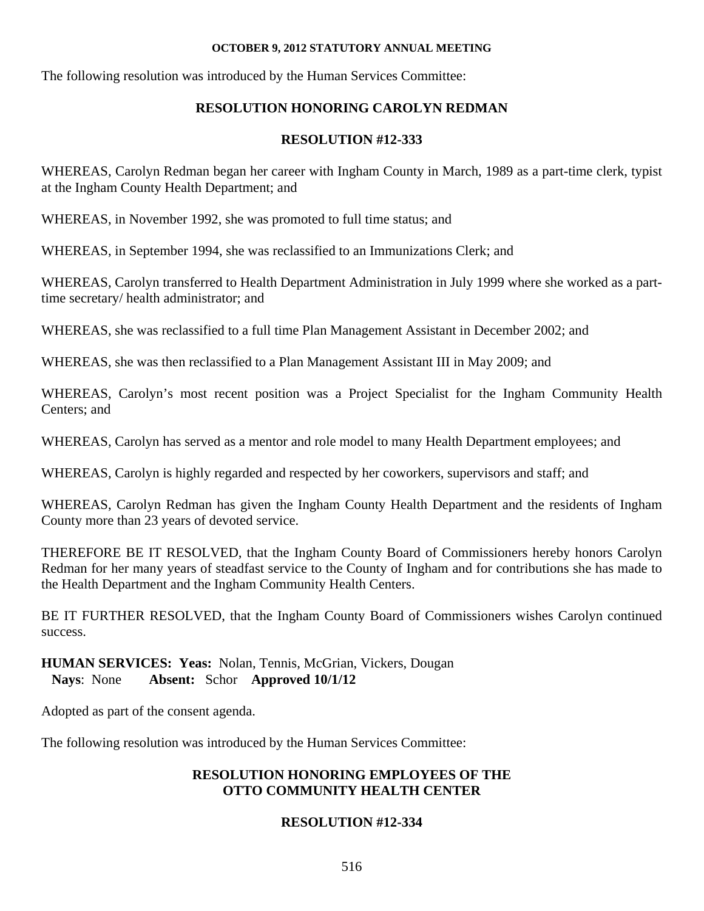The following resolution was introduced by the Human Services Committee:

## RESOLUTION HONORING CAROLYN REDMAN

## RESOLUTION #12-333

WHEREAS, Carolyn Redman began her career with Ingham County in March, 1989 as a part-time clerk, typist at the Ingham County Health Department; and

WHEREAS, in November 1992, she was promoted to full time status; and

WHEREAS, in September 1994, she was reclassified to an Immunizations Clerk; and

WHEREAS, Carolyn transferred to Health Department Administration in July 1999 where she worked as a part-time secretary/ health administrator; and

WHEREAS, she was reclassified to a full time Plan Management Assistant in December 2002; and

WHEREAS, she was then reclassified to a Plan Management Assistant III in May 2009; and

WHEREAS, Carolyn's most recent position was a Project Specialist for the Ingham Community Health Centers; and

WHEREAS, Carolyn has served as a mentor and role model to many Health Department employees; and

WHEREAS, Carolyn is highly regarded and respected by her coworkers, supervisors and staff; and

WHEREAS, Carolyn Redman has given the Ingham County Health Department and the residents of Ingham County more than 23 years of devoted service.

THEREFORE BE IT RESOLVED, that the Ingham County Board of Commissioners hereby honors Carolyn Redman for her many years of steadfast service to the County of Ingham and for contributions she has made to the Health Department and the Ingham Community Health Centers.

BE IT FURTHER RESOLVED, that the Ingham County Board of Commissioners wishes Carolyn continued success.

**HUMAN SERVICES: Yeas:** Nolan, Tennis, McGrian, Vickers, Dougan
**Nays**: None **Absent:** Schor **Approved 10/1/12**

Adopted as part of the consent agenda.

The following resolution was introduced by the Human Services Committee:

## RESOLUTION HONORING EMPLOYEES OF THE OTTO COMMUNITY HEALTH CENTER

## RESOLUTION #12-334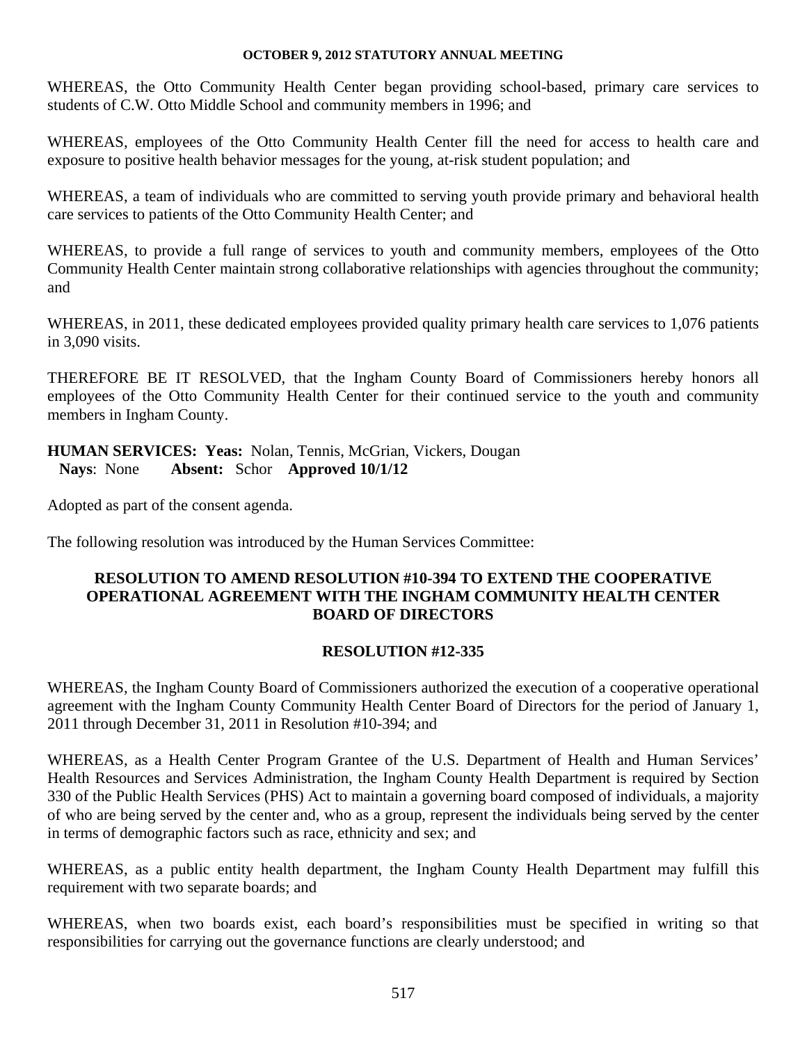WHEREAS, the Otto Community Health Center began providing school-based, primary care services to students of C.W. Otto Middle School and community members in 1996; and

WHEREAS, employees of the Otto Community Health Center fill the need for access to health care and exposure to positive health behavior messages for the young, at-risk student population; and

WHEREAS, a team of individuals who are committed to serving youth provide primary and behavioral health care services to patients of the Otto Community Health Center; and

WHEREAS, to provide a full range of services to youth and community members, employees of the Otto Community Health Center maintain strong collaborative relationships with agencies throughout the community; and

WHEREAS, in 2011, these dedicated employees provided quality primary health care services to 1,076 patients in 3,090 visits.

THEREFORE BE IT RESOLVED, that the Ingham County Board of Commissioners hereby honors all employees of the Otto Community Health Center for their continued service to the youth and community members in Ingham County.

**HUMAN SERVICES: Yeas:** Nolan, Tennis, McGrian, Vickers, Dougan
**Nays**: None **Absent:** Schor **Approved 10/1/12**

Adopted as part of the consent agenda.

The following resolution was introduced by the Human Services Committee:

## RESOLUTION TO AMEND RESOLUTION #10-394 TO EXTEND THE COOPERATIVE OPERATIONAL AGREEMENT WITH THE INGHAM COMMUNITY HEALTH CENTER BOARD OF DIRECTORS

## RESOLUTION #12-335

WHEREAS, the Ingham County Board of Commissioners authorized the execution of a cooperative operational agreement with the Ingham County Community Health Center Board of Directors for the period of January 1, 2011 through December 31, 2011 in Resolution #10-394; and

WHEREAS, as a Health Center Program Grantee of the U.S. Department of Health and Human Services' Health Resources and Services Administration, the Ingham County Health Department is required by Section 330 of the Public Health Services (PHS) Act to maintain a governing board composed of individuals, a majority of who are being served by the center and, who as a group, represent the individuals being served by the center in terms of demographic factors such as race, ethnicity and sex; and

WHEREAS, as a public entity health department, the Ingham County Health Department may fulfill this requirement with two separate boards; and

WHEREAS, when two boards exist, each board's responsibilities must be specified in writing so that responsibilities for carrying out the governance functions are clearly understood; and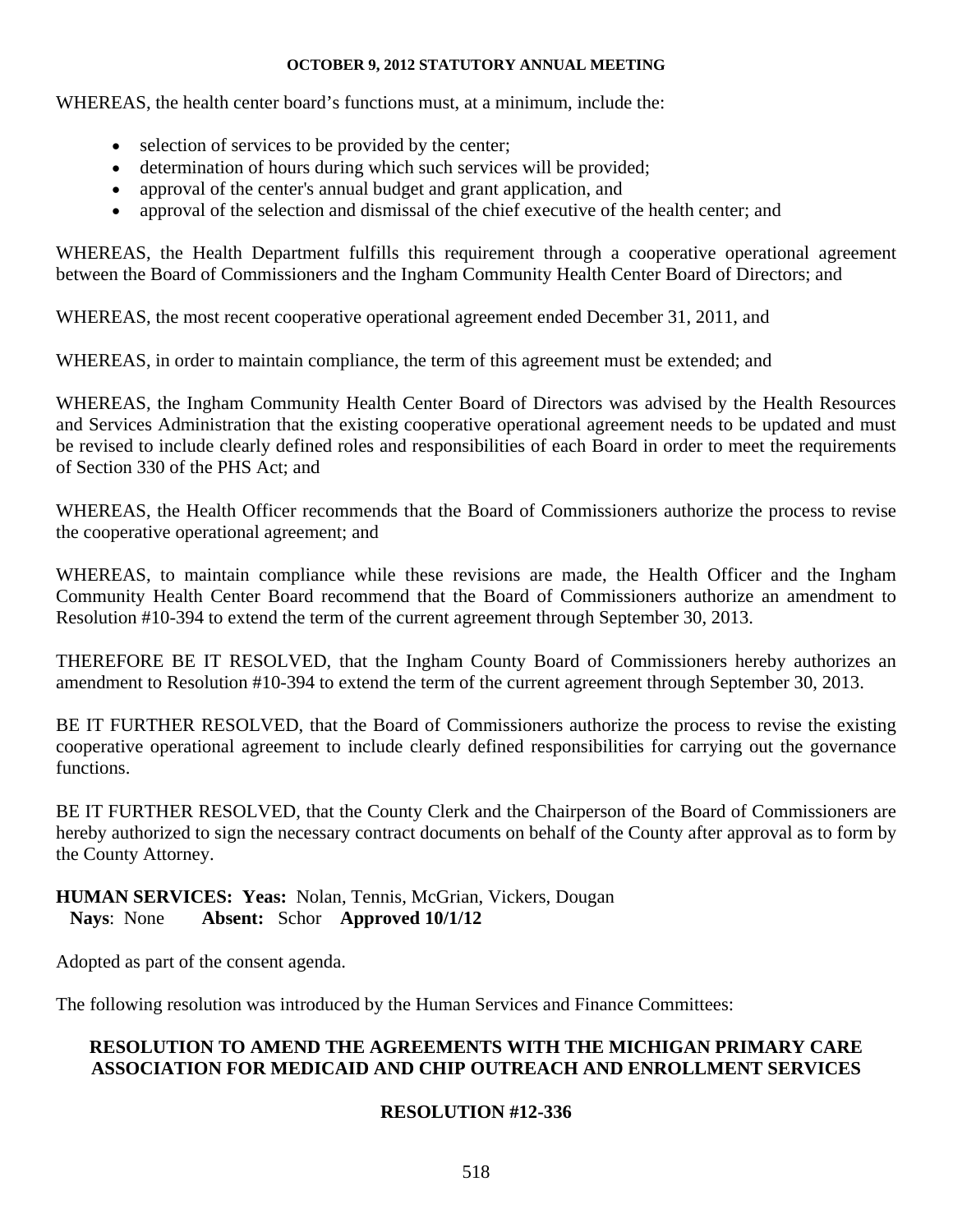WHEREAS, the health center board's functions must, at a minimum, include the:

- selection of services to be provided by the center;
- determination of hours during which such services will be provided;
- approval of the center's annual budget and grant application, and
- approval of the selection and dismissal of the chief executive of the health center; and

WHEREAS, the Health Department fulfills this requirement through a cooperative operational agreement between the Board of Commissioners and the Ingham Community Health Center Board of Directors; and

WHEREAS, the most recent cooperative operational agreement ended December 31, 2011, and

WHEREAS, in order to maintain compliance, the term of this agreement must be extended; and

WHEREAS, the Ingham Community Health Center Board of Directors was advised by the Health Resources and Services Administration that the existing cooperative operational agreement needs to be updated and must be revised to include clearly defined roles and responsibilities of each Board in order to meet the requirements of Section 330 of the PHS Act; and

WHEREAS, the Health Officer recommends that the Board of Commissioners authorize the process to revise the cooperative operational agreement; and

WHEREAS, to maintain compliance while these revisions are made, the Health Officer and the Ingham Community Health Center Board recommend that the Board of Commissioners authorize an amendment to Resolution #10-394 to extend the term of the current agreement through September 30, 2013.

THEREFORE BE IT RESOLVED, that the Ingham County Board of Commissioners hereby authorizes an amendment to Resolution #10-394 to extend the term of the current agreement through September 30, 2013.

BE IT FURTHER RESOLVED, that the Board of Commissioners authorize the process to revise the existing cooperative operational agreement to include clearly defined responsibilities for carrying out the governance functions.

BE IT FURTHER RESOLVED, that the County Clerk and the Chairperson of the Board of Commissioners are hereby authorized to sign the necessary contract documents on behalf of the County after approval as to form by the County Attorney.

**HUMAN SERVICES: Yeas:** Nolan, Tennis, McGrian, Vickers, Dougan
**Nays**: None **Absent:** Schor **Approved 10/1/12**

Adopted as part of the consent agenda.

The following resolution was introduced by the Human Services and Finance Committees:

## RESOLUTION TO AMEND THE AGREEMENTS WITH THE MICHIGAN PRIMARY CARE ASSOCIATION FOR MEDICAID AND CHIP OUTREACH AND ENROLLMENT SERVICES

### RESOLUTION #12-336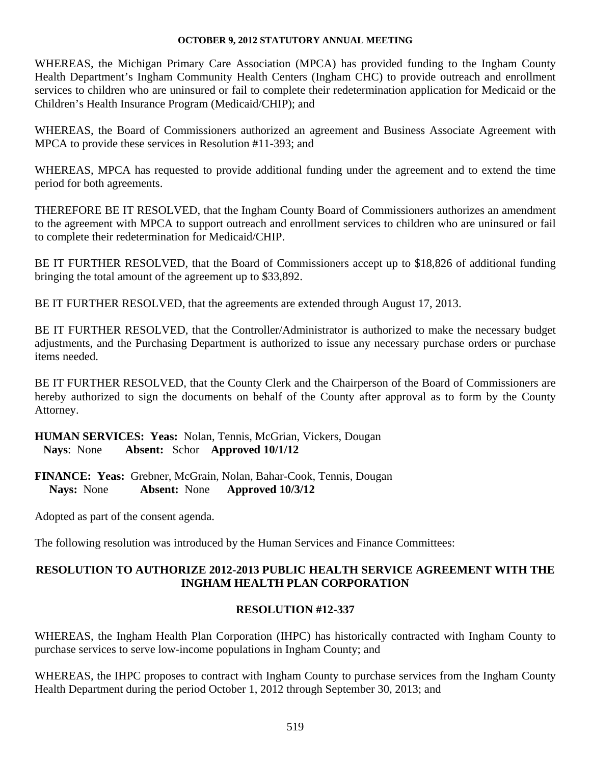WHEREAS, the Michigan Primary Care Association (MPCA) has provided funding to the Ingham County Health Department's Ingham Community Health Centers (Ingham CHC) to provide outreach and enrollment services to children who are uninsured or fail to complete their redetermination application for Medicaid or the Children's Health Insurance Program (Medicaid/CHIP); and

WHEREAS, the Board of Commissioners authorized an agreement and Business Associate Agreement with MPCA to provide these services in Resolution #11-393; and

WHEREAS, MPCA has requested to provide additional funding under the agreement and to extend the time period for both agreements.

THEREFORE BE IT RESOLVED, that the Ingham County Board of Commissioners authorizes an amendment to the agreement with MPCA to support outreach and enrollment services to children who are uninsured or fail to complete their redetermination for Medicaid/CHIP.

BE IT FURTHER RESOLVED, that the Board of Commissioners accept up to $18,826 of additional funding bringing the total amount of the agreement up to $33,892.

BE IT FURTHER RESOLVED, that the agreements are extended through August 17, 2013.

BE IT FURTHER RESOLVED, that the Controller/Administrator is authorized to make the necessary budget adjustments, and the Purchasing Department is authorized to issue any necessary purchase orders or purchase items needed.

BE IT FURTHER RESOLVED, that the County Clerk and the Chairperson of the Board of Commissioners are hereby authorized to sign the documents on behalf of the County after approval as to form by the County Attorney.

**HUMAN SERVICES: Yeas:** Nolan, Tennis, McGrian, Vickers, Dougan
**Nays**: None **Absent:** Schor **Approved 10/1/12**

**FINANCE: Yeas:** Grebner, McGrain, Nolan, Bahar-Cook, Tennis, Dougan
**Nays:** None **Absent:** None **Approved 10/3/12**

Adopted as part of the consent agenda.

The following resolution was introduced by the Human Services and Finance Committees:

**RESOLUTION TO AUTHORIZE 2012-2013 PUBLIC HEALTH SERVICE AGREEMENT WITH THE INGHAM HEALTH PLAN CORPORATION**

**RESOLUTION #12-337**

WHEREAS, the Ingham Health Plan Corporation (IHPC) has historically contracted with Ingham County to purchase services to serve low-income populations in Ingham County; and

WHEREAS, the IHPC proposes to contract with Ingham County to purchase services from the Ingham County Health Department during the period October 1, 2012 through September 30, 2013; and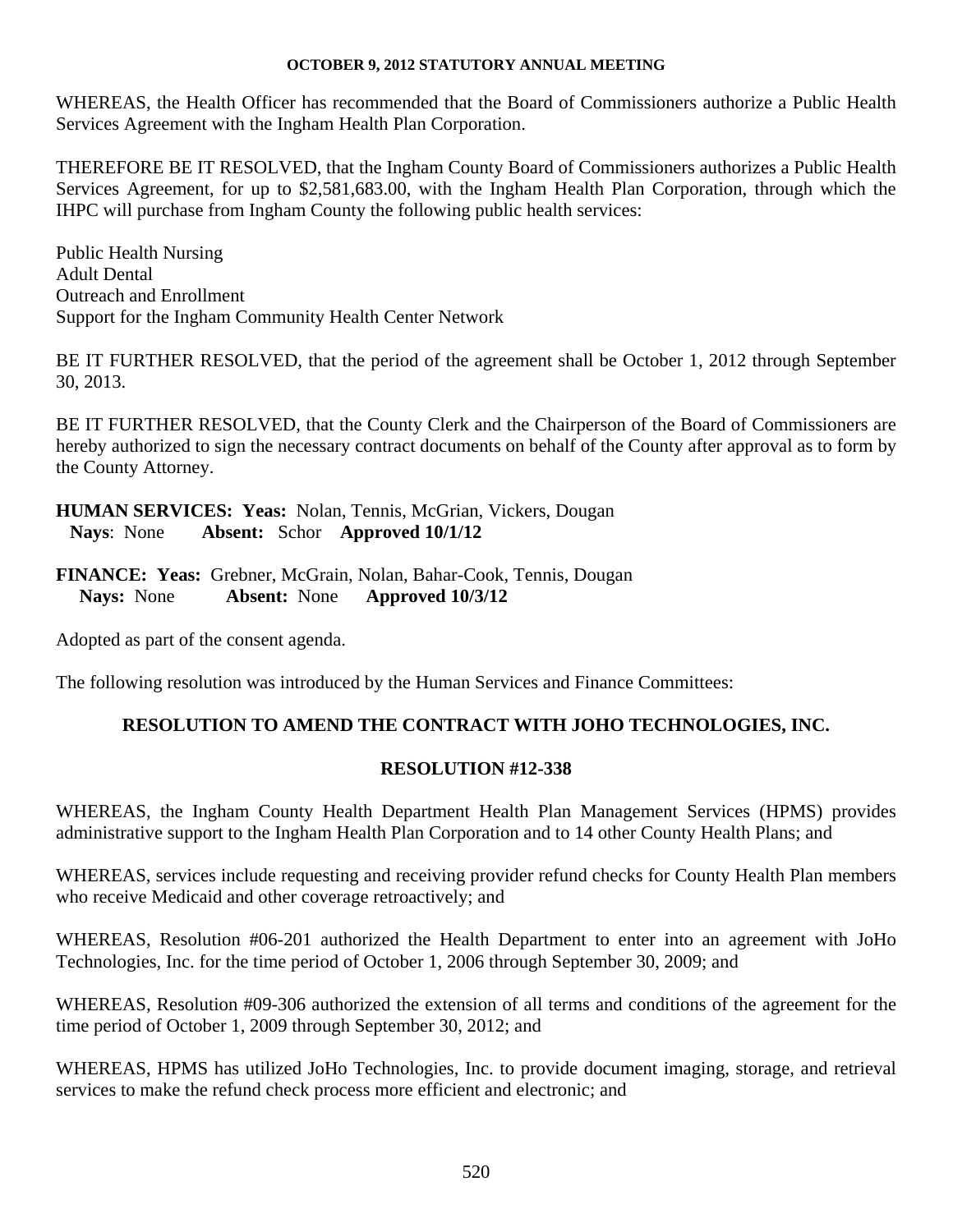WHEREAS, the Health Officer has recommended that the Board of Commissioners authorize a Public Health Services Agreement with the Ingham Health Plan Corporation.

THEREFORE BE IT RESOLVED, that the Ingham County Board of Commissioners authorizes a Public Health Services Agreement, for up to $2,581,683.00, with the Ingham Health Plan Corporation, through which the IHPC will purchase from Ingham County the following public health services:

Public Health Nursing
Adult Dental
Outreach and Enrollment
Support for the Ingham Community Health Center Network

BE IT FURTHER RESOLVED, that the period of the agreement shall be October 1, 2012 through September 30, 2013.

BE IT FURTHER RESOLVED, that the County Clerk and the Chairperson of the Board of Commissioners are hereby authorized to sign the necessary contract documents on behalf of the County after approval as to form by the County Attorney.

**HUMAN SERVICES: Yeas:** Nolan, Tennis, McGrian, Vickers, Dougan
**Nays**: None **Absent:** Schor **Approved 10/1/12**

**FINANCE: Yeas:** Grebner, McGrain, Nolan, Bahar-Cook, Tennis, Dougan
**Nays:** None **Absent:** None **Approved 10/3/12**

Adopted as part of the consent agenda.

The following resolution was introduced by the Human Services and Finance Committees:

## RESOLUTION TO AMEND THE CONTRACT WITH JOHO TECHNOLOGIES, INC.

## RESOLUTION #12-338

WHEREAS, the Ingham County Health Department Health Plan Management Services (HPMS) provides administrative support to the Ingham Health Plan Corporation and to 14 other County Health Plans; and

WHEREAS, services include requesting and receiving provider refund checks for County Health Plan members who receive Medicaid and other coverage retroactively; and

WHEREAS, Resolution #06-201 authorized the Health Department to enter into an agreement with JoHo Technologies, Inc. for the time period of October 1, 2006 through September 30, 2009; and

WHEREAS, Resolution #09-306 authorized the extension of all terms and conditions of the agreement for the time period of October 1, 2009 through September 30, 2012; and

WHEREAS, HPMS has utilized JoHo Technologies, Inc. to provide document imaging, storage, and retrieval services to make the refund check process more efficient and electronic; and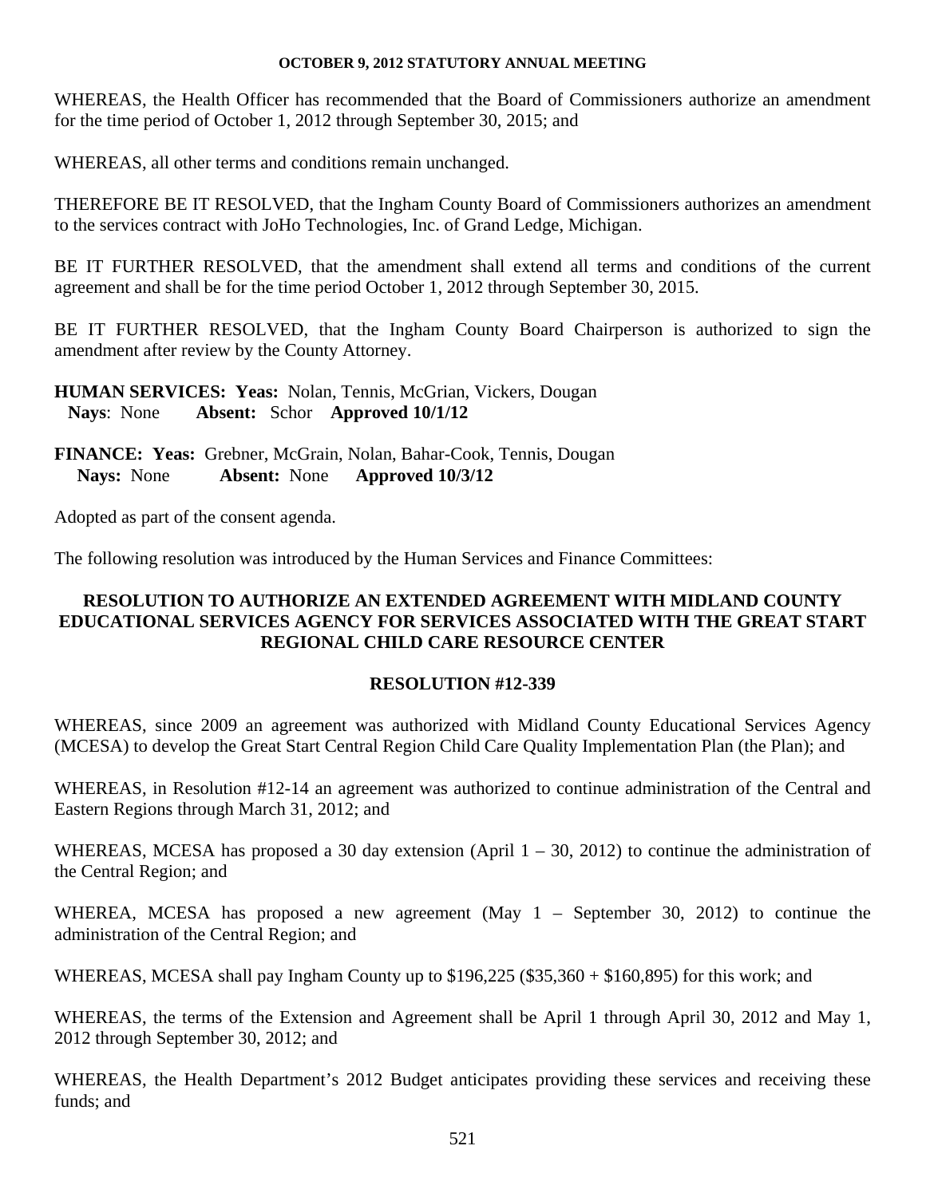WHEREAS, the Health Officer has recommended that the Board of Commissioners authorize an amendment for the time period of October 1, 2012 through September 30, 2015; and

WHEREAS, all other terms and conditions remain unchanged.

THEREFORE BE IT RESOLVED, that the Ingham County Board of Commissioners authorizes an amendment to the services contract with JoHo Technologies, Inc. of Grand Ledge, Michigan.

BE IT FURTHER RESOLVED, that the amendment shall extend all terms and conditions of the current agreement and shall be for the time period October 1, 2012 through September 30, 2015.

BE IT FURTHER RESOLVED, that the Ingham County Board Chairperson is authorized to sign the amendment after review by the County Attorney.

**HUMAN SERVICES: Yeas:** Nolan, Tennis, McGrian, Vickers, Dougan
**Nays**: None **Absent:** Schor **Approved 10/1/12**

**FINANCE: Yeas:** Grebner, McGrain, Nolan, Bahar-Cook, Tennis, Dougan
**Nays:** None **Absent:** None **Approved 10/3/12**

Adopted as part of the consent agenda.

The following resolution was introduced by the Human Services and Finance Committees:

**RESOLUTION TO AUTHORIZE AN EXTENDED AGREEMENT WITH MIDLAND COUNTY EDUCATIONAL SERVICES AGENCY FOR SERVICES ASSOCIATED WITH THE GREAT START REGIONAL CHILD CARE RESOURCE CENTER**

**RESOLUTION #12-339**

WHEREAS, since 2009 an agreement was authorized with Midland County Educational Services Agency (MCESA) to develop the Great Start Central Region Child Care Quality Implementation Plan (the Plan); and

WHEREAS, in Resolution #12-14 an agreement was authorized to continue administration of the Central and Eastern Regions through March 31, 2012; and

WHEREAS, MCESA has proposed a 30 day extension (April 1 – 30, 2012) to continue the administration of the Central Region; and

WHEREA, MCESA has proposed a new agreement (May 1 – September 30, 2012) to continue the administration of the Central Region; and

WHEREAS, MCESA shall pay Ingham County up to $196,225 ($35,360 + $160,895) for this work; and

WHEREAS, the terms of the Extension and Agreement shall be April 1 through April 30, 2012 and May 1, 2012 through September 30, 2012; and

WHEREAS, the Health Department's 2012 Budget anticipates providing these services and receiving these funds; and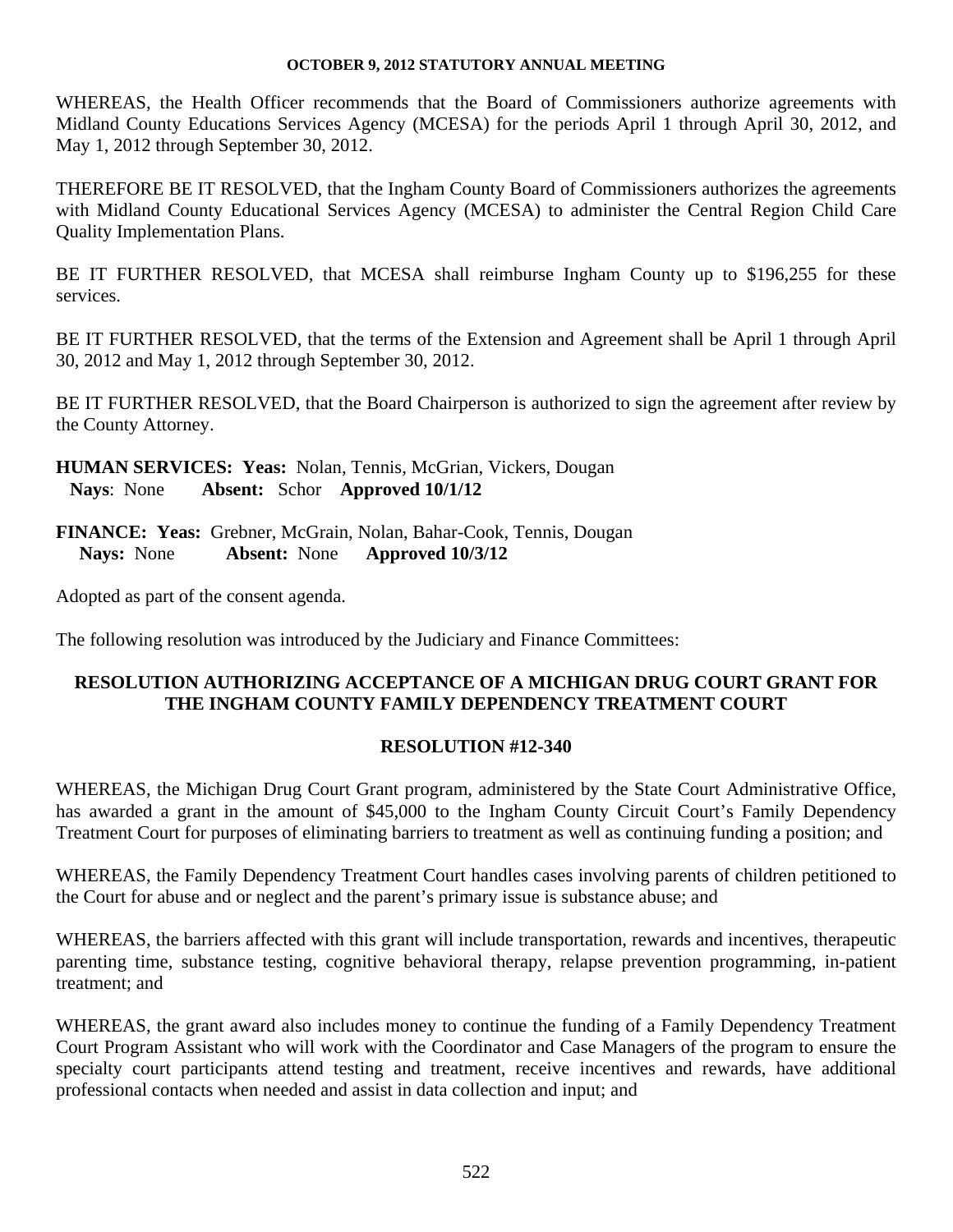WHEREAS, the Health Officer recommends that the Board of Commissioners authorize agreements with Midland County Educations Services Agency (MCESA) for the periods April 1 through April 30, 2012, and May 1, 2012 through September 30, 2012.

THEREFORE BE IT RESOLVED, that the Ingham County Board of Commissioners authorizes the agreements with Midland County Educational Services Agency (MCESA) to administer the Central Region Child Care Quality Implementation Plans.

BE IT FURTHER RESOLVED, that MCESA shall reimburse Ingham County up to $196,255 for these services.

BE IT FURTHER RESOLVED, that the terms of the Extension and Agreement shall be April 1 through April 30, 2012 and May 1, 2012 through September 30, 2012.

BE IT FURTHER RESOLVED, that the Board Chairperson is authorized to sign the agreement after review by the County Attorney.

**HUMAN SERVICES: Yeas:** Nolan, Tennis, McGrian, Vickers, Dougan
**Nays**: None **Absent:** Schor **Approved 10/1/12**

**FINANCE: Yeas:** Grebner, McGrain, Nolan, Bahar-Cook, Tennis, Dougan
**Nays:** None **Absent:** None **Approved 10/3/12**

Adopted as part of the consent agenda.

The following resolution was introduced by the Judiciary and Finance Committees:

## RESOLUTION AUTHORIZING ACCEPTANCE OF A MICHIGAN DRUG COURT GRANT FOR THE INGHAM COUNTY FAMILY DEPENDENCY TREATMENT COURT

### RESOLUTION #12-340

WHEREAS, the Michigan Drug Court Grant program, administered by the State Court Administrative Office, has awarded a grant in the amount of $45,000 to the Ingham County Circuit Court's Family Dependency Treatment Court for purposes of eliminating barriers to treatment as well as continuing funding a position; and

WHEREAS, the Family Dependency Treatment Court handles cases involving parents of children petitioned to the Court for abuse and or neglect and the parent's primary issue is substance abuse; and

WHEREAS, the barriers affected with this grant will include transportation, rewards and incentives, therapeutic parenting time, substance testing, cognitive behavioral therapy, relapse prevention programming, in-patient treatment; and

WHEREAS, the grant award also includes money to continue the funding of a Family Dependency Treatment Court Program Assistant who will work with the Coordinator and Case Managers of the program to ensure the specialty court participants attend testing and treatment, receive incentives and rewards, have additional professional contacts when needed and assist in data collection and input; and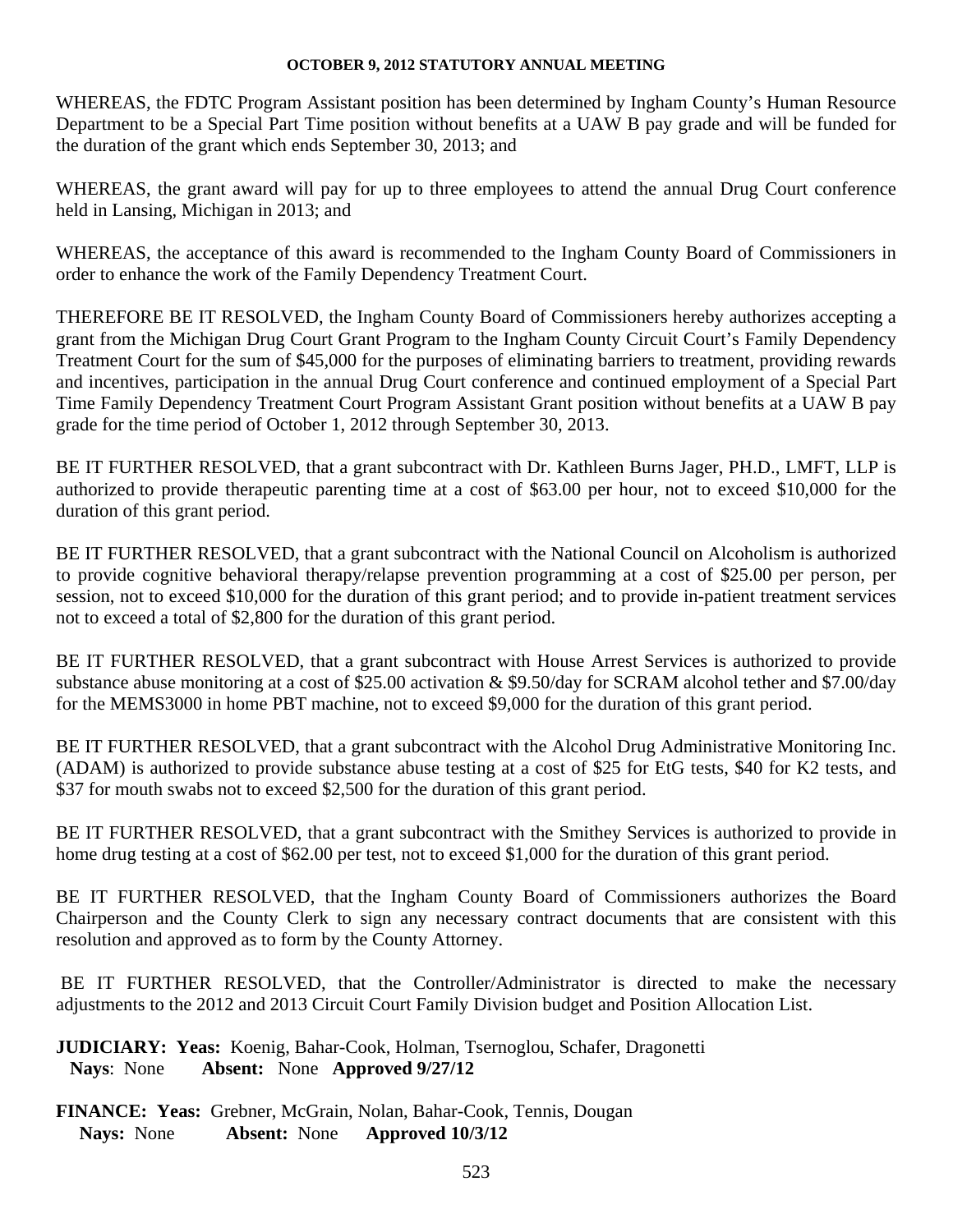WHEREAS, the FDTC Program Assistant position has been determined by Ingham County's Human Resource Department to be a Special Part Time position without benefits at a UAW B pay grade and will be funded for the duration of the grant which ends September 30, 2013; and

WHEREAS, the grant award will pay for up to three employees to attend the annual Drug Court conference held in Lansing, Michigan in 2013; and

WHEREAS, the acceptance of this award is recommended to the Ingham County Board of Commissioners in order to enhance the work of the Family Dependency Treatment Court.

THEREFORE BE IT RESOLVED, the Ingham County Board of Commissioners hereby authorizes accepting a grant from the Michigan Drug Court Grant Program to the Ingham County Circuit Court's Family Dependency Treatment Court for the sum of $45,000 for the purposes of eliminating barriers to treatment, providing rewards and incentives, participation in the annual Drug Court conference and continued employment of a Special Part Time Family Dependency Treatment Court Program Assistant Grant position without benefits at a UAW B pay grade for the time period of October 1, 2012 through September 30, 2013.

BE IT FURTHER RESOLVED, that a grant subcontract with Dr. Kathleen Burns Jager, PH.D., LMFT, LLP is authorized to provide therapeutic parenting time at a cost of $63.00 per hour, not to exceed $10,000 for the duration of this grant period.

BE IT FURTHER RESOLVED, that a grant subcontract with the National Council on Alcoholism is authorized to provide cognitive behavioral therapy/relapse prevention programming at a cost of $25.00 per person, per session, not to exceed $10,000 for the duration of this grant period; and to provide in-patient treatment services not to exceed a total of $2,800 for the duration of this grant period.

BE IT FURTHER RESOLVED, that a grant subcontract with House Arrest Services is authorized to provide substance abuse monitoring at a cost of $25.00 activation & $9.50/day for SCRAM alcohol tether and $7.00/day for the MEMS3000 in home PBT machine, not to exceed $9,000 for the duration of this grant period.

BE IT FURTHER RESOLVED, that a grant subcontract with the Alcohol Drug Administrative Monitoring Inc. (ADAM) is authorized to provide substance abuse testing at a cost of $25 for EtG tests, $40 for K2 tests, and $37 for mouth swabs not to exceed $2,500 for the duration of this grant period.

BE IT FURTHER RESOLVED, that a grant subcontract with the Smithey Services is authorized to provide in home drug testing at a cost of $62.00 per test, not to exceed $1,000 for the duration of this grant period.

BE IT FURTHER RESOLVED, that the Ingham County Board of Commissioners authorizes the Board Chairperson and the County Clerk to sign any necessary contract documents that are consistent with this resolution and approved as to form by the County Attorney.

BE IT FURTHER RESOLVED, that the Controller/Administrator is directed to make the necessary adjustments to the 2012 and 2013 Circuit Court Family Division budget and Position Allocation List.

**JUDICIARY: Yeas:** Koenig, Bahar-Cook, Holman, Tsernoglou, Schafer, Dragonetti
**Nays**: None **Absent:** None **Approved 9/27/12**

**FINANCE: Yeas:** Grebner, McGrain, Nolan, Bahar-Cook, Tennis, Dougan
**Nays:** None **Absent:** None **Approved 10/3/12**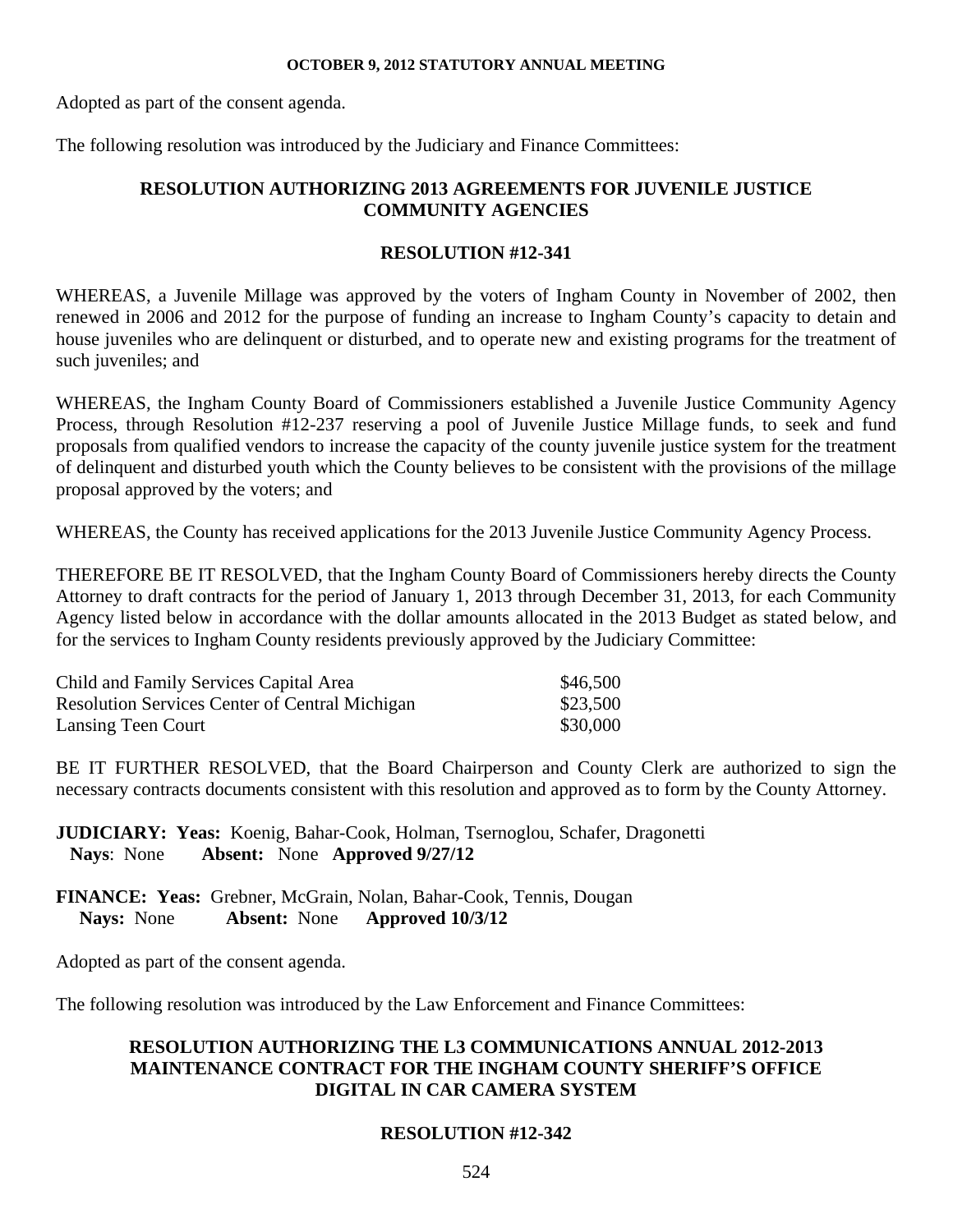Adopted as part of the consent agenda.

The following resolution was introduced by the Judiciary and Finance Committees:

**RESOLUTION AUTHORIZING 2013 AGREEMENTS FOR JUVENILE JUSTICE COMMUNITY AGENCIES**

**RESOLUTION #12-341**

WHEREAS, a Juvenile Millage was approved by the voters of Ingham County in November of 2002, then renewed in 2006 and 2012 for the purpose of funding an increase to Ingham County's capacity to detain and house juveniles who are delinquent or disturbed, and to operate new and existing programs for the treatment of such juveniles; and

WHEREAS, the Ingham County Board of Commissioners established a Juvenile Justice Community Agency Process, through Resolution #12-237 reserving a pool of Juvenile Justice Millage funds, to seek and fund proposals from qualified vendors to increase the capacity of the county juvenile justice system for the treatment of delinquent and disturbed youth which the County believes to be consistent with the provisions of the millage proposal approved by the voters; and

WHEREAS, the County has received applications for the 2013 Juvenile Justice Community Agency Process.

THEREFORE BE IT RESOLVED, that the Ingham County Board of Commissioners hereby directs the County Attorney to draft contracts for the period of January 1, 2013 through December 31, 2013, for each Community Agency listed below in accordance with the dollar amounts allocated in the 2013 Budget as stated below, and for the services to Ingham County residents previously approved by the Judiciary Committee:

| | |
|---|---|
| Child and Family Services Capital Area | \$46,500 |
| Resolution Services Center of Central Michigan | \$23,500 |
| Lansing Teen Court | \$30,000 |

BE IT FURTHER RESOLVED, that the Board Chairperson and County Clerk are authorized to sign the necessary contracts documents consistent with this resolution and approved as to form by the County Attorney.

**JUDICIARY: Yeas:** Koenig, Bahar-Cook, Holman, Tsernoglou, Schafer, Dragonetti
**Nays**: None **Absent:** None **Approved 9/27/12**

**FINANCE: Yeas:** Grebner, McGrain, Nolan, Bahar-Cook, Tennis, Dougan
**Nays:** None **Absent:** None **Approved 10/3/12**

Adopted as part of the consent agenda.

The following resolution was introduced by the Law Enforcement and Finance Committees:

**RESOLUTION AUTHORIZING THE L3 COMMUNICATIONS ANNUAL 2012-2013 MAINTENANCE CONTRACT FOR THE INGHAM COUNTY SHERIFF'S OFFICE DIGITAL IN CAR CAMERA SYSTEM**

**RESOLUTION #12-342**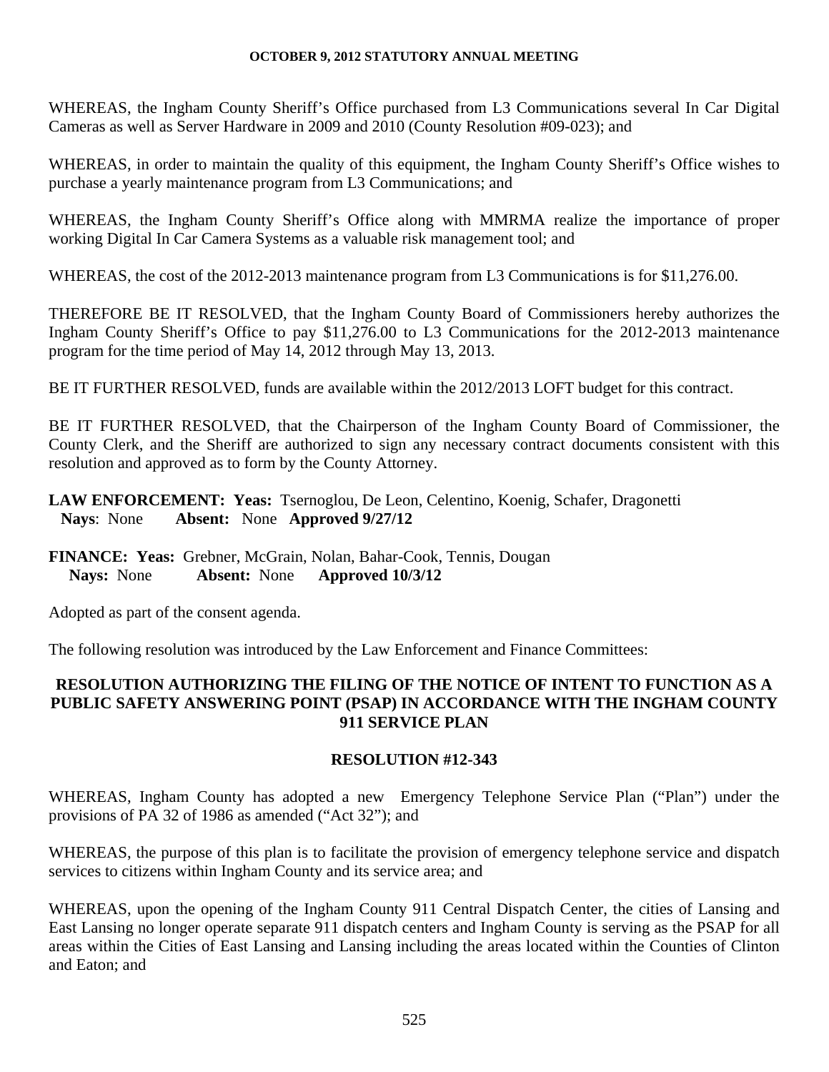WHEREAS, the Ingham County Sheriff's Office purchased from L3 Communications several In Car Digital Cameras as well as Server Hardware in 2009 and 2010 (County Resolution #09-023); and

WHEREAS, in order to maintain the quality of this equipment, the Ingham County Sheriff's Office wishes to purchase a yearly maintenance program from L3 Communications; and

WHEREAS, the Ingham County Sheriff's Office along with MMRMA realize the importance of proper working Digital In Car Camera Systems as a valuable risk management tool; and

WHEREAS, the cost of the 2012-2013 maintenance program from L3 Communications is for $11,276.00.

THEREFORE BE IT RESOLVED, that the Ingham County Board of Commissioners hereby authorizes the Ingham County Sheriff's Office to pay $11,276.00 to L3 Communications for the 2012-2013 maintenance program for the time period of May 14, 2012 through May 13, 2013.

BE IT FURTHER RESOLVED, funds are available within the 2012/2013 LOFT budget for this contract.

BE IT FURTHER RESOLVED, that the Chairperson of the Ingham County Board of Commissioner, the County Clerk, and the Sheriff are authorized to sign any necessary contract documents consistent with this resolution and approved as to form by the County Attorney.

**LAW ENFORCEMENT: Yeas:** Tsernoglou, De Leon, Celentino, Koenig, Schafer, Dragonetti
**Nays**: None **Absent:** None **Approved 9/27/12**

**FINANCE: Yeas:** Grebner, McGrain, Nolan, Bahar-Cook, Tennis, Dougan
**Nays:** None **Absent:** None **Approved 10/3/12**

Adopted as part of the consent agenda.

The following resolution was introduced by the Law Enforcement and Finance Committees:

## RESOLUTION AUTHORIZING THE FILING OF THE NOTICE OF INTENT TO FUNCTION AS A PUBLIC SAFETY ANSWERING POINT (PSAP) IN ACCORDANCE WITH THE INGHAM COUNTY 911 SERVICE PLAN

## RESOLUTION #12-343

WHEREAS, Ingham County has adopted a new Emergency Telephone Service Plan ("Plan") under the provisions of PA 32 of 1986 as amended ("Act 32"); and

WHEREAS, the purpose of this plan is to facilitate the provision of emergency telephone service and dispatch services to citizens within Ingham County and its service area; and

WHEREAS, upon the opening of the Ingham County 911 Central Dispatch Center, the cities of Lansing and East Lansing no longer operate separate 911 dispatch centers and Ingham County is serving as the PSAP for all areas within the Cities of East Lansing and Lansing including the areas located within the Counties of Clinton and Eaton; and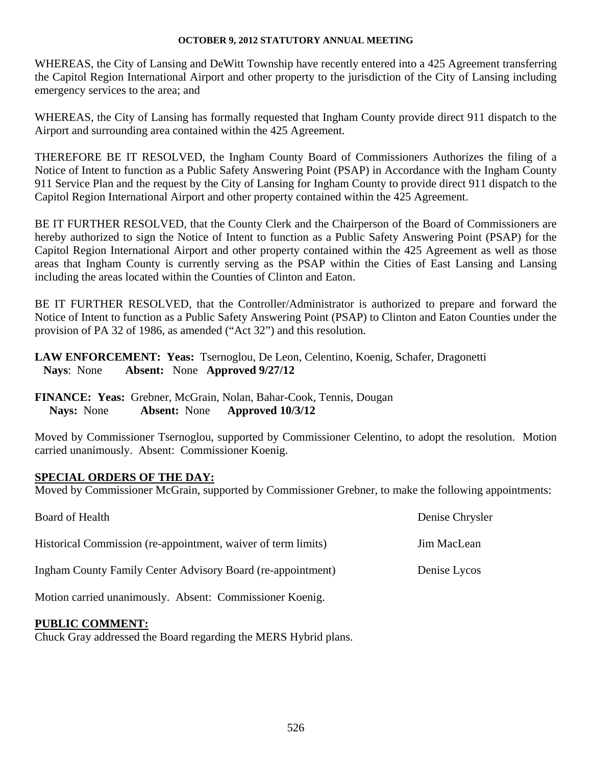WHEREAS, the City of Lansing and DeWitt Township have recently entered into a 425 Agreement transferring the Capitol Region International Airport and other property to the jurisdiction of the City of Lansing including emergency services to the area; and

WHEREAS, the City of Lansing has formally requested that Ingham County provide direct 911 dispatch to the Airport and surrounding area contained within the 425 Agreement.

THEREFORE BE IT RESOLVED, the Ingham County Board of Commissioners Authorizes the filing of a Notice of Intent to function as a Public Safety Answering Point (PSAP) in Accordance with the Ingham County 911 Service Plan and the request by the City of Lansing for Ingham County to provide direct 911 dispatch to the Capitol Region International Airport and other property contained within the 425 Agreement.

BE IT FURTHER RESOLVED, that the County Clerk and the Chairperson of the Board of Commissioners are hereby authorized to sign the Notice of Intent to function as a Public Safety Answering Point (PSAP) for the Capitol Region International Airport and other property contained within the 425 Agreement as well as those areas that Ingham County is currently serving as the PSAP within the Cities of East Lansing and Lansing including the areas located within the Counties of Clinton and Eaton.

BE IT FURTHER RESOLVED, that the Controller/Administrator is authorized to prepare and forward the Notice of Intent to function as a Public Safety Answering Point (PSAP) to Clinton and Eaton Counties under the provision of PA 32 of 1986, as amended ("Act 32") and this resolution.

**LAW ENFORCEMENT: Yeas:** Tsernoglou, De Leon, Celentino, Koenig, Schafer, Dragonetti
**Nays**: None **Absent:** None **Approved 9/27/12**

**FINANCE: Yeas:** Grebner, McGrain, Nolan, Bahar-Cook, Tennis, Dougan
**Nays:** None **Absent:** None **Approved 10/3/12**

Moved by Commissioner Tsernoglou, supported by Commissioner Celentino, to adopt the resolution. Motion carried unanimously. Absent: Commissioner Koenig.

## SPECIAL ORDERS OF THE DAY:

Moved by Commissioner McGrain, supported by Commissioner Grebner, to make the following appointments:

| | |
|---|---|
| Board of Health | Denise Chrysler |
| Historical Commission (re-appointment, waiver of term limits) | Jim MacLean |
| Ingham County Family Center Advisory Board (re-appointment) | Denise Lycos |

Motion carried unanimously. Absent: Commissioner Koenig.

## PUBLIC COMMENT:

Chuck Gray addressed the Board regarding the MERS Hybrid plans.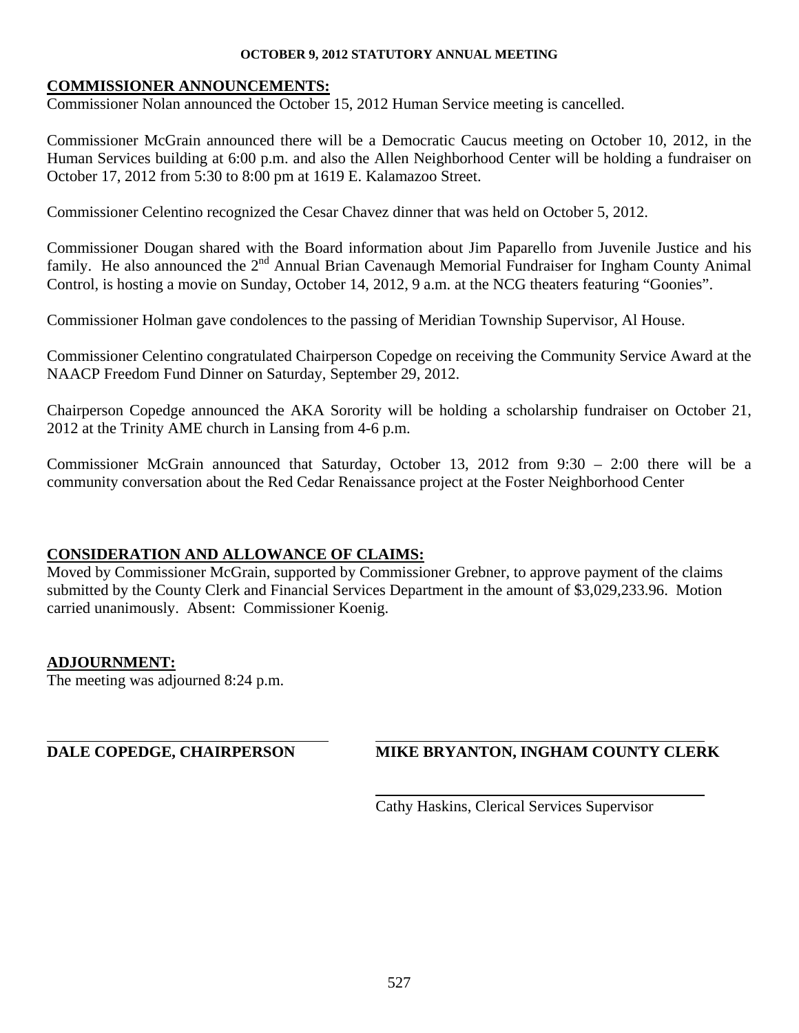**COMMISSIONER ANNOUNCEMENTS:**

Commissioner Nolan announced the October 15, 2012 Human Service meeting is cancelled.

Commissioner McGrain announced there will be a Democratic Caucus meeting on October 10, 2012, in the Human Services building at 6:00 p.m. and also the Allen Neighborhood Center will be holding a fundraiser on October 17, 2012 from 5:30 to 8:00 pm at 1619 E. Kalamazoo Street.

Commissioner Celentino recognized the Cesar Chavez dinner that was held on October 5, 2012.

Commissioner Dougan shared with the Board information about Jim Paparello from Juvenile Justice and his family. He also announced the 2nd Annual Brian Cavenaugh Memorial Fundraiser for Ingham County Animal Control, is hosting a movie on Sunday, October 14, 2012, 9 a.m. at the NCG theaters featuring "Goonies".

Commissioner Holman gave condolences to the passing of Meridian Township Supervisor, Al House.

Commissioner Celentino congratulated Chairperson Copedge on receiving the Community Service Award at the NAACP Freedom Fund Dinner on Saturday, September 29, 2012.

Chairperson Copedge announced the AKA Sorority will be holding a scholarship fundraiser on October 21, 2012 at the Trinity AME church in Lansing from 4-6 p.m.

Commissioner McGrain announced that Saturday, October 13, 2012 from 9:30 – 2:00 there will be a community conversation about the Red Cedar Renaissance project at the Foster Neighborhood Center

**CONSIDERATION AND ALLOWANCE OF CLAIMS:**

Moved by Commissioner McGrain, supported by Commissioner Grebner, to approve payment of the claims submitted by the County Clerk and Financial Services Department in the amount of $3,029,233.96. Motion carried unanimously. Absent: Commissioner Koenig.

**ADJOURNMENT:**

The meeting was adjourned 8:24 p.m.

**DALE COPEDGE, CHAIRPERSON**

**MIKE BRYANTON, INGHAM COUNTY CLERK**

Cathy Haskins, Clerical Services Supervisor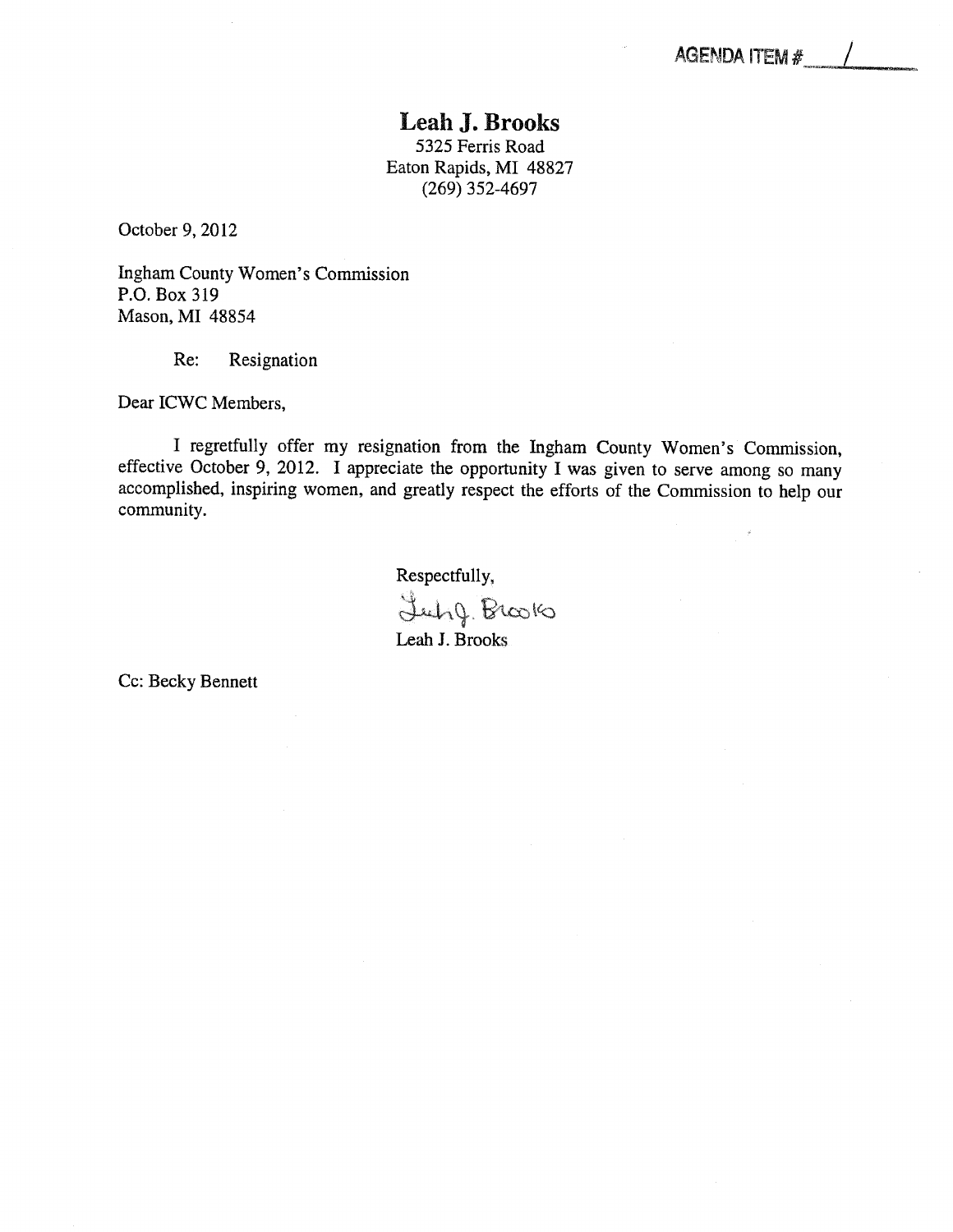AGENDA ITEM # 1

**Leah J. Brooks**
5325 Ferris Road
Eaton Rapids, MI 48827
(269) 352-4697

October 9, 2012

Ingham County Women's Commission
P.O. Box 319
Mason, MI 48854

Re: Resignation

Dear ICWC Members,

I regretfully offer my resignation from the Ingham County Women's Commission, effective October 9, 2012. I appreciate the opportunity I was given to serve among so many accomplished, inspiring women, and greatly respect the efforts of the Commission to help our community.

Respectfully,

Leah J. Brooks

Leah J. Brooks

Cc: Becky Bennett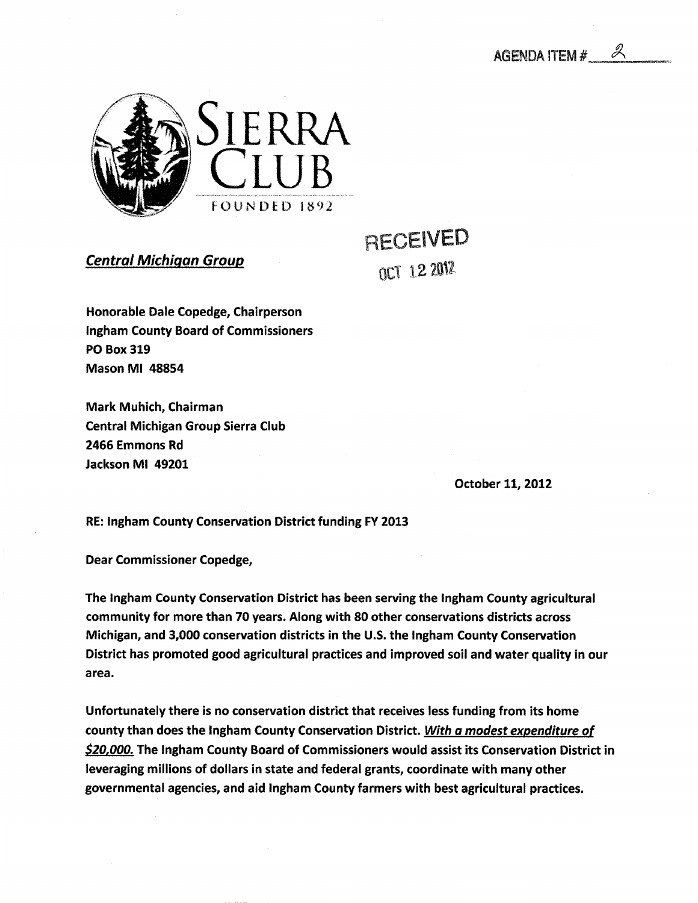AGENDA ITEM # 2

SIERRA CLUB

FOUNDED 1892

*Central Michigan Group*

RECEIVED

OCT 12 2012

**Honorable Dale Copedge, Chairperson**
**Ingham County Board of Commissioners**
**PO Box 319**
**Mason MI 48854**

**Mark Muhich, Chairman**
**Central Michigan Group Sierra Club**
**2466 Emmons Rd**
**Jackson MI 49201**

**October 11, 2012**

**RE: Ingham County Conservation District funding FY 2013**

**Dear Commissioner Copedge,**

**The Ingham County Conservation District has been serving the Ingham County agricultural community for more than 70 years. Along with 80 other conservations districts across Michigan, and 3,000 conservation districts in the U.S. the Ingham County Conservation District has promoted good agricultural practices and improved soil and water quality in our area.**

**Unfortunately there is no conservation district that receives less funding from its home county than does the Ingham County Conservation District. *With a modest expenditure of $20,000.* The Ingham County Board of Commissioners would assist its Conservation District in leveraging millions of dollars in state and federal grants, coordinate with many other governmental agencies, and aid Ingham County farmers with best agricultural practices.**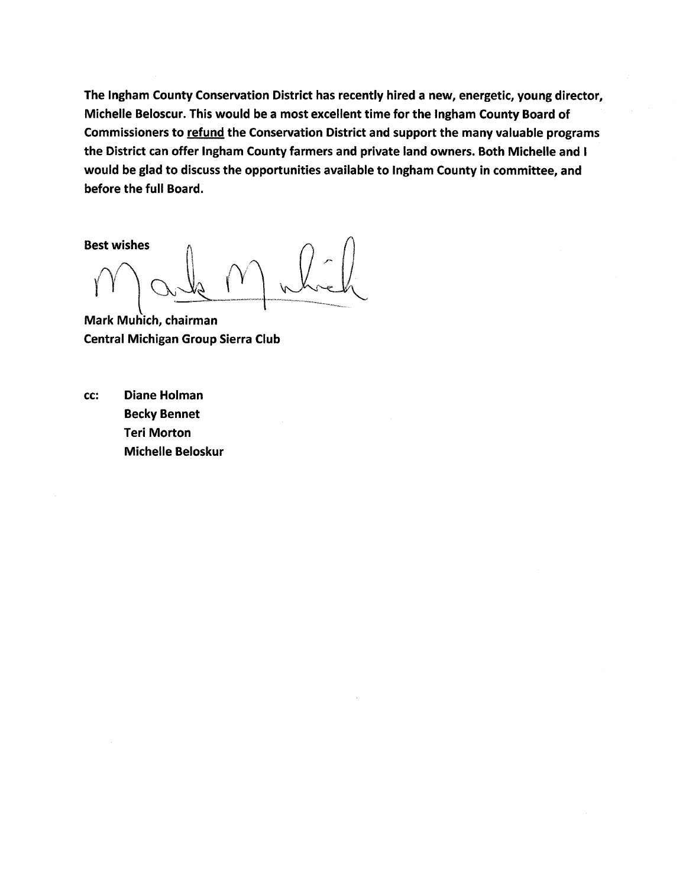**The Ingham County Conservation District has recently hired a new, energetic, young director, Michelle Beloscur. This would be a most excellent time for the Ingham County Board of Commissioners to refund the Conservation District and support the many valuable programs the District can offer Ingham County farmers and private land owners. Both Michelle and I would be glad to discuss the opportunities available to Ingham County in committee, and before the full Board.**

**Best wishes**

**Mark Muhich, chairman**
**Central Michigan Group Sierra Club**

**cc: Diane Holman**
**Becky Bennet**
**Teri Morton**
**Michelle Beloskur**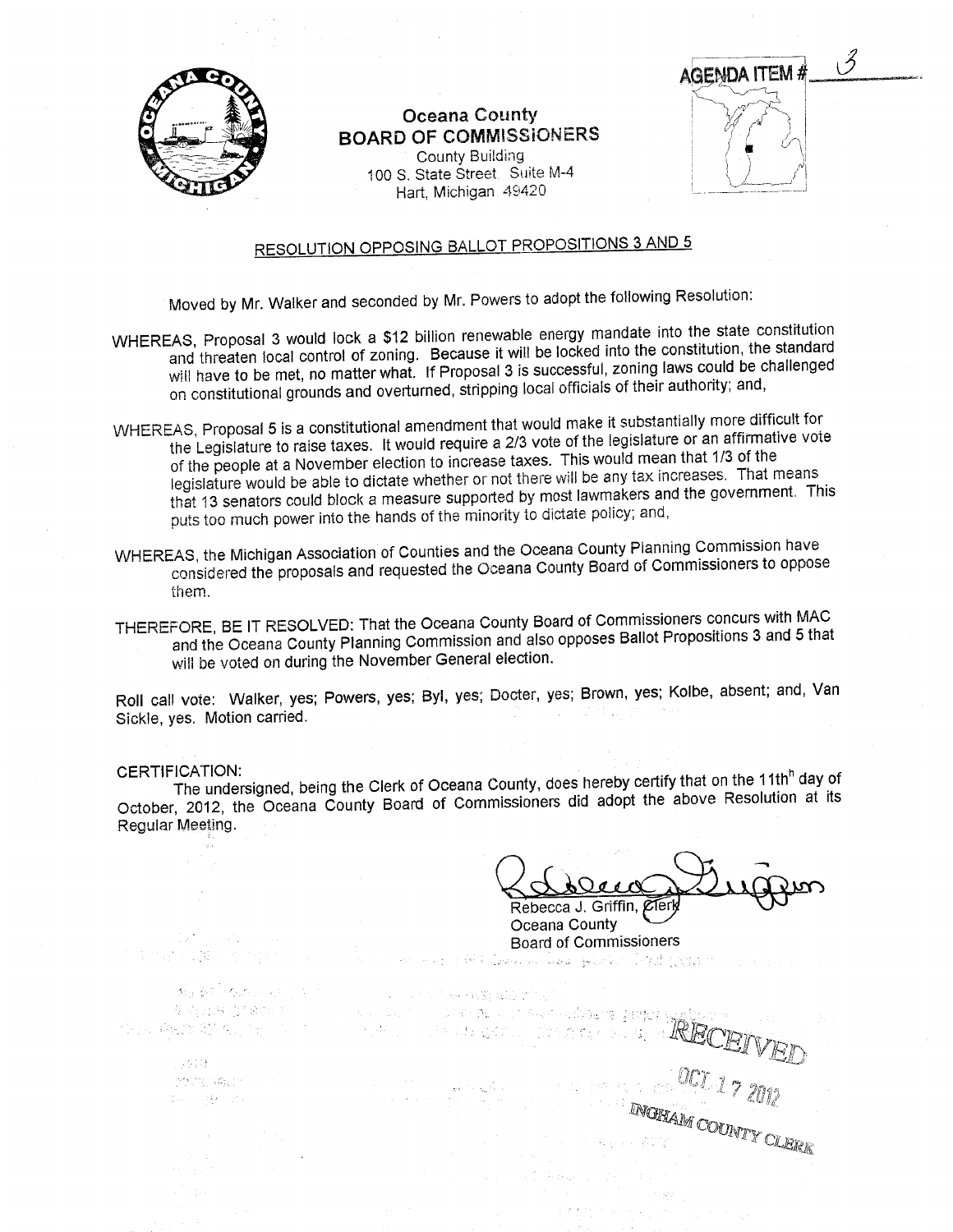AGENDA ITEM # 3

**Oceana County**
**BOARD OF COMMISSIONERS**
County Building
100 S. State Street Suite M-4
Hart, Michigan 49420

## RESOLUTION OPPOSING BALLOT PROPOSITIONS 3 AND 5

Moved by Mr. Walker and seconded by Mr. Powers to adopt the following Resolution:

WHEREAS, Proposal 3 would lock a $12 billion renewable energy mandate into the state constitution and threaten local control of zoning. Because it will be locked into the constitution, the standard will have to be met, no matter what. If Proposal 3 is successful, zoning laws could be challenged on constitutional grounds and overturned, stripping local officials of their authority; and,

WHEREAS, Proposal 5 is a constitutional amendment that would make it substantially more difficult for the Legislature to raise taxes. It would require a 2/3 vote of the legislature or an affirmative vote of the people at a November election to increase taxes. This would mean that 1/3 of the legislature would be able to dictate whether or not there will be any tax increases. That means that 13 senators could block a measure supported by most lawmakers and the government. This puts too much power into the hands of the minority to dictate policy; and,

WHEREAS, the Michigan Association of Counties and the Oceana County Planning Commission have considered the proposals and requested the Oceana County Board of Commissioners to oppose them.

THEREFORE, BE IT RESOLVED: That the Oceana County Board of Commissioners concurs with MAC and the Oceana County Planning Commission and also opposes Ballot Propositions 3 and 5 that will be voted on during the November General election.

Roll call vote: Walker, yes; Powers, yes; Byl, yes; Docter, yes; Brown, yes; Kolbe, absent; and, Van Sickle, yes. Motion carried.

CERTIFICATION:

The undersigned, being the Clerk of Oceana County, does hereby certify that on the 11th day of October, 2012, the Oceana County Board of Commissioners did adopt the above Resolution at its Regular Meeting.

Rebecca J. Griffin, Clerk
Oceana County
Board of Commissioners

RECEIVED
OCT 17 2012
INGHAM COUNTY CLERK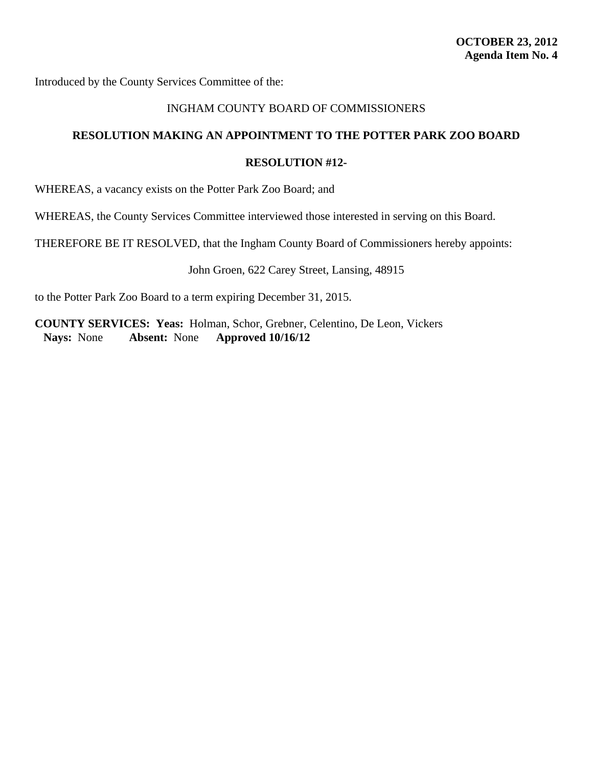**OCTOBER 23, 2012**
**Agenda Item No. 4**

Introduced by the County Services Committee of the:

INGHAM COUNTY BOARD OF COMMISSIONERS

**RESOLUTION MAKING AN APPOINTMENT TO THE POTTER PARK ZOO BOARD**

**RESOLUTION #12-**

WHEREAS, a vacancy exists on the Potter Park Zoo Board; and

WHEREAS, the County Services Committee interviewed those interested in serving on this Board.

THEREFORE BE IT RESOLVED, that the Ingham County Board of Commissioners hereby appoints:

John Groen, 622 Carey Street, Lansing, 48915

to the Potter Park Zoo Board to a term expiring December 31, 2015.

**COUNTY SERVICES: Yeas:** Holman, Schor, Grebner, Celentino, De Leon, Vickers
**Nays:** None **Absent:** None **Approved 10/16/12**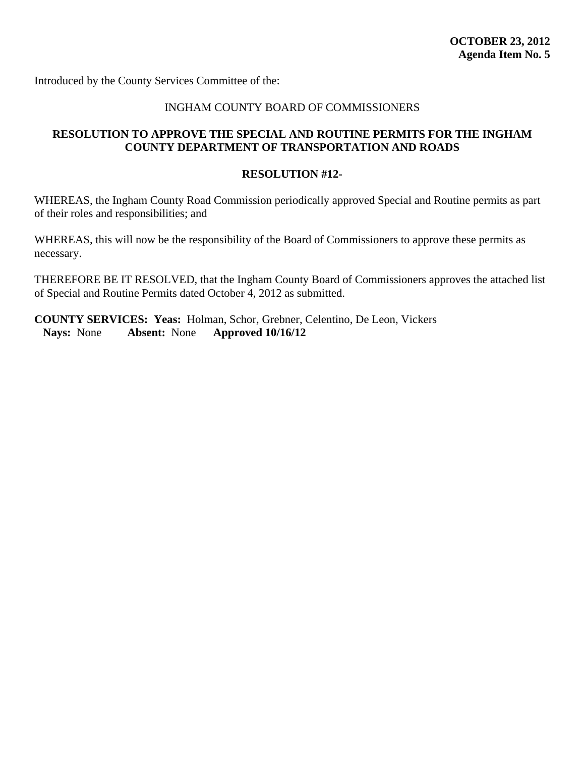**OCTOBER 23, 2012**
**Agenda Item No. 5**

Introduced by the County Services Committee of the:

INGHAM COUNTY BOARD OF COMMISSIONERS

**RESOLUTION TO APPROVE THE SPECIAL AND ROUTINE PERMITS FOR THE INGHAM COUNTY DEPARTMENT OF TRANSPORTATION AND ROADS**

**RESOLUTION #12-**

WHEREAS, the Ingham County Road Commission periodically approved Special and Routine permits as part of their roles and responsibilities; and

WHEREAS, this will now be the responsibility of the Board of Commissioners to approve these permits as necessary.

THEREFORE BE IT RESOLVED, that the Ingham County Board of Commissioners approves the attached list of Special and Routine Permits dated October 4, 2012 as submitted.

**COUNTY SERVICES: Yeas:** Holman, Schor, Grebner, Celentino, De Leon, Vickers
**Nays:** None **Absent:** None **Approved 10/16/12**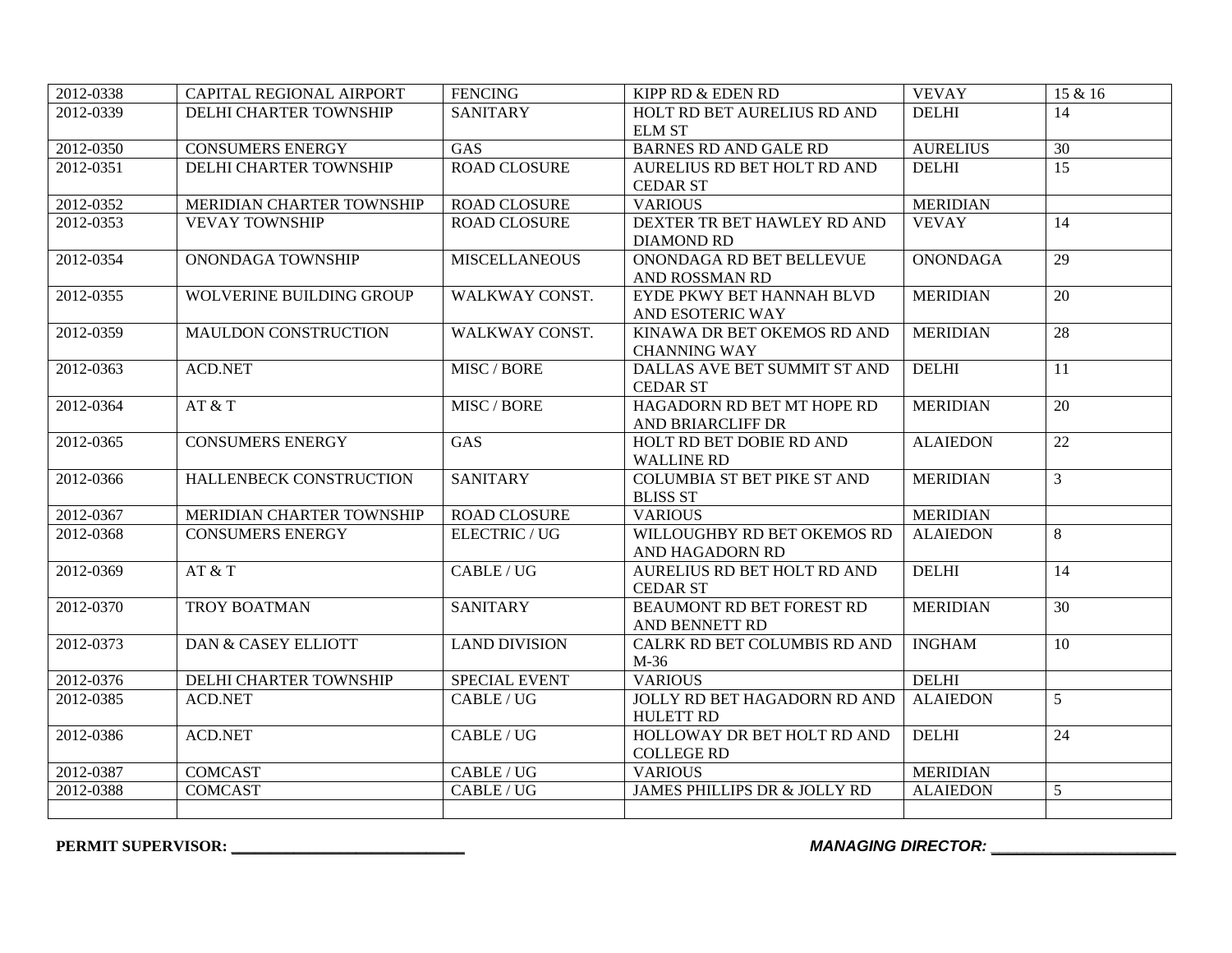| | | | | | |
|---|---|---|---|---|---|
| 2012-0338 | CAPITAL REGIONAL AIRPORT | FENCING | KIPP RD & EDEN RD | VEVAY | 15 & 16 |
| 2012-0339 | DELHI CHARTER TOWNSHIP | SANITARY | HOLT RD BET AURELIUS RD AND ELM ST | DELHI | 14 |
| 2012-0350 | CONSUMERS ENERGY | GAS | BARNES RD AND GALE RD | AURELIUS | 30 |
| 2012-0351 | DELHI CHARTER TOWNSHIP | ROAD CLOSURE | AURELIUS RD BET HOLT RD AND CEDAR ST | DELHI | 15 |
| 2012-0352 | MERIDIAN CHARTER TOWNSHIP | ROAD CLOSURE | VARIOUS | MERIDIAN | |
| 2012-0353 | VEVAY TOWNSHIP | ROAD CLOSURE | DEXTER TR BET HAWLEY RD AND DIAMOND RD | VEVAY | 14 |
| 2012-0354 | ONONDAGA TOWNSHIP | MISCELLANEOUS | ONONDAGA RD BET BELLEVUE AND ROSSMAN RD | ONONDAGA | 29 |
| 2012-0355 | WOLVERINE BUILDING GROUP | WALKWAY CONST. | EYDE PKWY BET HANNAH BLVD AND ESOTERIC WAY | MERIDIAN | 20 |
| 2012-0359 | MAULDON CONSTRUCTION | WALKWAY CONST. | KINAWA DR BET OKEMOS RD AND CHANNING WAY | MERIDIAN | 28 |
| 2012-0363 | ACD.NET | MISC / BORE | DALLAS AVE BET SUMMIT ST AND CEDAR ST | DELHI | 11 |
| 2012-0364 | AT & T | MISC / BORE | HAGADORN RD BET MT HOPE RD AND BRIARCLIFF DR | MERIDIAN | 20 |
| 2012-0365 | CONSUMERS ENERGY | GAS | HOLT RD BET DOBIE RD AND WALLINE RD | ALAIEDON | 22 |
| 2012-0366 | HALLENBECK CONSTRUCTION | SANITARY | COLUMBIA ST BET PIKE ST AND BLISS ST | MERIDIAN | 3 |
| 2012-0367 | MERIDIAN CHARTER TOWNSHIP | ROAD CLOSURE | VARIOUS | MERIDIAN | |
| 2012-0368 | CONSUMERS ENERGY | ELECTRIC / UG | WILLOUGHBY RD BET OKEMOS RD AND HAGADORN RD | ALAIEDON | 8 |
| 2012-0369 | AT & T | CABLE / UG | AURELIUS RD BET HOLT RD AND CEDAR ST | DELHI | 14 |
| 2012-0370 | TROY BOATMAN | SANITARY | BEAUMONT RD BET FOREST RD AND BENNETT RD | MERIDIAN | 30 |
| 2012-0373 | DAN & CASEY ELLIOTT | LAND DIVISION | CALRK RD BET COLUMBIS RD AND M-36 | INGHAM | 10 |
| 2012-0376 | DELHI CHARTER TOWNSHIP | SPECIAL EVENT | VARIOUS | DELHI | |
| 2012-0385 | ACD.NET | CABLE / UG | JOLLY RD BET HAGADORN RD AND HULETT RD | ALAIEDON | 5 |
| 2012-0386 | ACD.NET | CABLE / UG | HOLLOWAY DR BET HOLT RD AND COLLEGE RD | DELHI | 24 |
| 2012-0387 | COMCAST | CABLE / UG | VARIOUS | MERIDIAN | |
| 2012-0388 | COMCAST | CABLE / UG | JAMES PHILLIPS DR & JOLLY RD | ALAIEDON | 5 |
| | | | | | |

**PERMIT SUPERVISOR: ______________________________**

***MANAGING DIRECTOR: _______________________***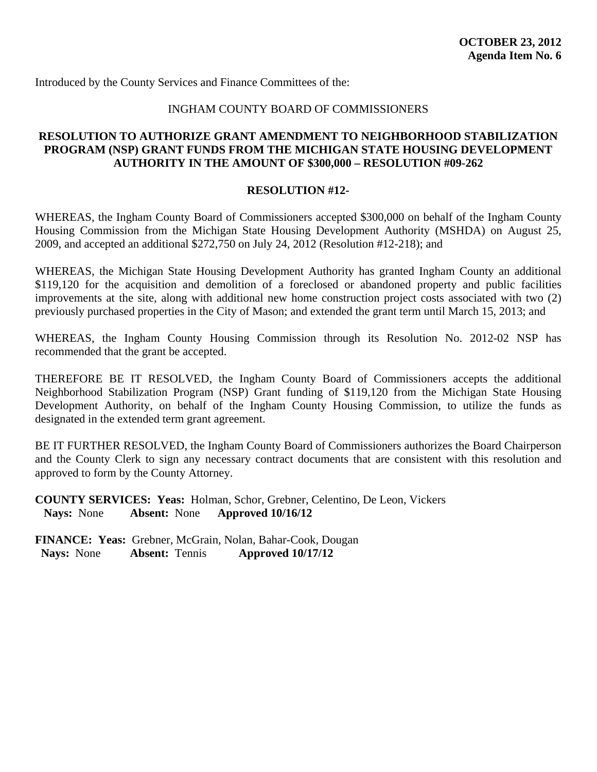**OCTOBER 23, 2012**
**Agenda Item No. 6**

Introduced by the County Services and Finance Committees of the:

INGHAM COUNTY BOARD OF COMMISSIONERS

**RESOLUTION TO AUTHORIZE GRANT AMENDMENT TO NEIGHBORHOOD STABILIZATION PROGRAM (NSP) GRANT FUNDS FROM THE MICHIGAN STATE HOUSING DEVELOPMENT AUTHORITY IN THE AMOUNT OF $300,000 – RESOLUTION #09-262**

**RESOLUTION #12-**

WHEREAS, the Ingham County Board of Commissioners accepted $300,000 on behalf of the Ingham County Housing Commission from the Michigan State Housing Development Authority (MSHDA) on August 25, 2009, and accepted an additional $272,750 on July 24, 2012 (Resolution #12-218); and

WHEREAS, the Michigan State Housing Development Authority has granted Ingham County an additional $119,120 for the acquisition and demolition of a foreclosed or abandoned property and public facilities improvements at the site, along with additional new home construction project costs associated with two (2) previously purchased properties in the City of Mason; and extended the grant term until March 15, 2013; and

WHEREAS, the Ingham County Housing Commission through its Resolution No. 2012-02 NSP has recommended that the grant be accepted.

THEREFORE BE IT RESOLVED, the Ingham County Board of Commissioners accepts the additional Neighborhood Stabilization Program (NSP) Grant funding of $119,120 from the Michigan State Housing Development Authority, on behalf of the Ingham County Housing Commission, to utilize the funds as designated in the extended term grant agreement.

BE IT FURTHER RESOLVED, the Ingham County Board of Commissioners authorizes the Board Chairperson and the County Clerk to sign any necessary contract documents that are consistent with this resolution and approved to form by the County Attorney.

**COUNTY SERVICES: Yeas:** Holman, Schor, Grebner, Celentino, De Leon, Vickers
**Nays:** None **Absent:** None **Approved 10/16/12**

**FINANCE: Yeas:** Grebner, McGrain, Nolan, Bahar-Cook, Dougan
**Nays:** None **Absent:** Tennis **Approved 10/17/12**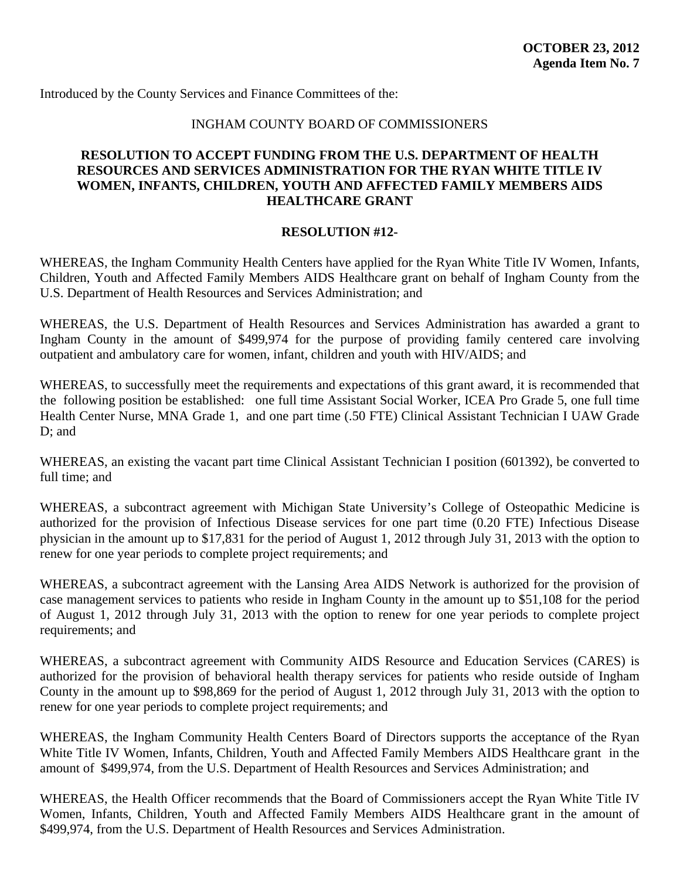**OCTOBER 23, 2012**
**Agenda Item No. 7**

Introduced by the County Services and Finance Committees of the:

INGHAM COUNTY BOARD OF COMMISSIONERS

**RESOLUTION TO ACCEPT FUNDING FROM THE U.S. DEPARTMENT OF HEALTH RESOURCES AND SERVICES ADMINISTRATION FOR THE RYAN WHITE TITLE IV WOMEN, INFANTS, CHILDREN, YOUTH AND AFFECTED FAMILY MEMBERS AIDS HEALTHCARE GRANT**

**RESOLUTION #12-**

WHEREAS, the Ingham Community Health Centers have applied for the Ryan White Title IV Women, Infants, Children, Youth and Affected Family Members AIDS Healthcare grant on behalf of Ingham County from the U.S. Department of Health Resources and Services Administration; and

WHEREAS, the U.S. Department of Health Resources and Services Administration has awarded a grant to Ingham County in the amount of $499,974 for the purpose of providing family centered care involving outpatient and ambulatory care for women, infant, children and youth with HIV/AIDS; and

WHEREAS, to successfully meet the requirements and expectations of this grant award, it is recommended that the following position be established: one full time Assistant Social Worker, ICEA Pro Grade 5, one full time Health Center Nurse, MNA Grade 1, and one part time (.50 FTE) Clinical Assistant Technician I UAW Grade D; and

WHEREAS, an existing the vacant part time Clinical Assistant Technician I position (601392), be converted to full time; and

WHEREAS, a subcontract agreement with Michigan State University's College of Osteopathic Medicine is authorized for the provision of Infectious Disease services for one part time (0.20 FTE) Infectious Disease physician in the amount up to $17,831 for the period of August 1, 2012 through July 31, 2013 with the option to renew for one year periods to complete project requirements; and

WHEREAS, a subcontract agreement with the Lansing Area AIDS Network is authorized for the provision of case management services to patients who reside in Ingham County in the amount up to $51,108 for the period of August 1, 2012 through July 31, 2013 with the option to renew for one year periods to complete project requirements; and

WHEREAS, a subcontract agreement with Community AIDS Resource and Education Services (CARES) is authorized for the provision of behavioral health therapy services for patients who reside outside of Ingham County in the amount up to $98,869 for the period of August 1, 2012 through July 31, 2013 with the option to renew for one year periods to complete project requirements; and

WHEREAS, the Ingham Community Health Centers Board of Directors supports the acceptance of the Ryan White Title IV Women, Infants, Children, Youth and Affected Family Members AIDS Healthcare grant in the amount of $499,974, from the U.S. Department of Health Resources and Services Administration; and

WHEREAS, the Health Officer recommends that the Board of Commissioners accept the Ryan White Title IV Women, Infants, Children, Youth and Affected Family Members AIDS Healthcare grant in the amount of $499,974, from the U.S. Department of Health Resources and Services Administration.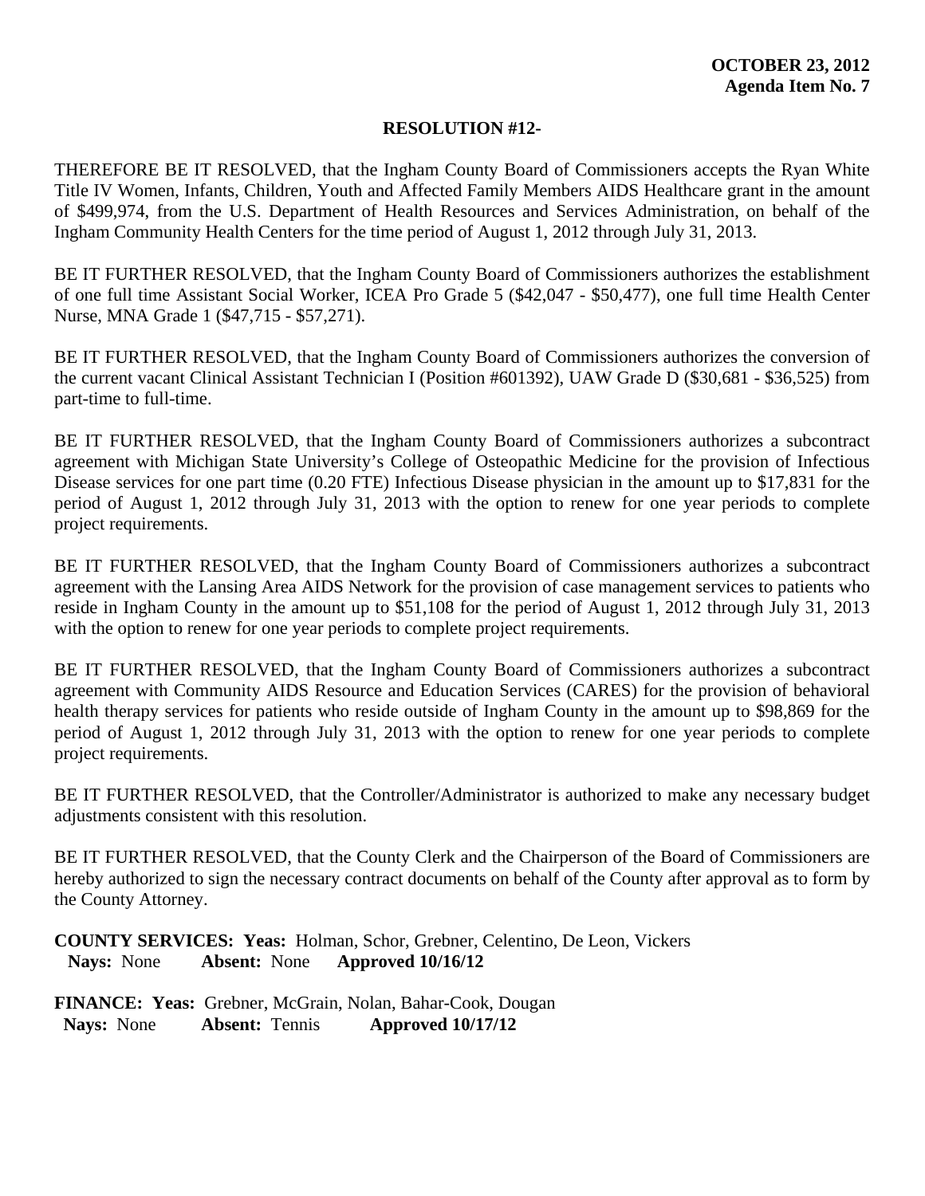**OCTOBER 23, 2012**
**Agenda Item No. 7**

**RESOLUTION #12-**

THEREFORE BE IT RESOLVED, that the Ingham County Board of Commissioners accepts the Ryan White Title IV Women, Infants, Children, Youth and Affected Family Members AIDS Healthcare grant in the amount of $499,974, from the U.S. Department of Health Resources and Services Administration, on behalf of the Ingham Community Health Centers for the time period of August 1, 2012 through July 31, 2013.

BE IT FURTHER RESOLVED, that the Ingham County Board of Commissioners authorizes the establishment of one full time Assistant Social Worker, ICEA Pro Grade 5 ($42,047 - $50,477), one full time Health Center Nurse, MNA Grade 1 ($47,715 - $57,271).

BE IT FURTHER RESOLVED, that the Ingham County Board of Commissioners authorizes the conversion of the current vacant Clinical Assistant Technician I (Position #601392), UAW Grade D ($30,681 - $36,525) from part-time to full-time.

BE IT FURTHER RESOLVED, that the Ingham County Board of Commissioners authorizes a subcontract agreement with Michigan State University's College of Osteopathic Medicine for the provision of Infectious Disease services for one part time (0.20 FTE) Infectious Disease physician in the amount up to $17,831 for the period of August 1, 2012 through July 31, 2013 with the option to renew for one year periods to complete project requirements.

BE IT FURTHER RESOLVED, that the Ingham County Board of Commissioners authorizes a subcontract agreement with the Lansing Area AIDS Network for the provision of case management services to patients who reside in Ingham County in the amount up to $51,108 for the period of August 1, 2012 through July 31, 2013 with the option to renew for one year periods to complete project requirements.

BE IT FURTHER RESOLVED, that the Ingham County Board of Commissioners authorizes a subcontract agreement with Community AIDS Resource and Education Services (CARES) for the provision of behavioral health therapy services for patients who reside outside of Ingham County in the amount up to $98,869 for the period of August 1, 2012 through July 31, 2013 with the option to renew for one year periods to complete project requirements.

BE IT FURTHER RESOLVED, that the Controller/Administrator is authorized to make any necessary budget adjustments consistent with this resolution.

BE IT FURTHER RESOLVED, that the County Clerk and the Chairperson of the Board of Commissioners are hereby authorized to sign the necessary contract documents on behalf of the County after approval as to form by the County Attorney.

**COUNTY SERVICES: Yeas:** Holman, Schor, Grebner, Celentino, De Leon, Vickers
**Nays:** None **Absent:** None **Approved 10/16/12**

**FINANCE: Yeas:** Grebner, McGrain, Nolan, Bahar-Cook, Dougan
**Nays:** None **Absent:** Tennis **Approved 10/17/12**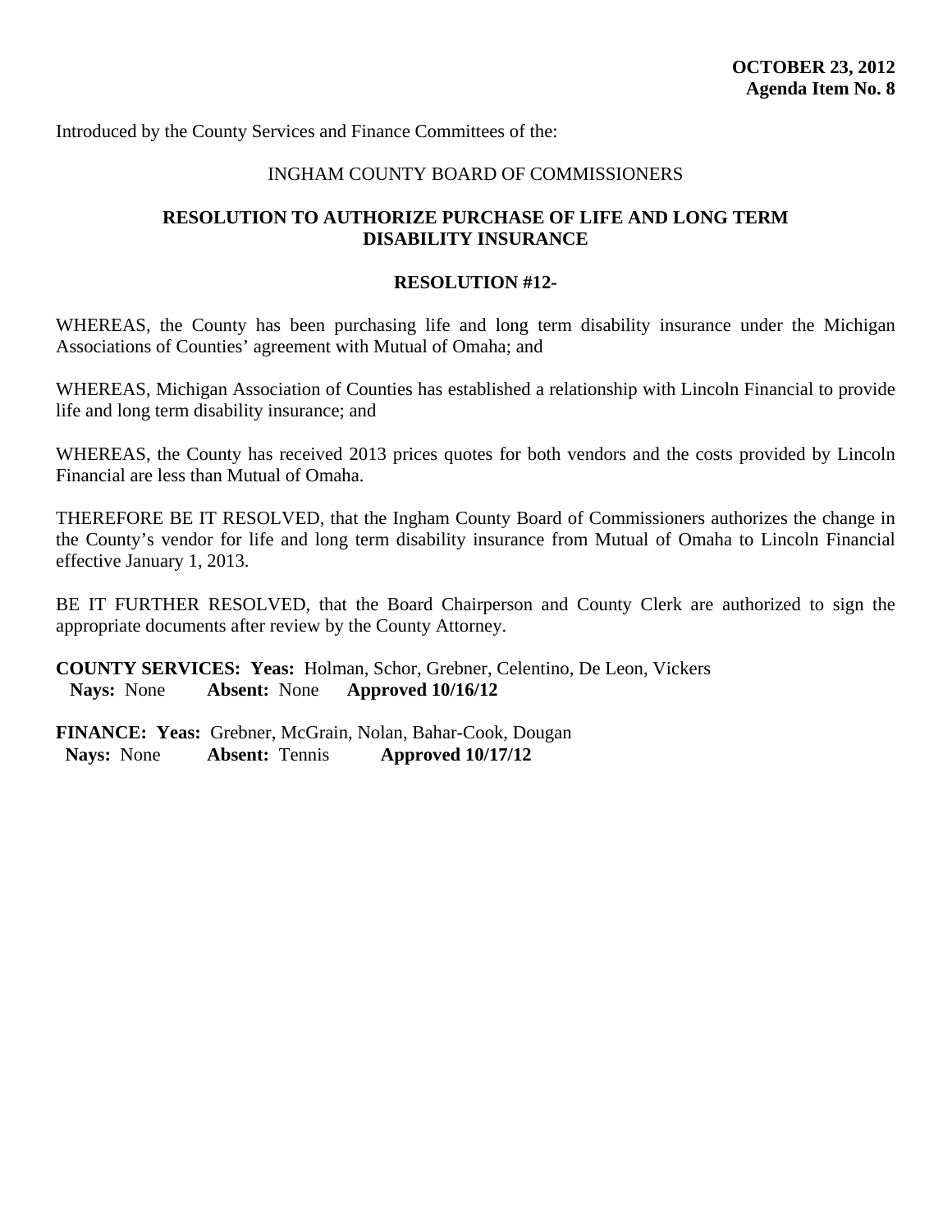**OCTOBER 23, 2012**
**Agenda Item No. 8**

Introduced by the County Services and Finance Committees of the:

INGHAM COUNTY BOARD OF COMMISSIONERS

**RESOLUTION TO AUTHORIZE PURCHASE OF LIFE AND LONG TERM DISABILITY INSURANCE**

**RESOLUTION #12-**

WHEREAS, the County has been purchasing life and long term disability insurance under the Michigan Associations of Counties' agreement with Mutual of Omaha; and

WHEREAS, Michigan Association of Counties has established a relationship with Lincoln Financial to provide life and long term disability insurance; and

WHEREAS, the County has received 2013 prices quotes for both vendors and the costs provided by Lincoln Financial are less than Mutual of Omaha.

THEREFORE BE IT RESOLVED, that the Ingham County Board of Commissioners authorizes the change in the County's vendor for life and long term disability insurance from Mutual of Omaha to Lincoln Financial effective January 1, 2013.

BE IT FURTHER RESOLVED, that the Board Chairperson and County Clerk are authorized to sign the appropriate documents after review by the County Attorney.

**COUNTY SERVICES: Yeas:** Holman, Schor, Grebner, Celentino, De Leon, Vickers
**Nays:** None **Absent:** None **Approved 10/16/12**

**FINANCE: Yeas:** Grebner, McGrain, Nolan, Bahar-Cook, Dougan
**Nays:** None **Absent:** Tennis **Approved 10/17/12**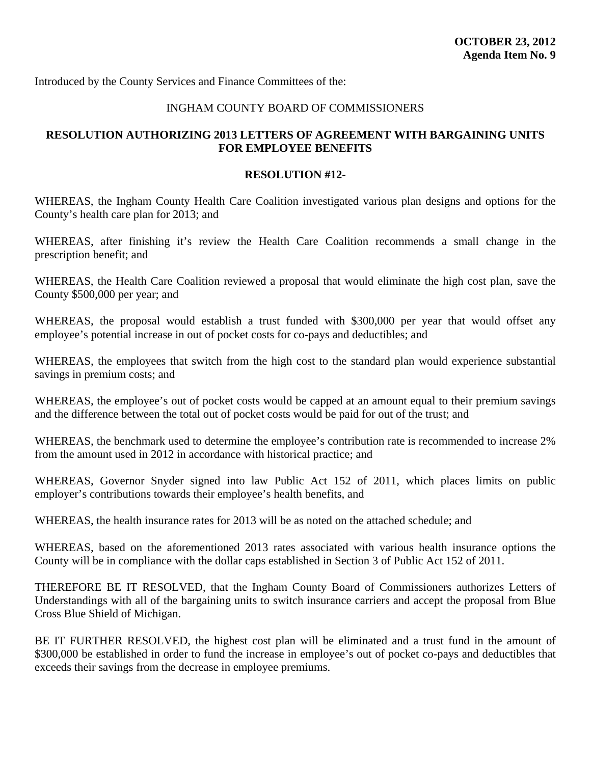**OCTOBER 23, 2012**
**Agenda Item No. 9**

Introduced by the County Services and Finance Committees of the:

INGHAM COUNTY BOARD OF COMMISSIONERS

**RESOLUTION AUTHORIZING 2013 LETTERS OF AGREEMENT WITH BARGAINING UNITS FOR EMPLOYEE BENEFITS**

**RESOLUTION #12-**

WHEREAS, the Ingham County Health Care Coalition investigated various plan designs and options for the County's health care plan for 2013; and

WHEREAS, after finishing it's review the Health Care Coalition recommends a small change in the prescription benefit; and

WHEREAS, the Health Care Coalition reviewed a proposal that would eliminate the high cost plan, save the County $500,000 per year; and

WHEREAS, the proposal would establish a trust funded with $300,000 per year that would offset any employee's potential increase in out of pocket costs for co-pays and deductibles; and

WHEREAS, the employees that switch from the high cost to the standard plan would experience substantial savings in premium costs; and

WHEREAS, the employee's out of pocket costs would be capped at an amount equal to their premium savings and the difference between the total out of pocket costs would be paid for out of the trust; and

WHEREAS, the benchmark used to determine the employee's contribution rate is recommended to increase 2% from the amount used in 2012 in accordance with historical practice; and

WHEREAS, Governor Snyder signed into law Public Act 152 of 2011, which places limits on public employer's contributions towards their employee's health benefits, and

WHEREAS, the health insurance rates for 2013 will be as noted on the attached schedule; and

WHEREAS, based on the aforementioned 2013 rates associated with various health insurance options the County will be in compliance with the dollar caps established in Section 3 of Public Act 152 of 2011.

THEREFORE BE IT RESOLVED, that the Ingham County Board of Commissioners authorizes Letters of Understandings with all of the bargaining units to switch insurance carriers and accept the proposal from Blue Cross Blue Shield of Michigan.

BE IT FURTHER RESOLVED, the highest cost plan will be eliminated and a trust fund in the amount of $300,000 be established in order to fund the increase in employee's out of pocket co-pays and deductibles that exceeds their savings from the decrease in employee premiums.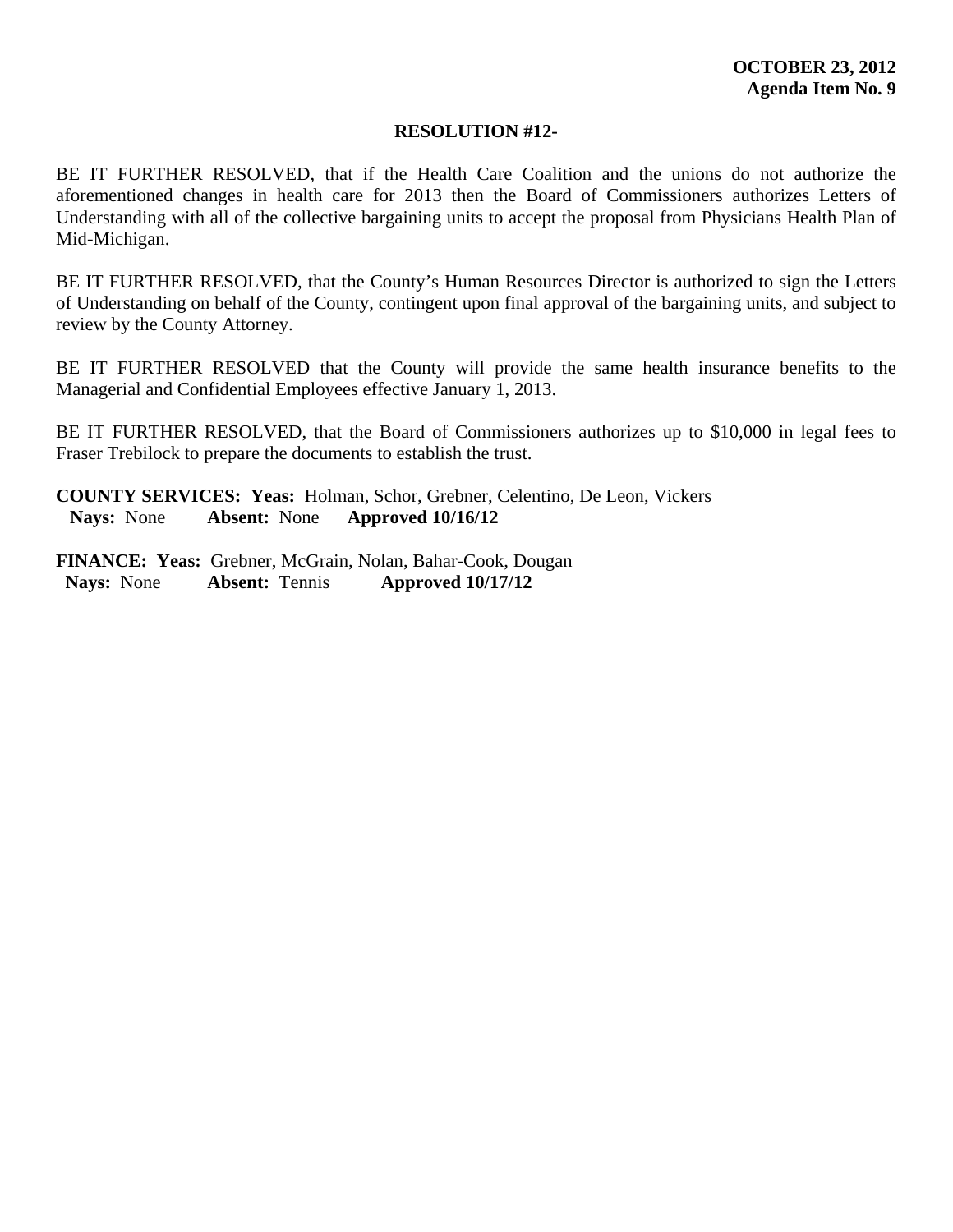**OCTOBER 23, 2012**
**Agenda Item No. 9**

**RESOLUTION #12-**

BE IT FURTHER RESOLVED, that if the Health Care Coalition and the unions do not authorize the aforementioned changes in health care for 2013 then the Board of Commissioners authorizes Letters of Understanding with all of the collective bargaining units to accept the proposal from Physicians Health Plan of Mid-Michigan.

BE IT FURTHER RESOLVED, that the County's Human Resources Director is authorized to sign the Letters of Understanding on behalf of the County, contingent upon final approval of the bargaining units, and subject to review by the County Attorney.

BE IT FURTHER RESOLVED that the County will provide the same health insurance benefits to the Managerial and Confidential Employees effective January 1, 2013.

BE IT FURTHER RESOLVED, that the Board of Commissioners authorizes up to $10,000 in legal fees to Fraser Trebilock to prepare the documents to establish the trust.

**COUNTY SERVICES: Yeas:** Holman, Schor, Grebner, Celentino, De Leon, Vickers
**Nays:** None **Absent:** None **Approved 10/16/12**

**FINANCE: Yeas:** Grebner, McGrain, Nolan, Bahar-Cook, Dougan
**Nays:** None **Absent:** Tennis **Approved 10/17/12**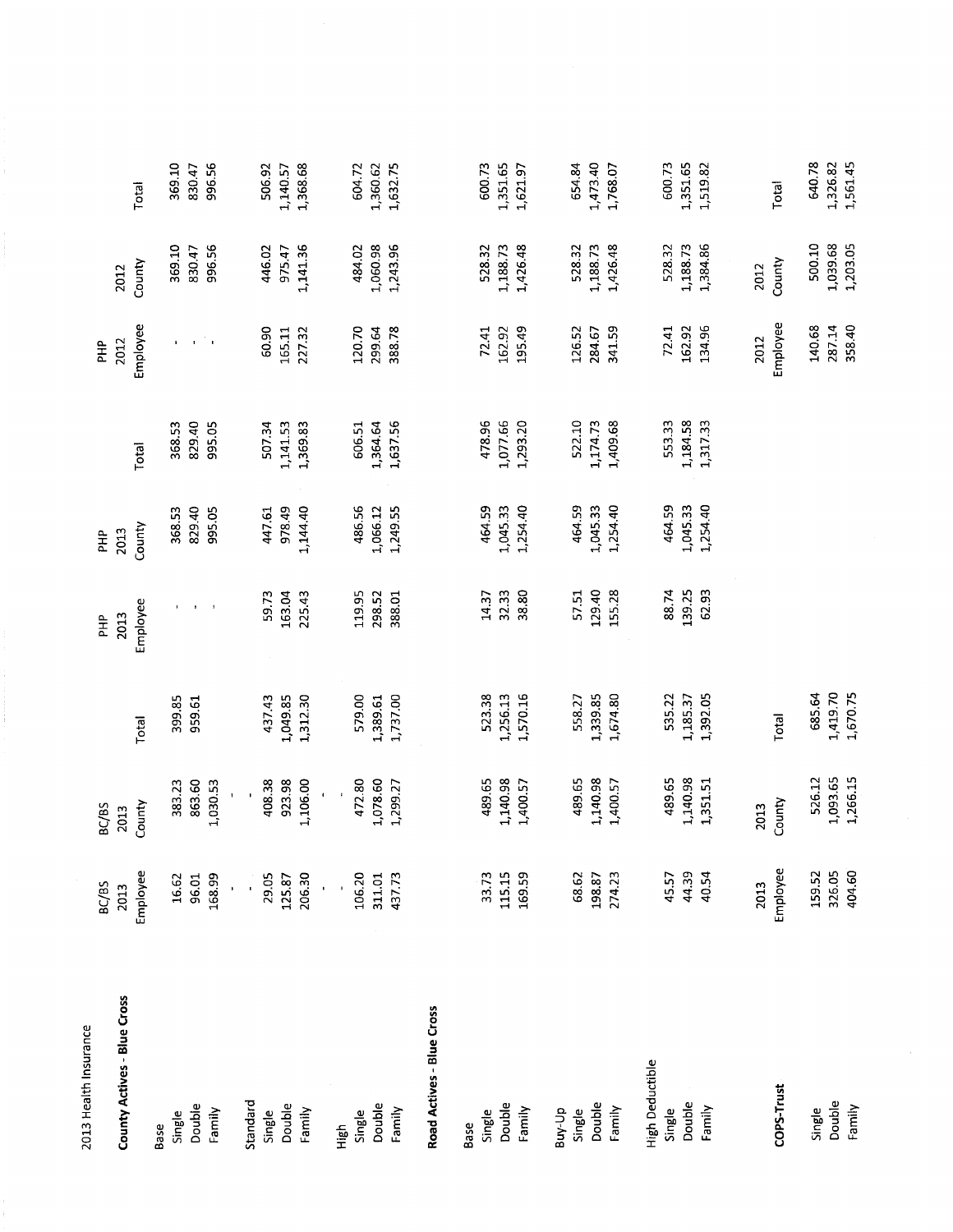2013 Health Insurance

| | BC/BS 2013 Employee | BC/BS 2013 County | Total | PHP 2013 Employee | PHP 2013 County | Total | PHP 2012 Employee | 2012 County | Total |
|---|---|---|---|---|---|---|---|---|---|
| **County Actives - Blue Cross** | | | | | | | | | |
| Base | | | | | | | | | |
| Single | 16.62 | 383.23 | 399.85 | - | 368.53 | 368.53 | - | 369.10 | 369.10 |
| Double | 96.01 | 863.60 | 959.61 | - | 829.40 | 829.40 | - | 830.47 | 830.47 |
| Family | 168.99 | 1,030.53 | | - | 995.05 | 995.05 | - | 996.56 | 996.56 |
| | - | - | | | | | | | |
| Standard | - | - | | | | | | | |
| Single | 29.05 | 408.38 | 437.43 | 59.73 | 447.61 | 507.34 | 60.90 | 446.02 | 506.92 |
| Double | 125.87 | 923.98 | 1,049.85 | 163.04 | 978.49 | 1,141.53 | 165.11 | 975.47 | 1,140.57 |
| Family | 206.30 | 1,106.00 | 1,312.30 | 225.43 | 1,144.40 | 1,369.83 | 227.32 | 1,141.36 | 1,368.68 |
| | - | - | | | | | | | |
| High | - | - | | | | | | | |
| Single | 106.20 | 472.80 | 579.00 | 119.95 | 486.56 | 606.51 | 120.70 | 484.02 | 604.72 |
| Double | 311.01 | 1,078.60 | 1,389.61 | 298.52 | 1,066.12 | 1,364.64 | 299.64 | 1,060.98 | 1,360.62 |
| Family | 437.73 | 1,299.27 | 1,737.00 | 388.01 | 1,249.55 | 1,637.56 | 388.78 | 1,243.96 | 1,632.75 |
| **Road Actives - Blue Cross** | | | | | | | | | |
| Base | | | | | | | | | |
| Single | 33.73 | 489.65 | 523.38 | 14.37 | 464.59 | 478.96 | 72.41 | 528.32 | 600.73 |
| Double | 115.15 | 1,140.98 | 1,256.13 | 32.33 | 1,045.33 | 1,077.66 | 162.92 | 1,188.73 | 1,351.65 |
| Family | 169.59 | 1,400.57 | 1,570.16 | 38.80 | 1,254.40 | 1,293.20 | 195.49 | 1,426.48 | 1,621.97 |
| Buy-Up | | | | | | | | | |
| Single | 68.62 | 489.65 | 558.27 | 57.51 | 464.59 | 522.10 | 126.52 | 528.32 | 654.84 |
| Double | 198.87 | 1,140.98 | 1,339.85 | 129.40 | 1,045.33 | 1,174.73 | 284.67 | 1,188.73 | 1,473.40 |
| Family | 274.23 | 1,400.57 | 1,674.80 | 155.28 | 1,254.40 | 1,409.68 | 341.59 | 1,426.48 | 1,768.07 |
| High Deductible | | | | | | | | | |
| Single | 45.57 | 489.65 | 535.22 | 88.74 | 464.59 | 553.33 | 72.41 | 528.32 | 600.73 |
| Double | 44.39 | 1,140.98 | 1,185.37 | 139.25 | 1,045.33 | 1,184.58 | 162.92 | 1,188.73 | 1,351.65 |
| Family | 40.54 | 1,351.51 | 1,392.05 | 62.93 | 1,254.40 | 1,317.33 | 134.96 | 1,384.86 | 1,519.82 |
| **COPS-Trust** | 2013 Employee | 2013 County | Total | | | | 2012 Employee | 2012 County | Total |
| Single | 159.52 | 526.12 | 685.64 | | | | 140.68 | 500.10 | 640.78 |
| Double | 326.05 | 1,093.65 | 1,419.70 | | | | 287.14 | 1,039.68 | 1,326.82 |
| Family | 404.60 | 1,266.15 | 1,670.75 | | | | 358.40 | 1,203.05 | 1,561.45 |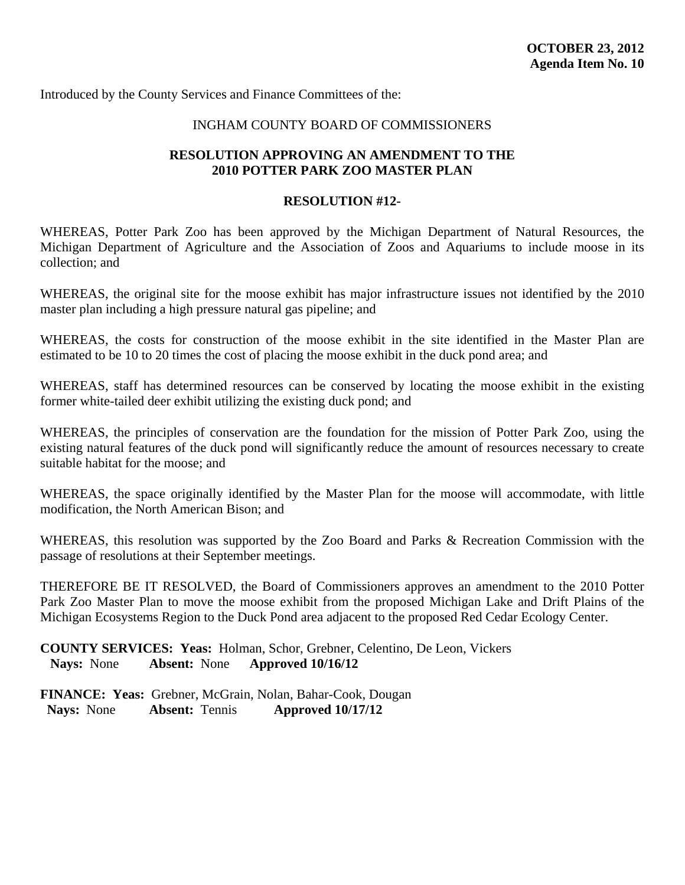**OCTOBER 23, 2012**
**Agenda Item No. 10**

Introduced by the County Services and Finance Committees of the:

INGHAM COUNTY BOARD OF COMMISSIONERS

## RESOLUTION APPROVING AN AMENDMENT TO THE 2010 POTTER PARK ZOO MASTER PLAN

### RESOLUTION #12-

WHEREAS, Potter Park Zoo has been approved by the Michigan Department of Natural Resources, the Michigan Department of Agriculture and the Association of Zoos and Aquariums to include moose in its collection; and

WHEREAS, the original site for the moose exhibit has major infrastructure issues not identified by the 2010 master plan including a high pressure natural gas pipeline; and

WHEREAS, the costs for construction of the moose exhibit in the site identified in the Master Plan are estimated to be 10 to 20 times the cost of placing the moose exhibit in the duck pond area; and

WHEREAS, staff has determined resources can be conserved by locating the moose exhibit in the existing former white-tailed deer exhibit utilizing the existing duck pond; and

WHEREAS, the principles of conservation are the foundation for the mission of Potter Park Zoo, using the existing natural features of the duck pond will significantly reduce the amount of resources necessary to create suitable habitat for the moose; and

WHEREAS, the space originally identified by the Master Plan for the moose will accommodate, with little modification, the North American Bison; and

WHEREAS, this resolution was supported by the Zoo Board and Parks & Recreation Commission with the passage of resolutions at their September meetings.

THEREFORE BE IT RESOLVED, the Board of Commissioners approves an amendment to the 2010 Potter Park Zoo Master Plan to move the moose exhibit from the proposed Michigan Lake and Drift Plains of the Michigan Ecosystems Region to the Duck Pond area adjacent to the proposed Red Cedar Ecology Center.

**COUNTY SERVICES: Yeas:** Holman, Schor, Grebner, Celentino, De Leon, Vickers
**Nays:** None **Absent:** None **Approved 10/16/12**

**FINANCE: Yeas:** Grebner, McGrain, Nolan, Bahar-Cook, Dougan
**Nays:** None **Absent:** Tennis **Approved 10/17/12**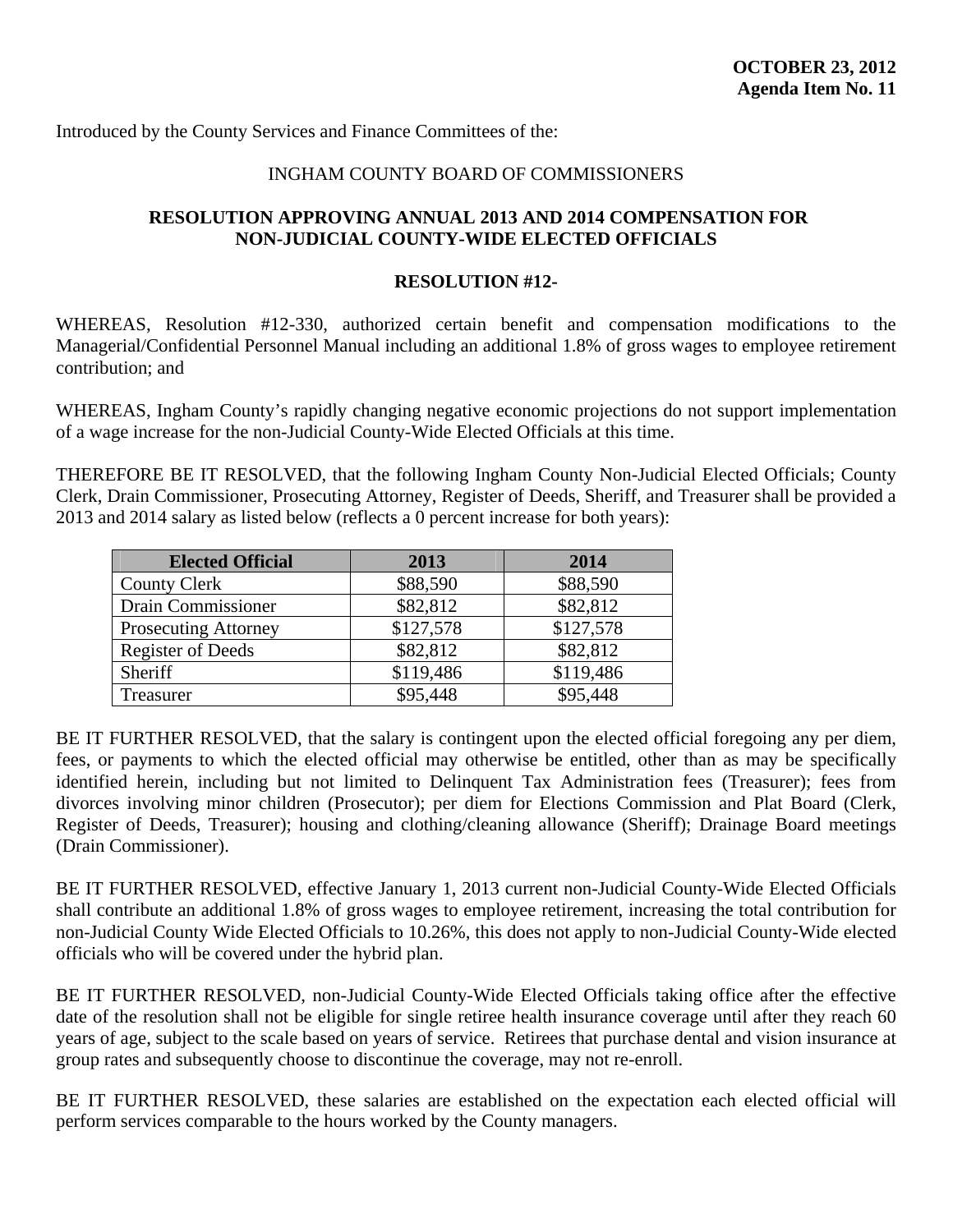**OCTOBER 23, 2012**
**Agenda Item No. 11**

Introduced by the County Services and Finance Committees of the:

INGHAM COUNTY BOARD OF COMMISSIONERS

**RESOLUTION APPROVING ANNUAL 2013 AND 2014 COMPENSATION FOR NON-JUDICIAL COUNTY-WIDE ELECTED OFFICIALS**

**RESOLUTION #12-**

WHEREAS, Resolution #12-330, authorized certain benefit and compensation modifications to the Managerial/Confidential Personnel Manual including an additional 1.8% of gross wages to employee retirement contribution; and

WHEREAS, Ingham County's rapidly changing negative economic projections do not support implementation of a wage increase for the non-Judicial County-Wide Elected Officials at this time.

THEREFORE BE IT RESOLVED, that the following Ingham County Non-Judicial Elected Officials; County Clerk, Drain Commissioner, Prosecuting Attorney, Register of Deeds, Sheriff, and Treasurer shall be provided a 2013 and 2014 salary as listed below (reflects a 0 percent increase for both years):

| Elected Official | 2013 | 2014 |
|---|---|---|
| County Clerk | $88,590 | $88,590 |
| Drain Commissioner | $82,812 | $82,812 |
| Prosecuting Attorney | $127,578 | $127,578 |
| Register of Deeds | $82,812 | $82,812 |
| Sheriff | $119,486 | $119,486 |
| Treasurer | $95,448 | $95,448 |

BE IT FURTHER RESOLVED, that the salary is contingent upon the elected official foregoing any per diem, fees, or payments to which the elected official may otherwise be entitled, other than as may be specifically identified herein, including but not limited to Delinquent Tax Administration fees (Treasurer); fees from divorces involving minor children (Prosecutor); per diem for Elections Commission and Plat Board (Clerk, Register of Deeds, Treasurer); housing and clothing/cleaning allowance (Sheriff); Drainage Board meetings (Drain Commissioner).

BE IT FURTHER RESOLVED, effective January 1, 2013 current non-Judicial County-Wide Elected Officials shall contribute an additional 1.8% of gross wages to employee retirement, increasing the total contribution for non-Judicial County Wide Elected Officials to 10.26%, this does not apply to non-Judicial County-Wide elected officials who will be covered under the hybrid plan.

BE IT FURTHER RESOLVED, non-Judicial County-Wide Elected Officials taking office after the effective date of the resolution shall not be eligible for single retiree health insurance coverage until after they reach 60 years of age, subject to the scale based on years of service. Retirees that purchase dental and vision insurance at group rates and subsequently choose to discontinue the coverage, may not re-enroll.

BE IT FURTHER RESOLVED, these salaries are established on the expectation each elected official will perform services comparable to the hours worked by the County managers.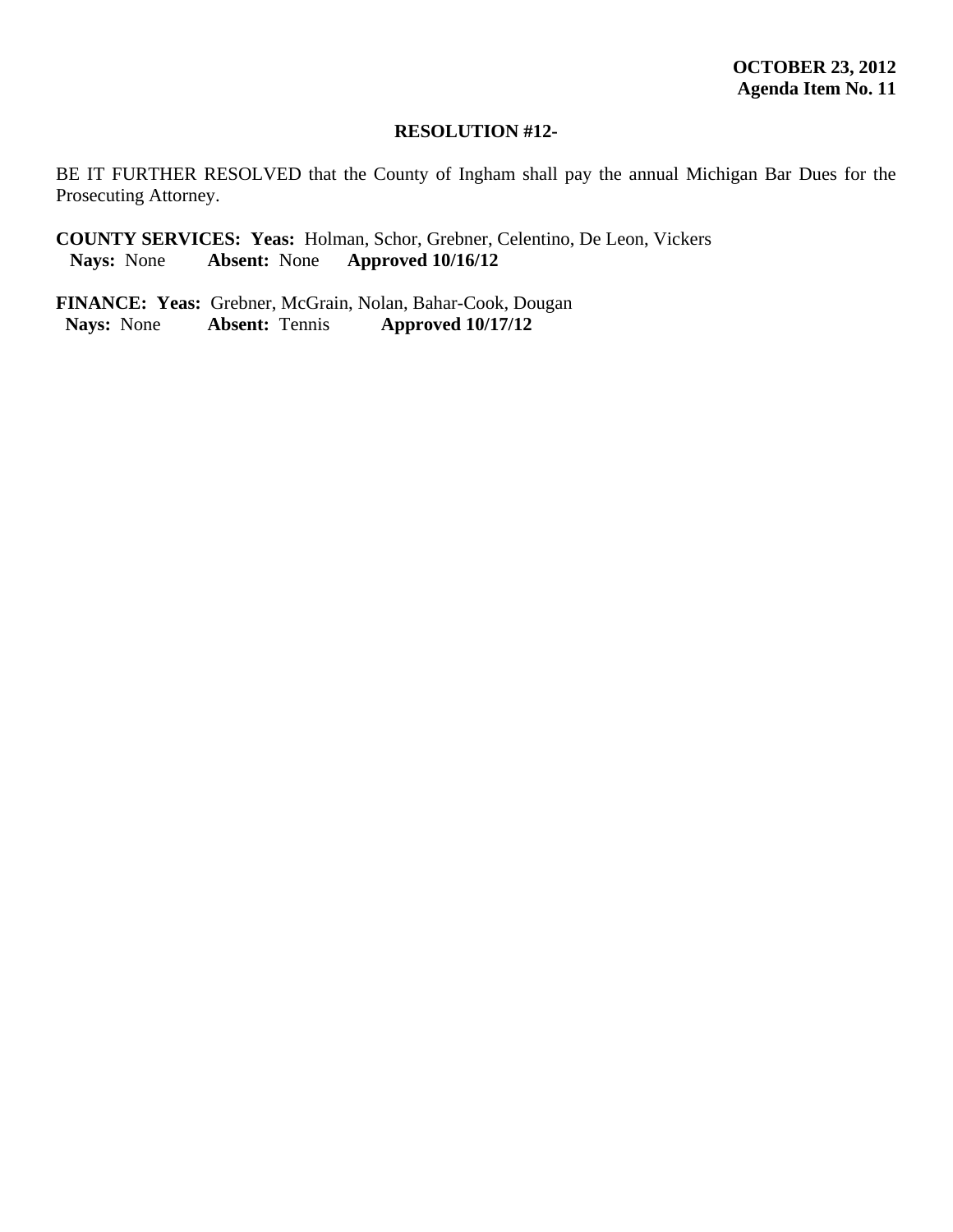**OCTOBER 23, 2012**
**Agenda Item No. 11**

**RESOLUTION #12-**

BE IT FURTHER RESOLVED that the County of Ingham shall pay the annual Michigan Bar Dues for the Prosecuting Attorney.

**COUNTY SERVICES: Yeas:** Holman, Schor, Grebner, Celentino, De Leon, Vickers
**Nays:** None **Absent:** None **Approved 10/16/12**

**FINANCE: Yeas:** Grebner, McGrain, Nolan, Bahar-Cook, Dougan
**Nays:** None **Absent:** Tennis **Approved 10/17/12**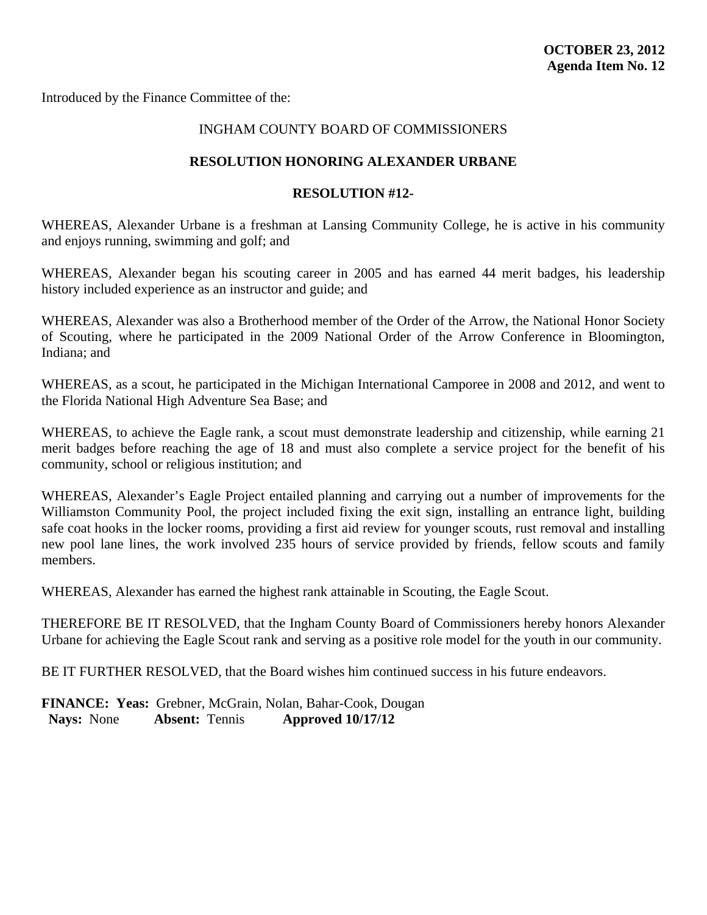**OCTOBER 23, 2012**
**Agenda Item No. 12**

Introduced by the Finance Committee of the:

INGHAM COUNTY BOARD OF COMMISSIONERS

**RESOLUTION HONORING ALEXANDER URBANE**

**RESOLUTION #12-**

WHEREAS, Alexander Urbane is a freshman at Lansing Community College, he is active in his community and enjoys running, swimming and golf; and

WHEREAS, Alexander began his scouting career in 2005 and has earned 44 merit badges, his leadership history included experience as an instructor and guide; and

WHEREAS, Alexander was also a Brotherhood member of the Order of the Arrow, the National Honor Society of Scouting, where he participated in the 2009 National Order of the Arrow Conference in Bloomington, Indiana; and

WHEREAS, as a scout, he participated in the Michigan International Camporee in 2008 and 2012, and went to the Florida National High Adventure Sea Base; and

WHEREAS, to achieve the Eagle rank, a scout must demonstrate leadership and citizenship, while earning 21 merit badges before reaching the age of 18 and must also complete a service project for the benefit of his community, school or religious institution; and

WHEREAS, Alexander's Eagle Project entailed planning and carrying out a number of improvements for the Williamston Community Pool, the project included fixing the exit sign, installing an entrance light, building safe coat hooks in the locker rooms, providing a first aid review for younger scouts, rust removal and installing new pool lane lines, the work involved 235 hours of service provided by friends, fellow scouts and family members.

WHEREAS, Alexander has earned the highest rank attainable in Scouting, the Eagle Scout.

THEREFORE BE IT RESOLVED, that the Ingham County Board of Commissioners hereby honors Alexander Urbane for achieving the Eagle Scout rank and serving as a positive role model for the youth in our community.

BE IT FURTHER RESOLVED, that the Board wishes him continued success in his future endeavors.

**FINANCE: Yeas:** Grebner, McGrain, Nolan, Bahar-Cook, Dougan
**Nays:** None **Absent:** Tennis **Approved 10/17/12**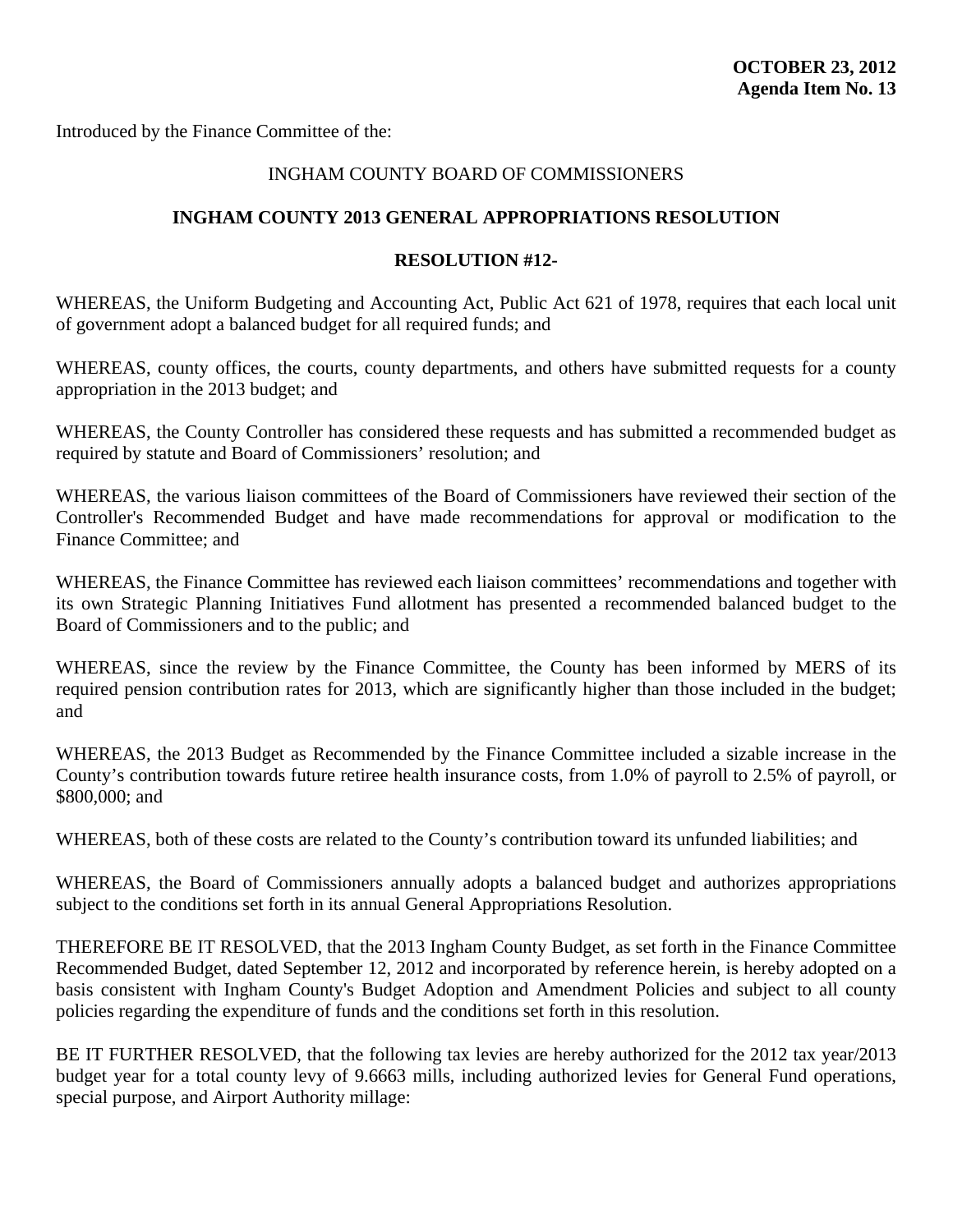**OCTOBER 23, 2012**
**Agenda Item No. 13**

Introduced by the Finance Committee of the:

INGHAM COUNTY BOARD OF COMMISSIONERS

## INGHAM COUNTY 2013 GENERAL APPROPRIATIONS RESOLUTION

### RESOLUTION #12-

WHEREAS, the Uniform Budgeting and Accounting Act, Public Act 621 of 1978, requires that each local unit of government adopt a balanced budget for all required funds; and

WHEREAS, county offices, the courts, county departments, and others have submitted requests for a county appropriation in the 2013 budget; and

WHEREAS, the County Controller has considered these requests and has submitted a recommended budget as required by statute and Board of Commissioners' resolution; and

WHEREAS, the various liaison committees of the Board of Commissioners have reviewed their section of the Controller's Recommended Budget and have made recommendations for approval or modification to the Finance Committee; and

WHEREAS, the Finance Committee has reviewed each liaison committees' recommendations and together with its own Strategic Planning Initiatives Fund allotment has presented a recommended balanced budget to the Board of Commissioners and to the public; and

WHEREAS, since the review by the Finance Committee, the County has been informed by MERS of its required pension contribution rates for 2013, which are significantly higher than those included in the budget; and

WHEREAS, the 2013 Budget as Recommended by the Finance Committee included a sizable increase in the County's contribution towards future retiree health insurance costs, from 1.0% of payroll to 2.5% of payroll, or $800,000; and

WHEREAS, both of these costs are related to the County's contribution toward its unfunded liabilities; and

WHEREAS, the Board of Commissioners annually adopts a balanced budget and authorizes appropriations subject to the conditions set forth in its annual General Appropriations Resolution.

THEREFORE BE IT RESOLVED, that the 2013 Ingham County Budget, as set forth in the Finance Committee Recommended Budget, dated September 12, 2012 and incorporated by reference herein, is hereby adopted on a basis consistent with Ingham County's Budget Adoption and Amendment Policies and subject to all county policies regarding the expenditure of funds and the conditions set forth in this resolution.

BE IT FURTHER RESOLVED, that the following tax levies are hereby authorized for the 2012 tax year/2013 budget year for a total county levy of 9.6663 mills, including authorized levies for General Fund operations, special purpose, and Airport Authority millage: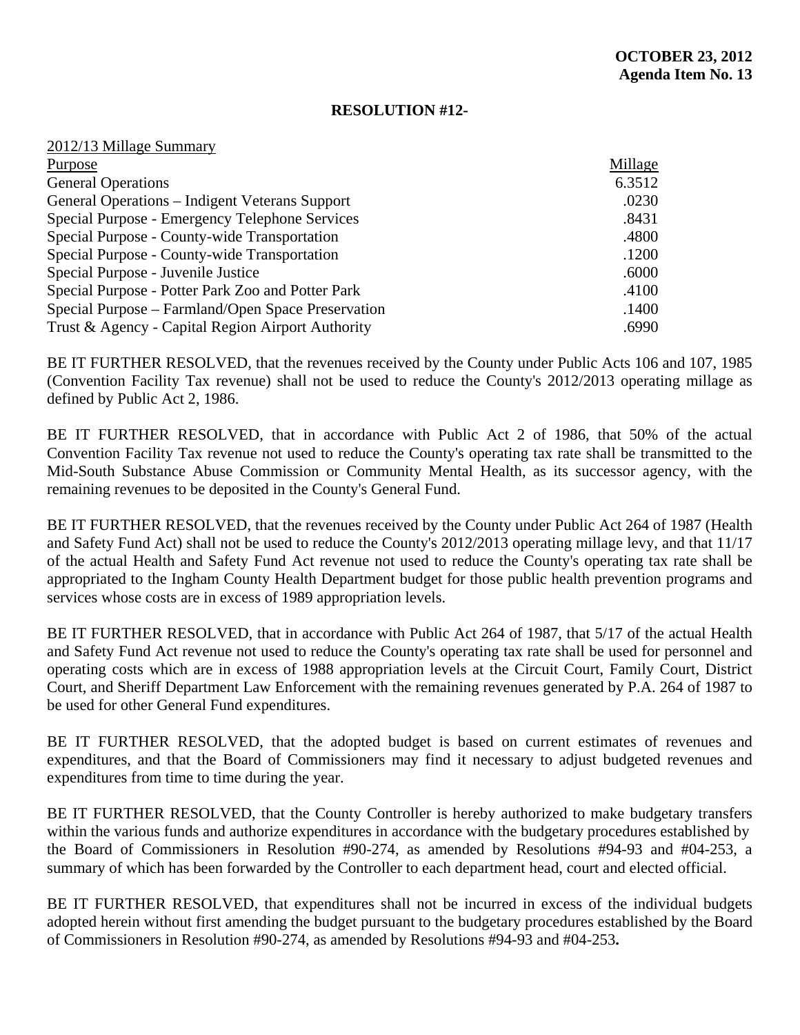**OCTOBER 23, 2012**
**Agenda Item No. 13**

**RESOLUTION #12-**

2012/13 Millage Summary

| Purpose | Millage |
| --- | --- |
| General Operations | 6.3512 |
| General Operations – Indigent Veterans Support | .0230 |
| Special Purpose - Emergency Telephone Services | .8431 |
| Special Purpose - County-wide Transportation | .4800 |
| Special Purpose - County-wide Transportation | .1200 |
| Special Purpose - Juvenile Justice | .6000 |
| Special Purpose - Potter Park Zoo and Potter Park | .4100 |
| Special Purpose – Farmland/Open Space Preservation | .1400 |
| Trust & Agency - Capital Region Airport Authority | .6990 |

BE IT FURTHER RESOLVED, that the revenues received by the County under Public Acts 106 and 107, 1985 (Convention Facility Tax revenue) shall not be used to reduce the County's 2012/2013 operating millage as defined by Public Act 2, 1986.

BE IT FURTHER RESOLVED, that in accordance with Public Act 2 of 1986, that 50% of the actual Convention Facility Tax revenue not used to reduce the County's operating tax rate shall be transmitted to the Mid-South Substance Abuse Commission or Community Mental Health, as its successor agency, with the remaining revenues to be deposited in the County's General Fund.

BE IT FURTHER RESOLVED, that the revenues received by the County under Public Act 264 of 1987 (Health and Safety Fund Act) shall not be used to reduce the County's 2012/2013 operating millage levy, and that 11/17 of the actual Health and Safety Fund Act revenue not used to reduce the County's operating tax rate shall be appropriated to the Ingham County Health Department budget for those public health prevention programs and services whose costs are in excess of 1989 appropriation levels.

BE IT FURTHER RESOLVED, that in accordance with Public Act 264 of 1987, that 5/17 of the actual Health and Safety Fund Act revenue not used to reduce the County's operating tax rate shall be used for personnel and operating costs which are in excess of 1988 appropriation levels at the Circuit Court, Family Court, District Court, and Sheriff Department Law Enforcement with the remaining revenues generated by P.A. 264 of 1987 to be used for other General Fund expenditures.

BE IT FURTHER RESOLVED, that the adopted budget is based on current estimates of revenues and expenditures, and that the Board of Commissioners may find it necessary to adjust budgeted revenues and expenditures from time to time during the year.

BE IT FURTHER RESOLVED, that the County Controller is hereby authorized to make budgetary transfers within the various funds and authorize expenditures in accordance with the budgetary procedures established by the Board of Commissioners in Resolution #90-274, as amended by Resolutions #94-93 and #04-253, a summary of which has been forwarded by the Controller to each department head, court and elected official.

BE IT FURTHER RESOLVED, that expenditures shall not be incurred in excess of the individual budgets adopted herein without first amending the budget pursuant to the budgetary procedures established by the Board of Commissioners in Resolution #90-274, as amended by Resolutions #94-93 and #04-253**.**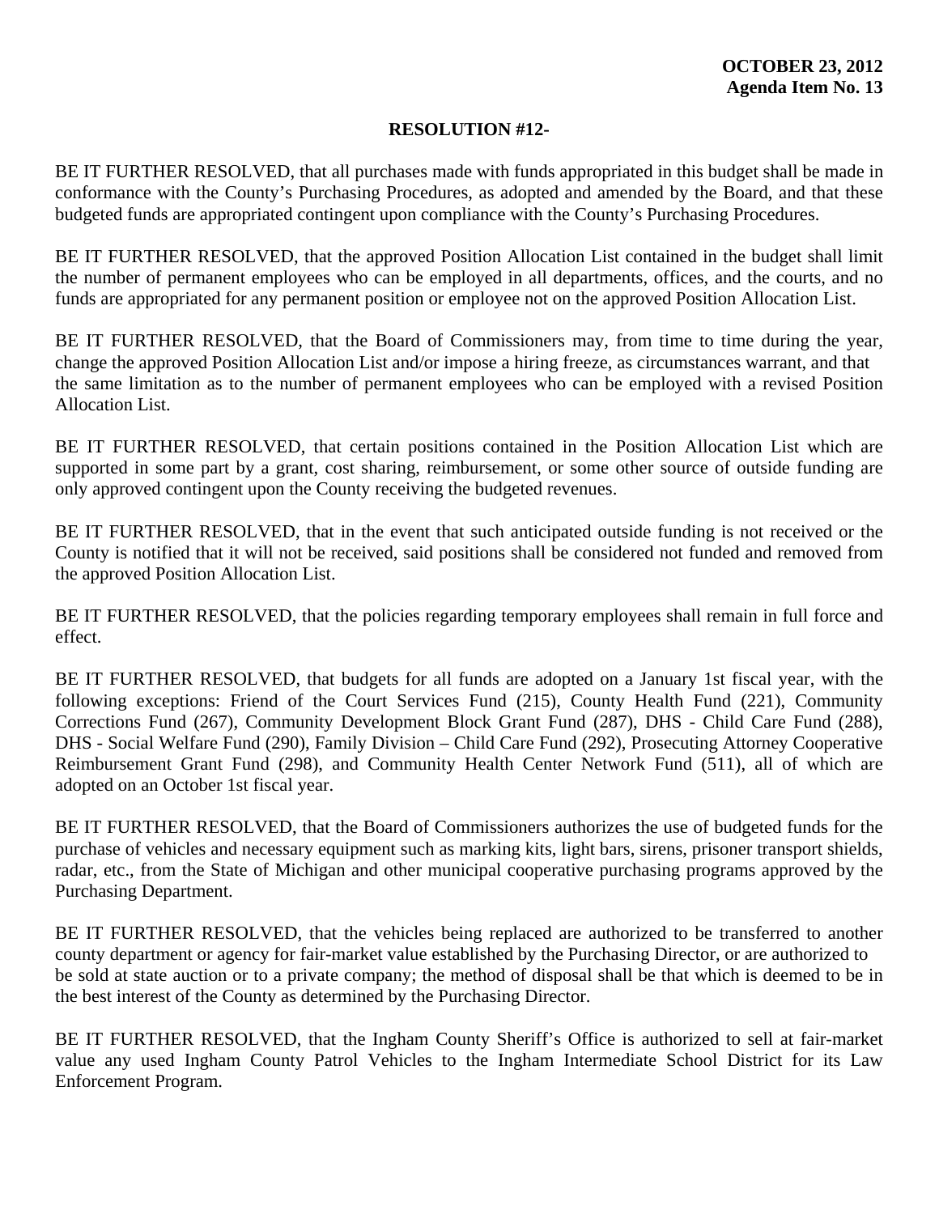**OCTOBER 23, 2012**
**Agenda Item No. 13**

**RESOLUTION #12-**

BE IT FURTHER RESOLVED, that all purchases made with funds appropriated in this budget shall be made in conformance with the County's Purchasing Procedures, as adopted and amended by the Board, and that these budgeted funds are appropriated contingent upon compliance with the County's Purchasing Procedures.

BE IT FURTHER RESOLVED, that the approved Position Allocation List contained in the budget shall limit the number of permanent employees who can be employed in all departments, offices, and the courts, and no funds are appropriated for any permanent position or employee not on the approved Position Allocation List.

BE IT FURTHER RESOLVED, that the Board of Commissioners may, from time to time during the year, change the approved Position Allocation List and/or impose a hiring freeze, as circumstances warrant, and that the same limitation as to the number of permanent employees who can be employed with a revised Position Allocation List.

BE IT FURTHER RESOLVED, that certain positions contained in the Position Allocation List which are supported in some part by a grant, cost sharing, reimbursement, or some other source of outside funding are only approved contingent upon the County receiving the budgeted revenues.

BE IT FURTHER RESOLVED, that in the event that such anticipated outside funding is not received or the County is notified that it will not be received, said positions shall be considered not funded and removed from the approved Position Allocation List.

BE IT FURTHER RESOLVED, that the policies regarding temporary employees shall remain in full force and effect.

BE IT FURTHER RESOLVED, that budgets for all funds are adopted on a January 1st fiscal year, with the following exceptions: Friend of the Court Services Fund (215), County Health Fund (221), Community Corrections Fund (267), Community Development Block Grant Fund (287), DHS - Child Care Fund (288), DHS - Social Welfare Fund (290), Family Division – Child Care Fund (292), Prosecuting Attorney Cooperative Reimbursement Grant Fund (298), and Community Health Center Network Fund (511), all of which are adopted on an October 1st fiscal year.

BE IT FURTHER RESOLVED, that the Board of Commissioners authorizes the use of budgeted funds for the purchase of vehicles and necessary equipment such as marking kits, light bars, sirens, prisoner transport shields, radar, etc., from the State of Michigan and other municipal cooperative purchasing programs approved by the Purchasing Department.

BE IT FURTHER RESOLVED, that the vehicles being replaced are authorized to be transferred to another county department or agency for fair-market value established by the Purchasing Director, or are authorized to be sold at state auction or to a private company; the method of disposal shall be that which is deemed to be in the best interest of the County as determined by the Purchasing Director.

BE IT FURTHER RESOLVED, that the Ingham County Sheriff's Office is authorized to sell at fair-market value any used Ingham County Patrol Vehicles to the Ingham Intermediate School District for its Law Enforcement Program.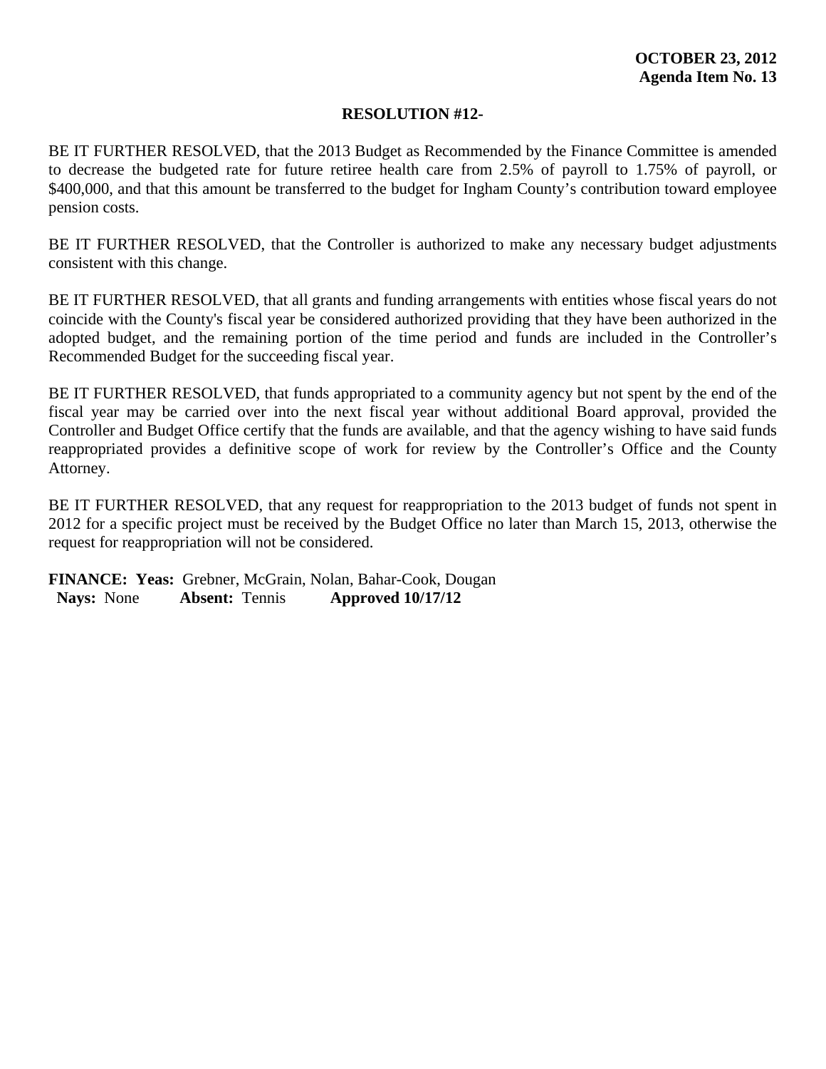**OCTOBER 23, 2012**
**Agenda Item No. 13**

**RESOLUTION #12-**

BE IT FURTHER RESOLVED, that the 2013 Budget as Recommended by the Finance Committee is amended to decrease the budgeted rate for future retiree health care from 2.5% of payroll to 1.75% of payroll, or $400,000, and that this amount be transferred to the budget for Ingham County's contribution toward employee pension costs.

BE IT FURTHER RESOLVED, that the Controller is authorized to make any necessary budget adjustments consistent with this change.

BE IT FURTHER RESOLVED, that all grants and funding arrangements with entities whose fiscal years do not coincide with the County's fiscal year be considered authorized providing that they have been authorized in the adopted budget, and the remaining portion of the time period and funds are included in the Controller's Recommended Budget for the succeeding fiscal year.

BE IT FURTHER RESOLVED, that funds appropriated to a community agency but not spent by the end of the fiscal year may be carried over into the next fiscal year without additional Board approval, provided the Controller and Budget Office certify that the funds are available, and that the agency wishing to have said funds reappropriated provides a definitive scope of work for review by the Controller's Office and the County Attorney.

BE IT FURTHER RESOLVED, that any request for reappropriation to the 2013 budget of funds not spent in 2012 for a specific project must be received by the Budget Office no later than March 15, 2013, otherwise the request for reappropriation will not be considered.

**FINANCE: Yeas:** Grebner, McGrain, Nolan, Bahar-Cook, Dougan
**Nays:** None **Absent:** Tennis **Approved 10/17/12**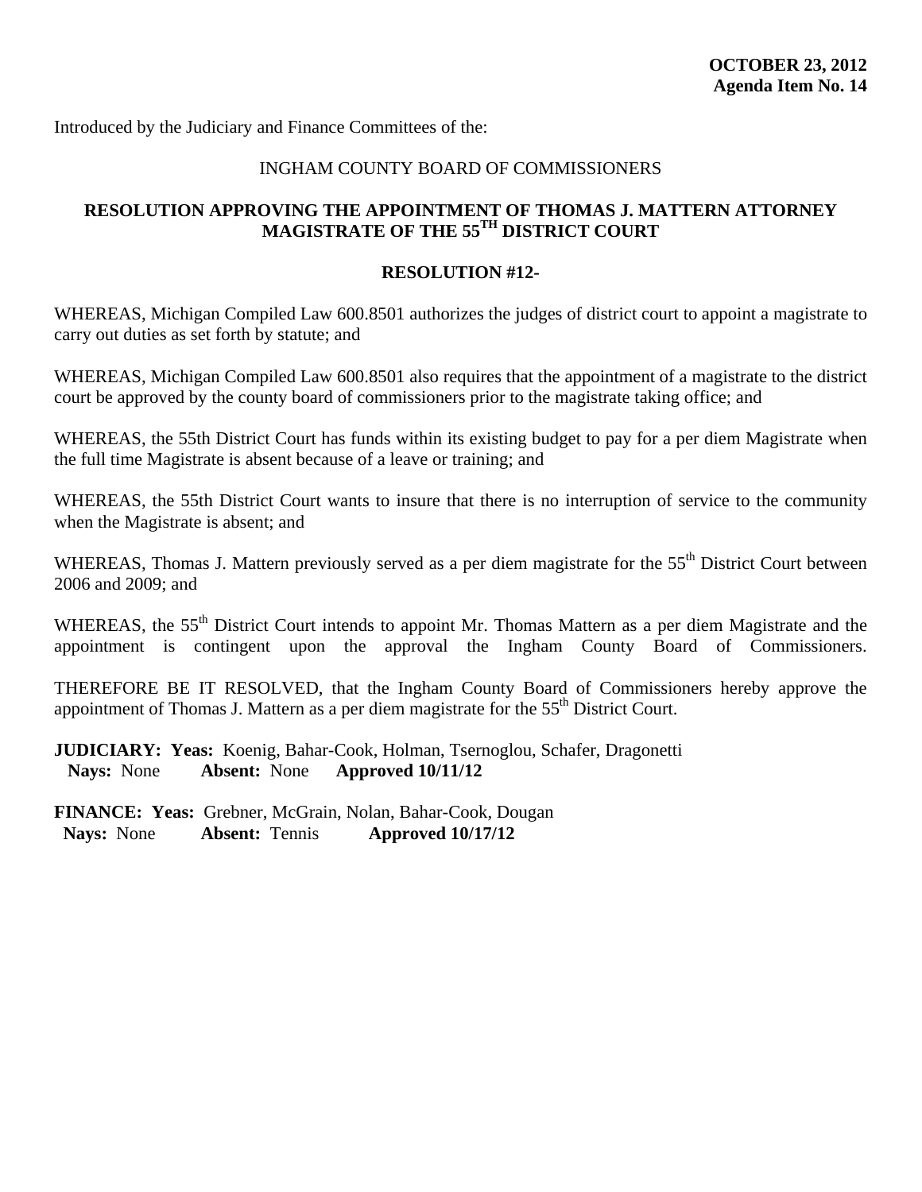**OCTOBER 23, 2012**
**Agenda Item No. 14**

Introduced by the Judiciary and Finance Committees of the:

INGHAM COUNTY BOARD OF COMMISSIONERS

## RESOLUTION APPROVING THE APPOINTMENT OF THOMAS J. MATTERN ATTORNEY MAGISTRATE OF THE 55TH DISTRICT COURT

**RESOLUTION #12-**

WHEREAS, Michigan Compiled Law 600.8501 authorizes the judges of district court to appoint a magistrate to carry out duties as set forth by statute; and

WHEREAS, Michigan Compiled Law 600.8501 also requires that the appointment of a magistrate to the district court be approved by the county board of commissioners prior to the magistrate taking office; and

WHEREAS, the 55th District Court has funds within its existing budget to pay for a per diem Magistrate when the full time Magistrate is absent because of a leave or training; and

WHEREAS, the 55th District Court wants to insure that there is no interruption of service to the community when the Magistrate is absent; and

WHEREAS, Thomas J. Mattern previously served as a per diem magistrate for the 55th District Court between 2006 and 2009; and

WHEREAS, the 55th District Court intends to appoint Mr. Thomas Mattern as a per diem Magistrate and the appointment is contingent upon the approval the Ingham County Board of Commissioners.

THEREFORE BE IT RESOLVED, that the Ingham County Board of Commissioners hereby approve the appointment of Thomas J. Mattern as a per diem magistrate for the 55th District Court.

**JUDICIARY: Yeas:** Koenig, Bahar-Cook, Holman, Tsernoglou, Schafer, Dragonetti
**Nays:** None **Absent:** None **Approved 10/11/12**

**FINANCE: Yeas:** Grebner, McGrain, Nolan, Bahar-Cook, Dougan
**Nays:** None **Absent:** Tennis **Approved 10/17/12**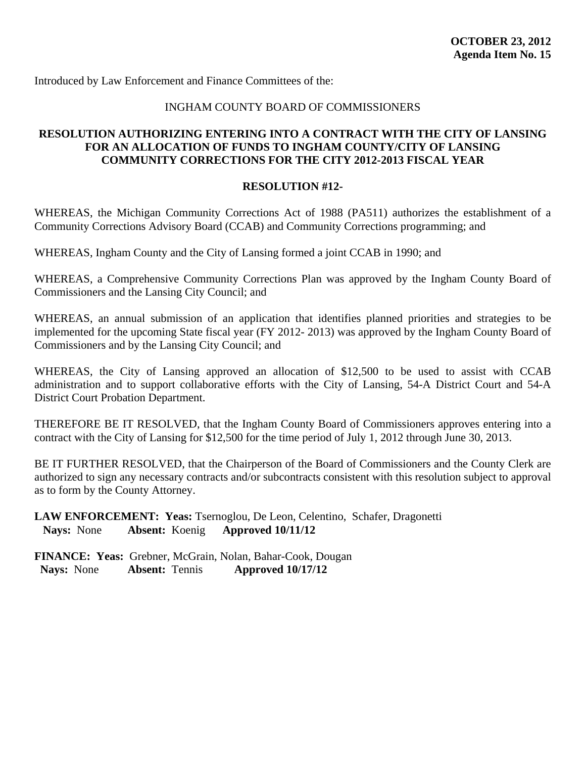**OCTOBER 23, 2012**
**Agenda Item No. 15**

Introduced by Law Enforcement and Finance Committees of the:

INGHAM COUNTY BOARD OF COMMISSIONERS

**RESOLUTION AUTHORIZING ENTERING INTO A CONTRACT WITH THE CITY OF LANSING FOR AN ALLOCATION OF FUNDS TO INGHAM COUNTY/CITY OF LANSING COMMUNITY CORRECTIONS FOR THE CITY 2012-2013 FISCAL YEAR**

**RESOLUTION #12-**

WHEREAS, the Michigan Community Corrections Act of 1988 (PA511) authorizes the establishment of a Community Corrections Advisory Board (CCAB) and Community Corrections programming; and

WHEREAS, Ingham County and the City of Lansing formed a joint CCAB in 1990; and

WHEREAS, a Comprehensive Community Corrections Plan was approved by the Ingham County Board of Commissioners and the Lansing City Council; and

WHEREAS, an annual submission of an application that identifies planned priorities and strategies to be implemented for the upcoming State fiscal year (FY 2012- 2013) was approved by the Ingham County Board of Commissioners and by the Lansing City Council; and

WHEREAS, the City of Lansing approved an allocation of $12,500 to be used to assist with CCAB administration and to support collaborative efforts with the City of Lansing, 54-A District Court and 54-A District Court Probation Department.

THEREFORE BE IT RESOLVED, that the Ingham County Board of Commissioners approves entering into a contract with the City of Lansing for $12,500 for the time period of July 1, 2012 through June 30, 2013.

BE IT FURTHER RESOLVED, that the Chairperson of the Board of Commissioners and the County Clerk are authorized to sign any necessary contracts and/or subcontracts consistent with this resolution subject to approval as to form by the County Attorney.

**LAW ENFORCEMENT: Yeas:** Tsernoglou, De Leon, Celentino, Schafer, Dragonetti
**Nays:** None **Absent:** Koenig **Approved 10/11/12**

**FINANCE: Yeas:** Grebner, McGrain, Nolan, Bahar-Cook, Dougan
**Nays:** None **Absent:** Tennis **Approved 10/17/12**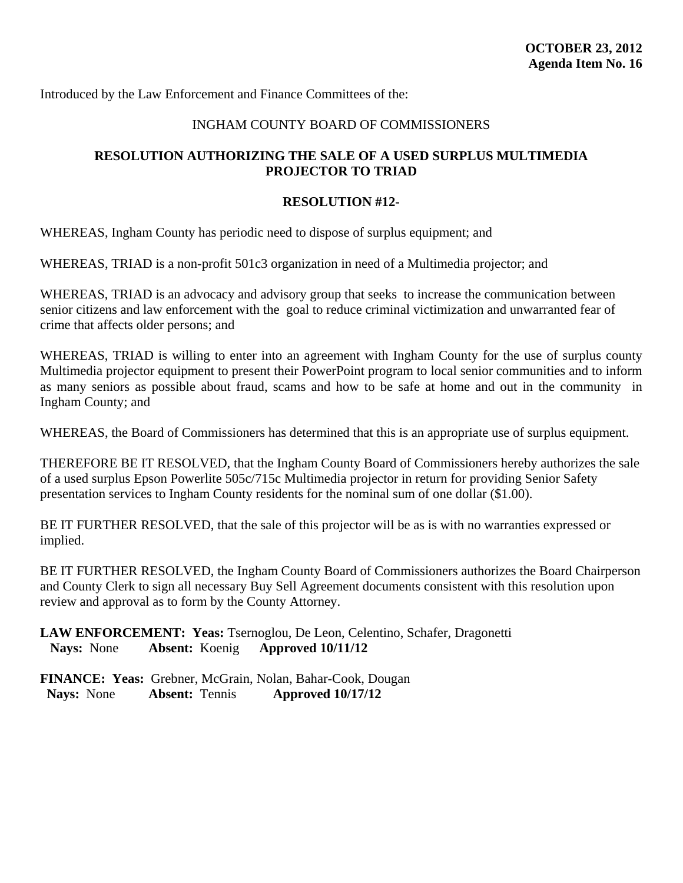**OCTOBER 23, 2012**
**Agenda Item No. 16**

Introduced by the Law Enforcement and Finance Committees of the:

INGHAM COUNTY BOARD OF COMMISSIONERS

**RESOLUTION AUTHORIZING THE SALE OF A USED SURPLUS MULTIMEDIA PROJECTOR TO TRIAD**

**RESOLUTION #12-**

WHEREAS, Ingham County has periodic need to dispose of surplus equipment; and

WHEREAS, TRIAD is a non-profit 501c3 organization in need of a Multimedia projector; and

WHEREAS, TRIAD is an advocacy and advisory group that seeks to increase the communication between senior citizens and law enforcement with the goal to reduce criminal victimization and unwarranted fear of crime that affects older persons; and

WHEREAS, TRIAD is willing to enter into an agreement with Ingham County for the use of surplus county Multimedia projector equipment to present their PowerPoint program to local senior communities and to inform as many seniors as possible about fraud, scams and how to be safe at home and out in the community in Ingham County; and

WHEREAS, the Board of Commissioners has determined that this is an appropriate use of surplus equipment.

THEREFORE BE IT RESOLVED, that the Ingham County Board of Commissioners hereby authorizes the sale of a used surplus Epson Powerlite 505c/715c Multimedia projector in return for providing Senior Safety presentation services to Ingham County residents for the nominal sum of one dollar ($1.00).

BE IT FURTHER RESOLVED, that the sale of this projector will be as is with no warranties expressed or implied.

BE IT FURTHER RESOLVED, the Ingham County Board of Commissioners authorizes the Board Chairperson and County Clerk to sign all necessary Buy Sell Agreement documents consistent with this resolution upon review and approval as to form by the County Attorney.

**LAW ENFORCEMENT: Yeas:** Tsernoglou, De Leon, Celentino, Schafer, Dragonetti
**Nays:** None **Absent:** Koenig **Approved 10/11/12**

**FINANCE: Yeas:** Grebner, McGrain, Nolan, Bahar-Cook, Dougan
**Nays:** None **Absent:** Tennis **Approved 10/17/12**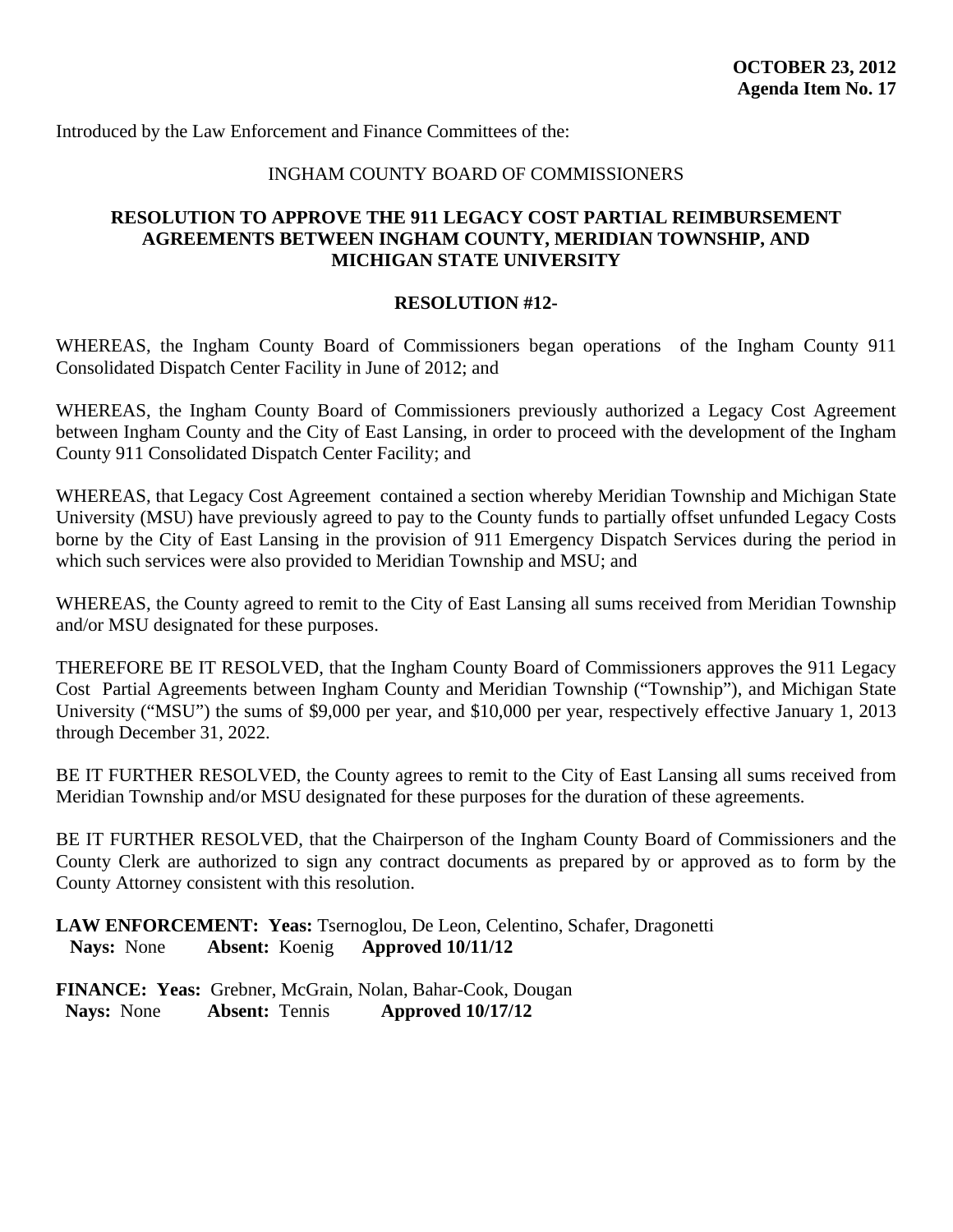**OCTOBER 23, 2012**
**Agenda Item No. 17**

Introduced by the Law Enforcement and Finance Committees of the:

INGHAM COUNTY BOARD OF COMMISSIONERS

**RESOLUTION TO APPROVE THE 911 LEGACY COST PARTIAL REIMBURSEMENT AGREEMENTS BETWEEN INGHAM COUNTY, MERIDIAN TOWNSHIP, AND MICHIGAN STATE UNIVERSITY**

**RESOLUTION #12-**

WHEREAS, the Ingham County Board of Commissioners began operations of the Ingham County 911 Consolidated Dispatch Center Facility in June of 2012; and

WHEREAS, the Ingham County Board of Commissioners previously authorized a Legacy Cost Agreement between Ingham County and the City of East Lansing, in order to proceed with the development of the Ingham County 911 Consolidated Dispatch Center Facility; and

WHEREAS, that Legacy Cost Agreement contained a section whereby Meridian Township and Michigan State University (MSU) have previously agreed to pay to the County funds to partially offset unfunded Legacy Costs borne by the City of East Lansing in the provision of 911 Emergency Dispatch Services during the period in which such services were also provided to Meridian Township and MSU; and

WHEREAS, the County agreed to remit to the City of East Lansing all sums received from Meridian Township and/or MSU designated for these purposes.

THEREFORE BE IT RESOLVED, that the Ingham County Board of Commissioners approves the 911 Legacy Cost Partial Agreements between Ingham County and Meridian Township ("Township"), and Michigan State University ("MSU") the sums of $9,000 per year, and $10,000 per year, respectively effective January 1, 2013 through December 31, 2022.

BE IT FURTHER RESOLVED, the County agrees to remit to the City of East Lansing all sums received from Meridian Township and/or MSU designated for these purposes for the duration of these agreements.

BE IT FURTHER RESOLVED, that the Chairperson of the Ingham County Board of Commissioners and the County Clerk are authorized to sign any contract documents as prepared by or approved as to form by the County Attorney consistent with this resolution.

**LAW ENFORCEMENT: Yeas:** Tsernoglou, De Leon, Celentino, Schafer, Dragonetti
**Nays:** None **Absent:** Koenig **Approved 10/11/12**

**FINANCE: Yeas:** Grebner, McGrain, Nolan, Bahar-Cook, Dougan
**Nays:** None **Absent:** Tennis **Approved 10/17/12**